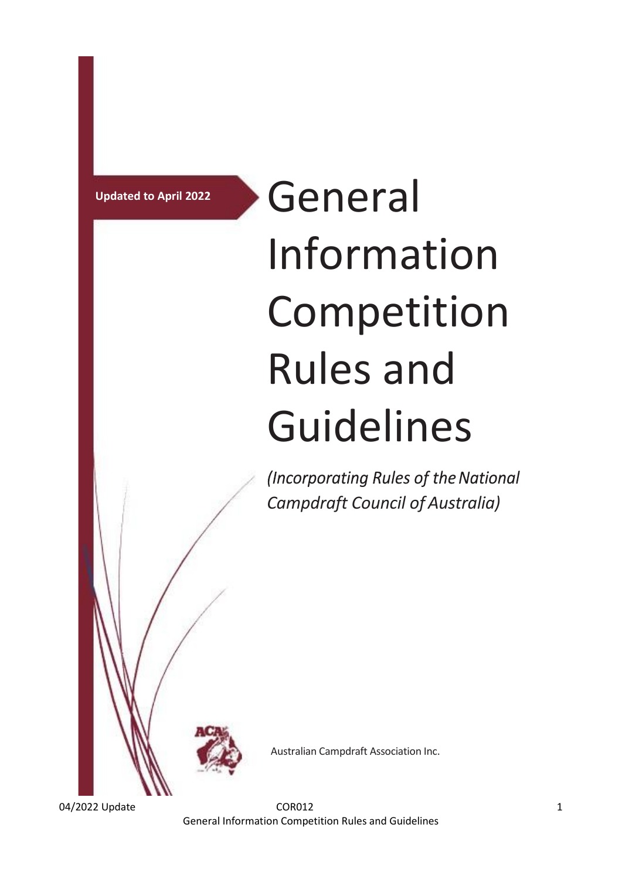**Updated to April 2022**

# General Information Competition Rules and Guidelines

*(Incorporating Rules of the National Campdraft Council of Australia)*

Australian Campdraft Association Inc.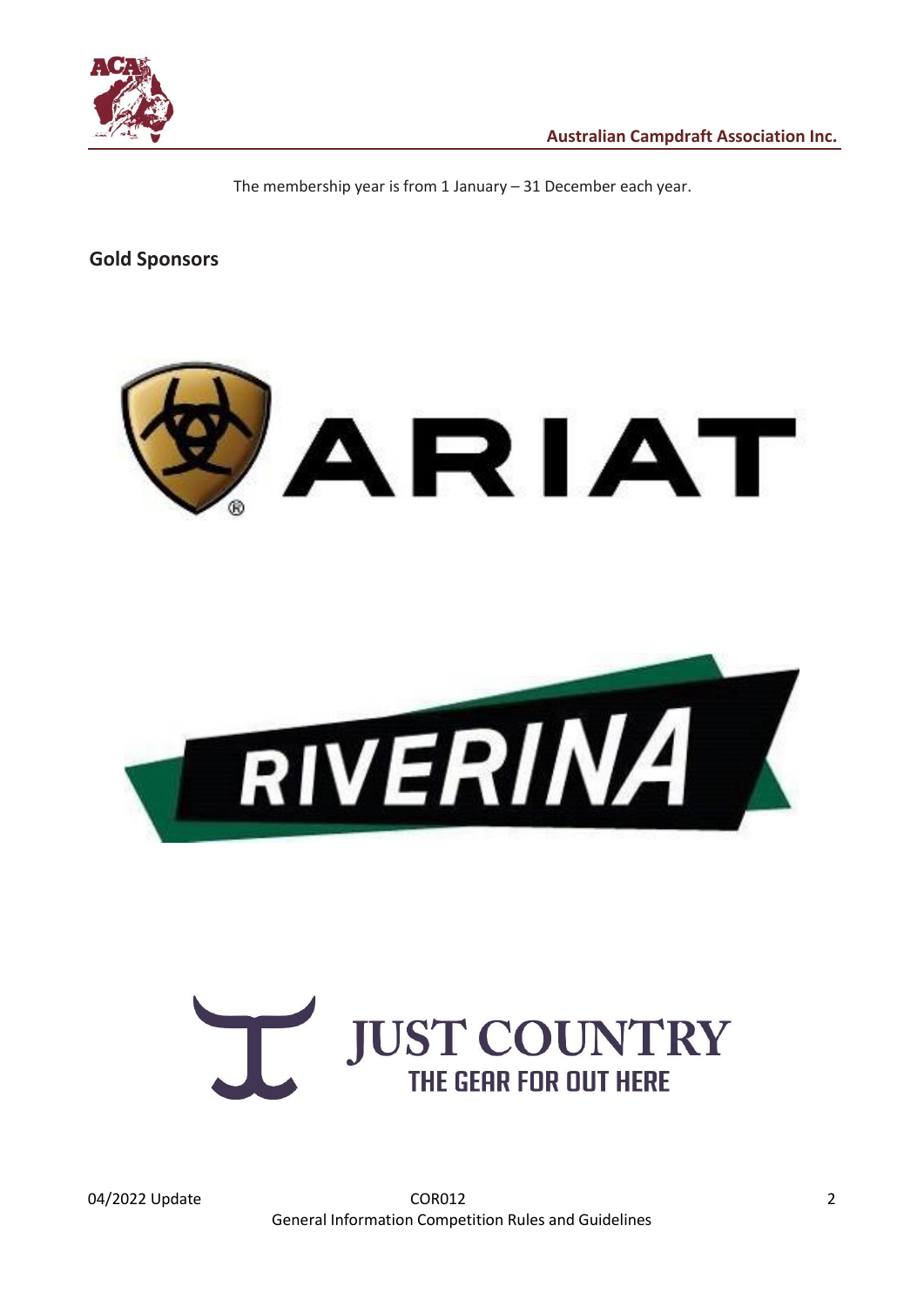The membership year is from 1 January – 31 December each year.

**Gold Sponsors**

ARIAT

RIVERINA

JUST COUNTRY
THE GEAR FOR OUT HERE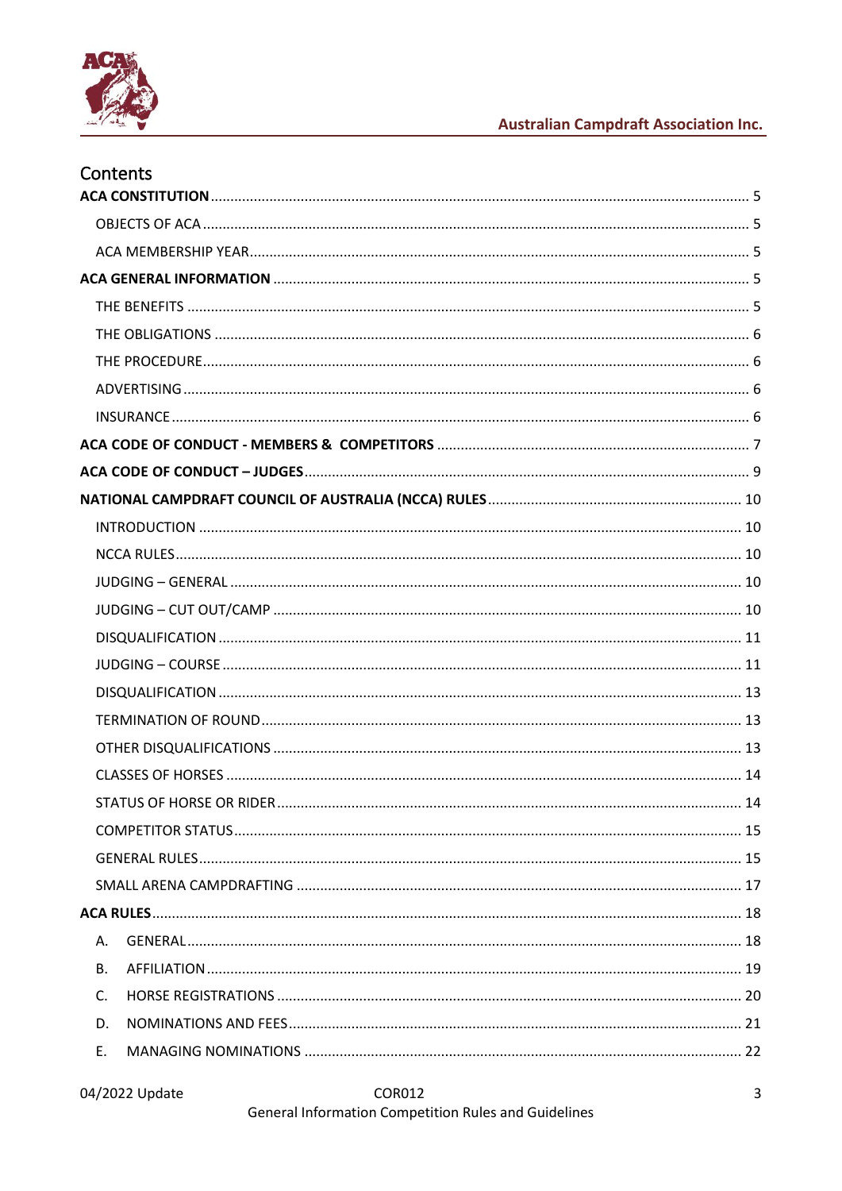## Contents

**ACA CONSTITUTION** ........ 5

- OBJECTS OF ACA ........ 5
- ACA MEMBERSHIP YEAR ........ 5

**ACA GENERAL INFORMATION** ........ 5

- THE BENEFITS ........ 5
- THE OBLIGATIONS ........ 6
- THE PROCEDURE ........ 6
- ADVERTISING ........ 6
- INSURANCE ........ 6

**ACA CODE OF CONDUCT - MEMBERS & COMPETITORS** ........ 7

**ACA CODE OF CONDUCT – JUDGES** ........ 9

**NATIONAL CAMPDRAFT COUNCIL OF AUSTRALIA (NCCA) RULES** ........ 10

- INTRODUCTION ........ 10
- NCCA RULES ........ 10
- JUDGING – GENERAL ........ 10
- JUDGING – CUT OUT/CAMP ........ 10
- DISQUALIFICATION ........ 11
- JUDGING – COURSE ........ 11
- DISQUALIFICATION ........ 13
- TERMINATION OF ROUND ........ 13
- OTHER DISQUALIFICATIONS ........ 13
- CLASSES OF HORSES ........ 14
- STATUS OF HORSE OR RIDER ........ 14
- COMPETITOR STATUS ........ 15
- GENERAL RULES ........ 15
- SMALL ARENA CAMPDRAFTING ........ 17

**ACA RULES** ........ 18

- A. GENERAL ........ 18
- B. AFFILIATION ........ 19
- C. HORSE REGISTRATIONS ........ 20
- D. NOMINATIONS AND FEES ........ 21
- E. MANAGING NOMINATIONS ........ 22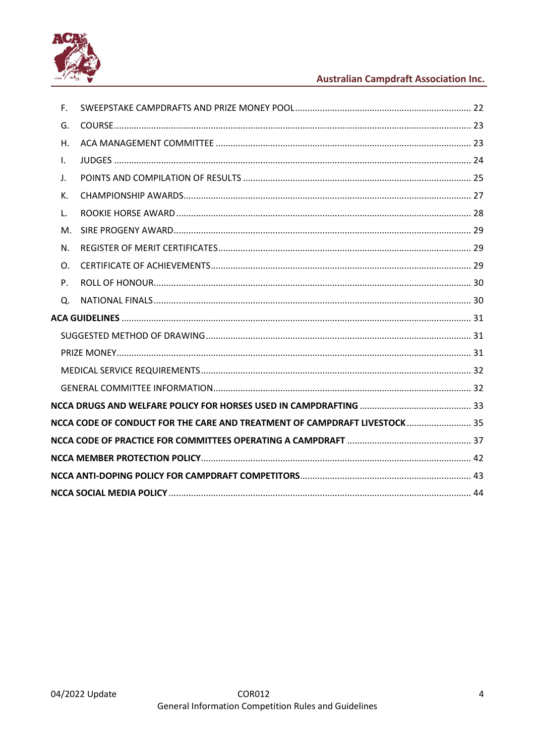F. SWEEPSTAKE CAMPDRAFTS AND PRIZE MONEY POOL ....... 22
G. COURSE ....... 23
H. ACA MANAGEMENT COMMITTEE ....... 23
I. JUDGES ....... 24
J. POINTS AND COMPILATION OF RESULTS ....... 25
K. CHAMPIONSHIP AWARDS ....... 27
L. ROOKIE HORSE AWARD ....... 28
M. SIRE PROGENY AWARD ....... 29
N. REGISTER OF MERIT CERTIFICATES ....... 29
O. CERTIFICATE OF ACHIEVEMENTS ....... 29
P. ROLL OF HONOUR ....... 30
Q. NATIONAL FINALS ....... 30

**ACA GUIDELINES ....... 31**

SUGGESTED METHOD OF DRAWING ....... 31
PRIZE MONEY ....... 31
MEDICAL SERVICE REQUIREMENTS ....... 32
GENERAL COMMITTEE INFORMATION ....... 32

**NCCA DRUGS AND WELFARE POLICY FOR HORSES USED IN CAMPDRAFTING ....... 33**

**NCCA CODE OF CONDUCT FOR THE CARE AND TREATMENT OF CAMPDRAFT LIVESTOCK ....... 35**

**NCCA CODE OF PRACTICE FOR COMMITTEES OPERATING A CAMPDRAFT ....... 37**

**NCCA MEMBER PROTECTION POLICY ....... 42**

**NCCA ANTI-DOPING POLICY FOR CAMPDRAFT COMPETITORS ....... 43**

**NCCA SOCIAL MEDIA POLICY ....... 44**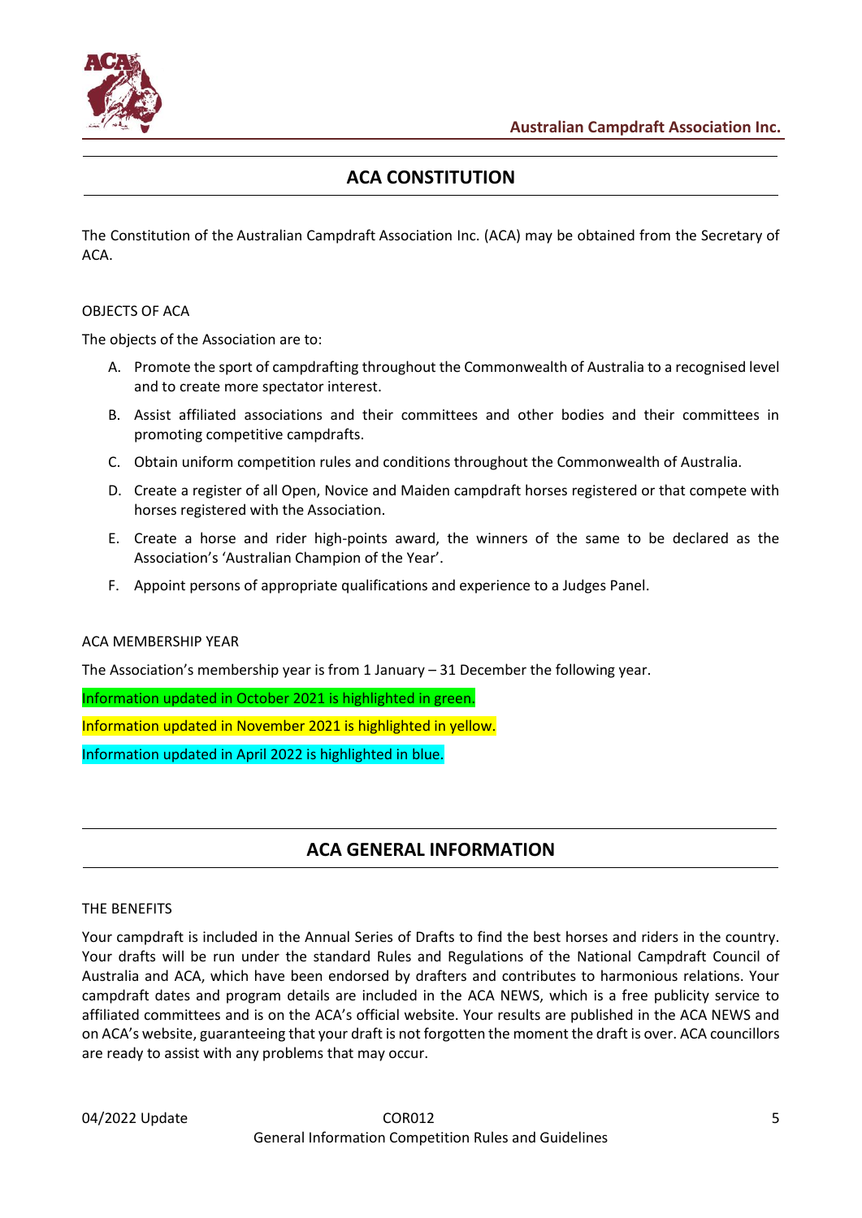## ACA CONSTITUTION

The Constitution of the Australian Campdraft Association Inc. (ACA) may be obtained from the Secretary of ACA.

OBJECTS OF ACA

The objects of the Association are to:

A. Promote the sport of campdrafting throughout the Commonwealth of Australia to a recognised level and to create more spectator interest.

B. Assist affiliated associations and their committees and other bodies and their committees in promoting competitive campdrafts.

C. Obtain uniform competition rules and conditions throughout the Commonwealth of Australia.

D. Create a register of all Open, Novice and Maiden campdraft horses registered or that compete with horses registered with the Association.

E. Create a horse and rider high-points award, the winners of the same to be declared as the Association's 'Australian Champion of the Year'.

F. Appoint persons of appropriate qualifications and experience to a Judges Panel.

ACA MEMBERSHIP YEAR

The Association's membership year is from 1 January – 31 December the following year.

Information updated in October 2021 is highlighted in green.

Information updated in November 2021 is highlighted in yellow.

Information updated in April 2022 is highlighted in blue.

## ACA GENERAL INFORMATION

THE BENEFITS

Your campdraft is included in the Annual Series of Drafts to find the best horses and riders in the country. Your drafts will be run under the standard Rules and Regulations of the National Campdraft Council of Australia and ACA, which have been endorsed by drafters and contributes to harmonious relations. Your campdraft dates and program details are included in the ACA NEWS, which is a free publicity service to affiliated committees and is on the ACA's official website. Your results are published in the ACA NEWS and on ACA's website, guaranteeing that your draft is not forgotten the moment the draft is over. ACA councillors are ready to assist with any problems that may occur.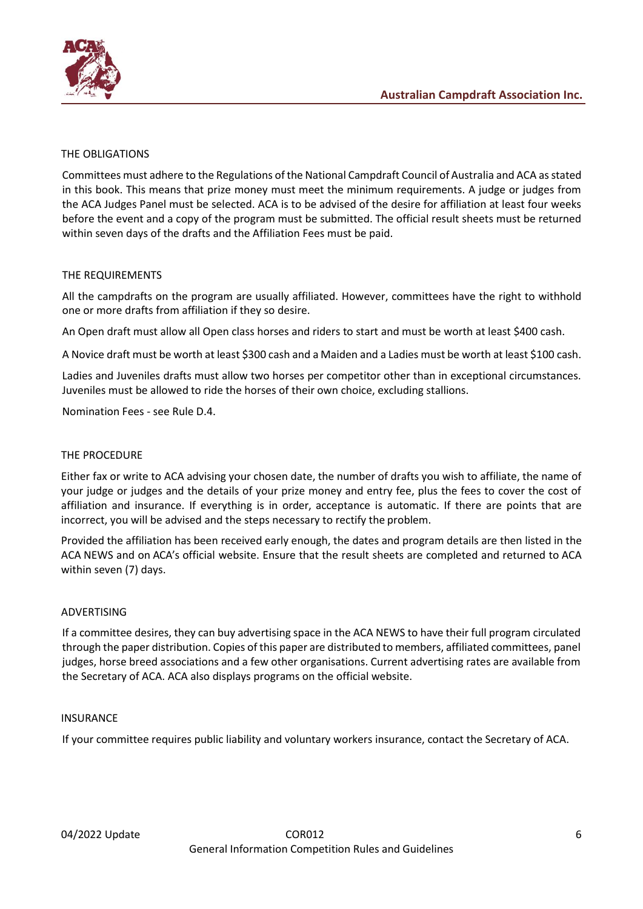## THE OBLIGATIONS

Committees must adhere to the Regulations of the National Campdraft Council of Australia and ACA as stated in this book. This means that prize money must meet the minimum requirements. A judge or judges from the ACA Judges Panel must be selected. ACA is to be advised of the desire for affiliation at least four weeks before the event and a copy of the program must be submitted. The official result sheets must be returned within seven days of the drafts and the Affiliation Fees must be paid.

## THE REQUIREMENTS

All the campdrafts on the program are usually affiliated. However, committees have the right to withhold one or more drafts from affiliation if they so desire.

An Open draft must allow all Open class horses and riders to start and must be worth at least $400 cash.

A Novice draft must be worth at least $300 cash and a Maiden and a Ladies must be worth at least $100 cash.

Ladies and Juveniles drafts must allow two horses per competitor other than in exceptional circumstances. Juveniles must be allowed to ride the horses of their own choice, excluding stallions.

Nomination Fees - see Rule D.4.

## THE PROCEDURE

Either fax or write to ACA advising your chosen date, the number of drafts you wish to affiliate, the name of your judge or judges and the details of your prize money and entry fee, plus the fees to cover the cost of affiliation and insurance. If everything is in order, acceptance is automatic. If there are points that are incorrect, you will be advised and the steps necessary to rectify the problem.

Provided the affiliation has been received early enough, the dates and program details are then listed in the ACA NEWS and on ACA's official website. Ensure that the result sheets are completed and returned to ACA within seven (7) days.

## ADVERTISING

If a committee desires, they can buy advertising space in the ACA NEWS to have their full program circulated through the paper distribution. Copies of this paper are distributed to members, affiliated committees, panel judges, horse breed associations and a few other organisations. Current advertising rates are available from the Secretary of ACA. ACA also displays programs on the official website.

## INSURANCE

If your committee requires public liability and voluntary workers insurance, contact the Secretary of ACA.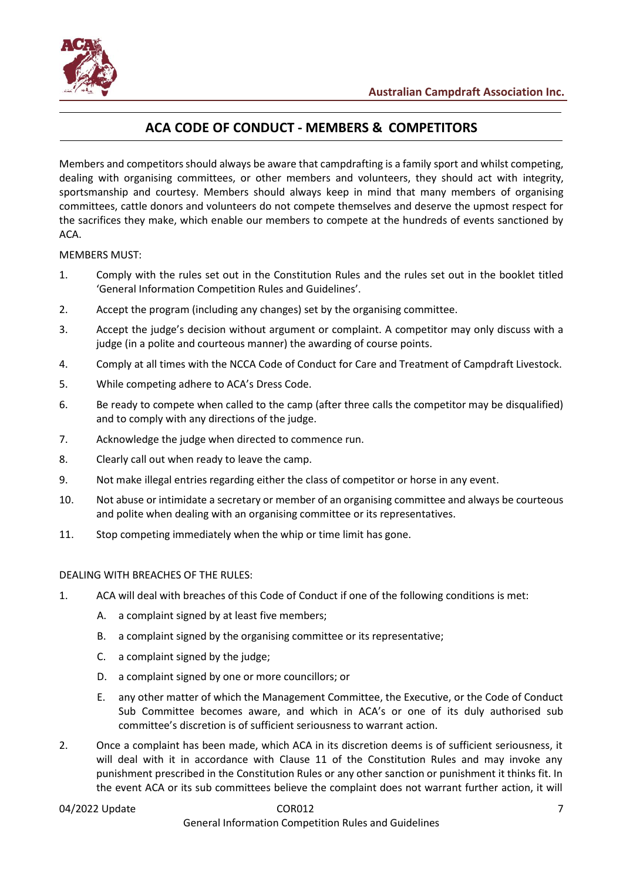## ACA CODE OF CONDUCT - MEMBERS & COMPETITORS

Members and competitors should always be aware that campdrafting is a family sport and whilst competing, dealing with organising committees, or other members and volunteers, they should act with integrity, sportsmanship and courtesy. Members should always keep in mind that many members of organising committees, cattle donors and volunteers do not compete themselves and deserve the upmost respect for the sacrifices they make, which enable our members to compete at the hundreds of events sanctioned by ACA.

MEMBERS MUST:

1. Comply with the rules set out in the Constitution Rules and the rules set out in the booklet titled 'General Information Competition Rules and Guidelines'.
2. Accept the program (including any changes) set by the organising committee.
3. Accept the judge's decision without argument or complaint. A competitor may only discuss with a judge (in a polite and courteous manner) the awarding of course points.
4. Comply at all times with the NCCA Code of Conduct for Care and Treatment of Campdraft Livestock.
5. While competing adhere to ACA's Dress Code.
6. Be ready to compete when called to the camp (after three calls the competitor may be disqualified) and to comply with any directions of the judge.
7. Acknowledge the judge when directed to commence run.
8. Clearly call out when ready to leave the camp.
9. Not make illegal entries regarding either the class of competitor or horse in any event.
10. Not abuse or intimidate a secretary or member of an organising committee and always be courteous and polite when dealing with an organising committee or its representatives.
11. Stop competing immediately when the whip or time limit has gone.

DEALING WITH BREACHES OF THE RULES:

1. ACA will deal with breaches of this Code of Conduct if one of the following conditions is met:
   - A. a complaint signed by at least five members;
   - B. a complaint signed by the organising committee or its representative;
   - C. a complaint signed by the judge;
   - D. a complaint signed by one or more councillors; or
   - E. any other matter of which the Management Committee, the Executive, or the Code of Conduct Sub Committee becomes aware, and which in ACA's or one of its duly authorised sub committee's discretion is of sufficient seriousness to warrant action.
2. Once a complaint has been made, which ACA in its discretion deems is of sufficient seriousness, it will deal with it in accordance with Clause 11 of the Constitution Rules and may invoke any punishment prescribed in the Constitution Rules or any other sanction or punishment it thinks fit. In the event ACA or its sub committees believe the complaint does not warrant further action, it will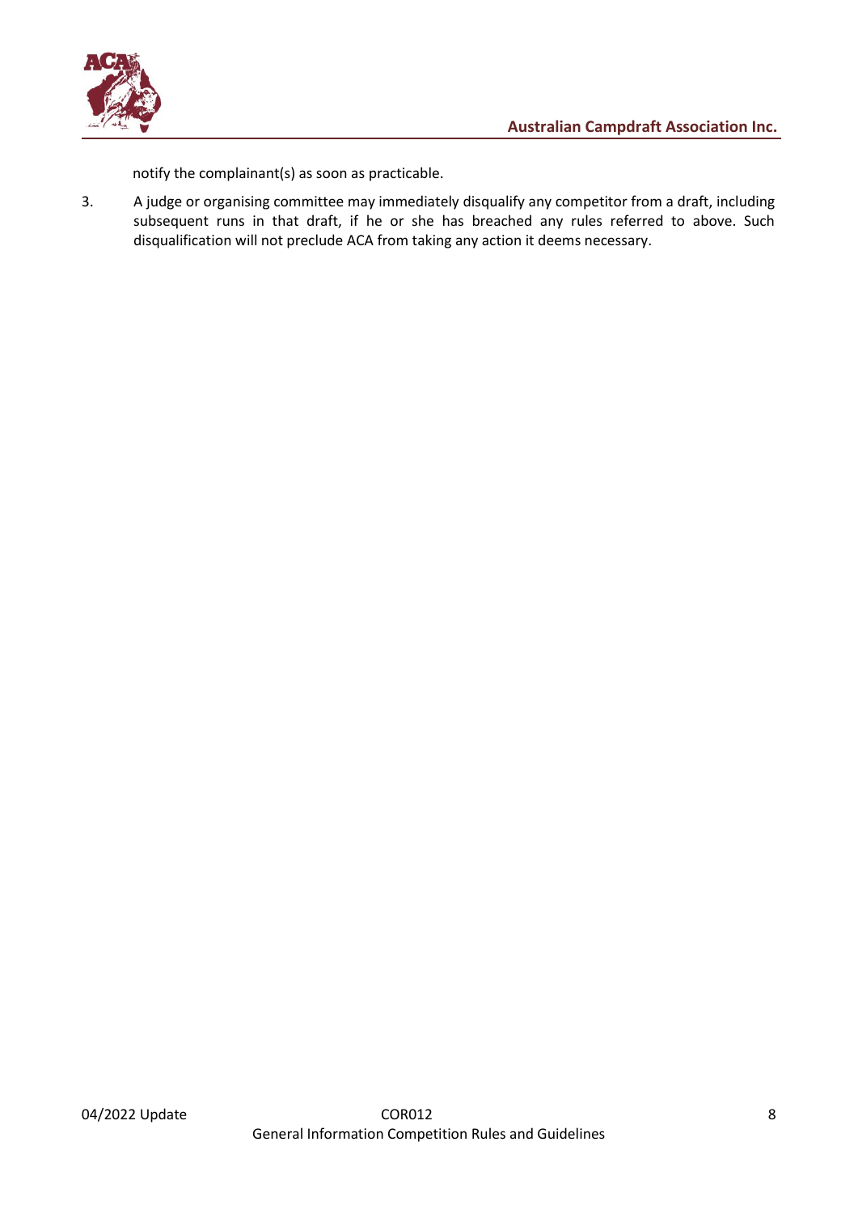notify the complainant(s) as soon as practicable.

3. A judge or organising committee may immediately disqualify any competitor from a draft, including subsequent runs in that draft, if he or she has breached any rules referred to above. Such disqualification will not preclude ACA from taking any action it deems necessary.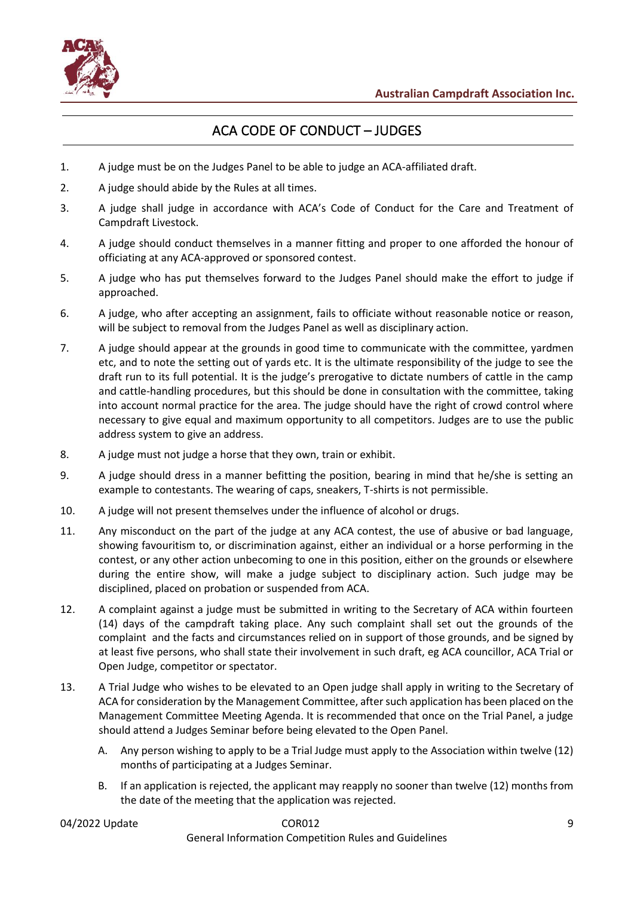# ACA CODE OF CONDUCT – JUDGES

1. A judge must be on the Judges Panel to be able to judge an ACA-affiliated draft.
2. A judge should abide by the Rules at all times.
3. A judge shall judge in accordance with ACA's Code of Conduct for the Care and Treatment of Campdraft Livestock.
4. A judge should conduct themselves in a manner fitting and proper to one afforded the honour of officiating at any ACA-approved or sponsored contest.
5. A judge who has put themselves forward to the Judges Panel should make the effort to judge if approached.
6. A judge, who after accepting an assignment, fails to officiate without reasonable notice or reason, will be subject to removal from the Judges Panel as well as disciplinary action.
7. A judge should appear at the grounds in good time to communicate with the committee, yardmen etc, and to note the setting out of yards etc. It is the ultimate responsibility of the judge to see the draft run to its full potential. It is the judge's prerogative to dictate numbers of cattle in the camp and cattle-handling procedures, but this should be done in consultation with the committee, taking into account normal practice for the area. The judge should have the right of crowd control where necessary to give equal and maximum opportunity to all competitors. Judges are to use the public address system to give an address.
8. A judge must not judge a horse that they own, train or exhibit.
9. A judge should dress in a manner befitting the position, bearing in mind that he/she is setting an example to contestants. The wearing of caps, sneakers, T-shirts is not permissible.
10. A judge will not present themselves under the influence of alcohol or drugs.
11. Any misconduct on the part of the judge at any ACA contest, the use of abusive or bad language, showing favouritism to, or discrimination against, either an individual or a horse performing in the contest, or any other action unbecoming to one in this position, either on the grounds or elsewhere during the entire show, will make a judge subject to disciplinary action. Such judge may be disciplined, placed on probation or suspended from ACA.
12. A complaint against a judge must be submitted in writing to the Secretary of ACA within fourteen (14) days of the campdraft taking place. Any such complaint shall set out the grounds of the complaint and the facts and circumstances relied on in support of those grounds, and be signed by at least five persons, who shall state their involvement in such draft, eg ACA councillor, ACA Trial or Open Judge, competitor or spectator.
13. A Trial Judge who wishes to be elevated to an Open judge shall apply in writing to the Secretary of ACA for consideration by the Management Committee, after such application has been placed on the Management Committee Meeting Agenda. It is recommended that once on the Trial Panel, a judge should attend a Judges Seminar before being elevated to the Open Panel.
    - A. Any person wishing to apply to be a Trial Judge must apply to the Association within twelve (12) months of participating at a Judges Seminar.
    - B. If an application is rejected, the applicant may reapply no sooner than twelve (12) months from the date of the meeting that the application was rejected.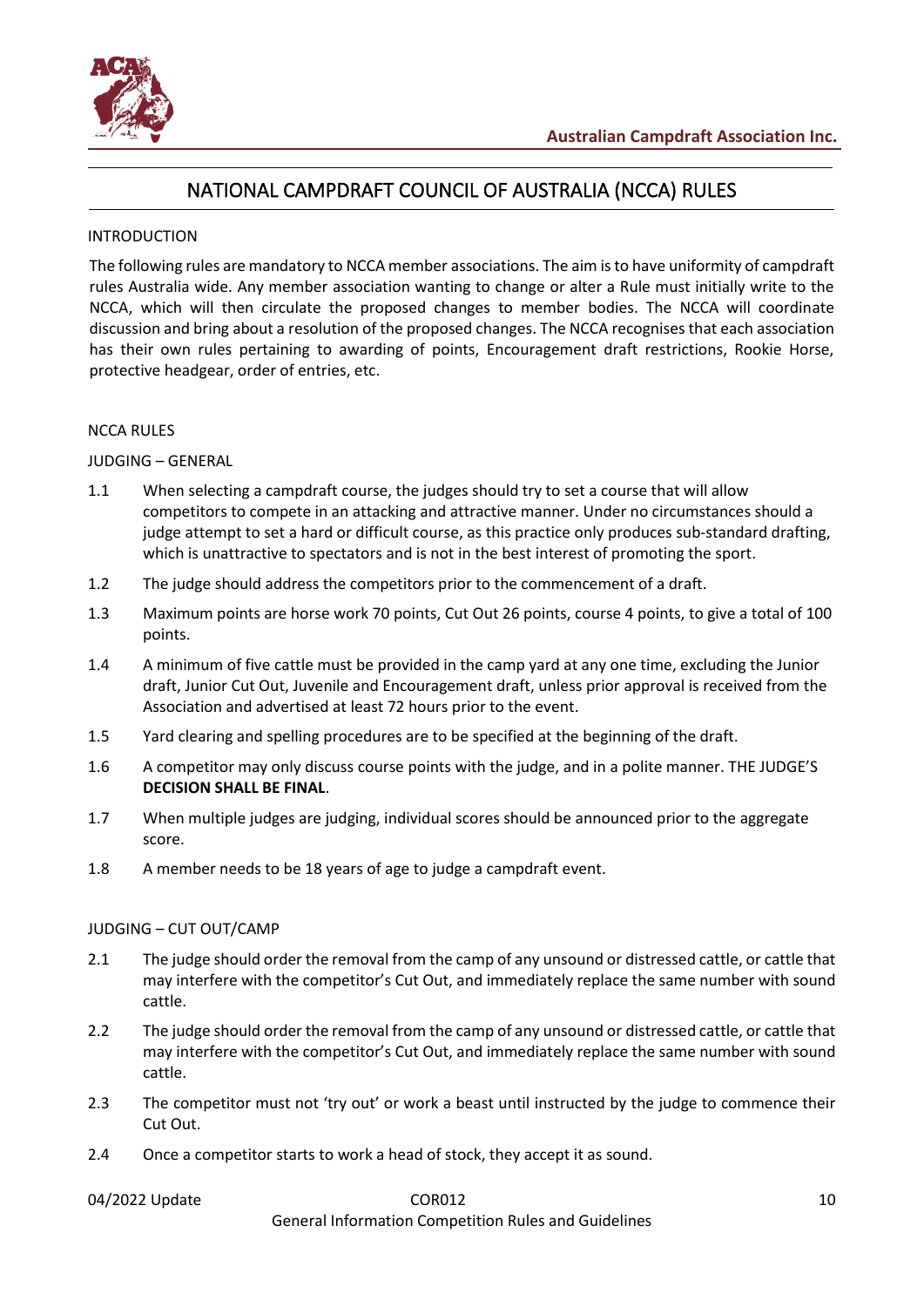# NATIONAL CAMPDRAFT COUNCIL OF AUSTRALIA (NCCA) RULES

## INTRODUCTION

The following rules are mandatory to NCCA member associations. The aim is to have uniformity of campdraft rules Australia wide. Any member association wanting to change or alter a Rule must initially write to the NCCA, which will then circulate the proposed changes to member bodies. The NCCA will coordinate discussion and bring about a resolution of the proposed changes. The NCCA recognises that each association has their own rules pertaining to awarding of points, Encouragement draft restrictions, Rookie Horse, protective headgear, order of entries, etc.

## NCCA RULES

### JUDGING – GENERAL

1.1 When selecting a campdraft course, the judges should try to set a course that will allow competitors to compete in an attacking and attractive manner. Under no circumstances should a judge attempt to set a hard or difficult course, as this practice only produces sub-standard drafting, which is unattractive to spectators and is not in the best interest of promoting the sport.

1.2 The judge should address the competitors prior to the commencement of a draft.

1.3 Maximum points are horse work 70 points, Cut Out 26 points, course 4 points, to give a total of 100 points.

1.4 A minimum of five cattle must be provided in the camp yard at any one time, excluding the Junior draft, Junior Cut Out, Juvenile and Encouragement draft, unless prior approval is received from the Association and advertised at least 72 hours prior to the event.

1.5 Yard clearing and spelling procedures are to be specified at the beginning of the draft.

1.6 A competitor may only discuss course points with the judge, and in a polite manner. THE JUDGE'S **DECISION SHALL BE FINAL**.

1.7 When multiple judges are judging, individual scores should be announced prior to the aggregate score.

1.8 A member needs to be 18 years of age to judge a campdraft event.

### JUDGING – CUT OUT/CAMP

2.1 The judge should order the removal from the camp of any unsound or distressed cattle, or cattle that may interfere with the competitor's Cut Out, and immediately replace the same number with sound cattle.

2.2 The judge should order the removal from the camp of any unsound or distressed cattle, or cattle that may interfere with the competitor's Cut Out, and immediately replace the same number with sound cattle.

2.3 The competitor must not 'try out' or work a beast until instructed by the judge to commence their Cut Out.

2.4 Once a competitor starts to work a head of stock, they accept it as sound.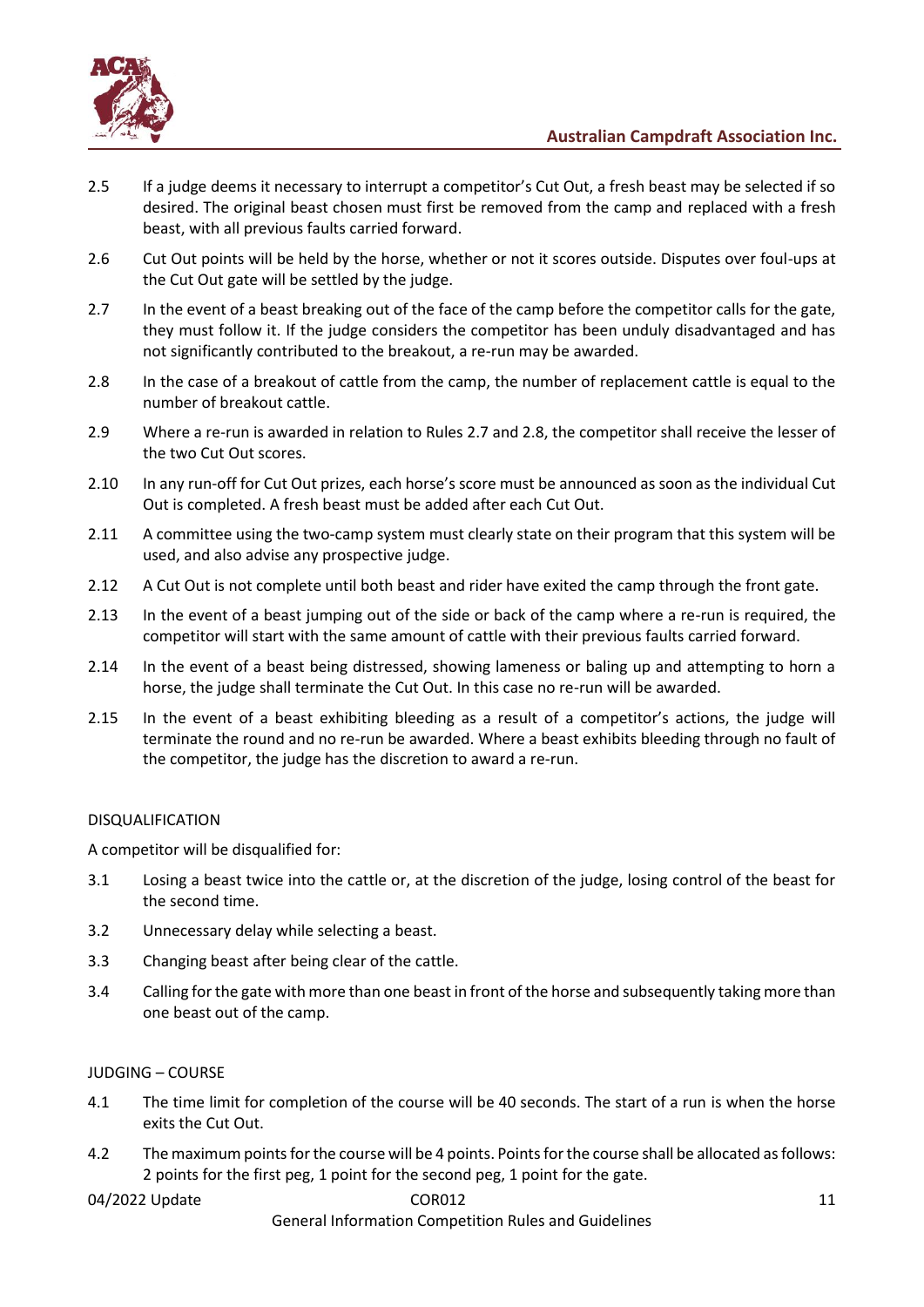2.5 If a judge deems it necessary to interrupt a competitor's Cut Out, a fresh beast may be selected if so desired. The original beast chosen must first be removed from the camp and replaced with a fresh beast, with all previous faults carried forward.

2.6 Cut Out points will be held by the horse, whether or not it scores outside. Disputes over foul-ups at the Cut Out gate will be settled by the judge.

2.7 In the event of a beast breaking out of the face of the camp before the competitor calls for the gate, they must follow it. If the judge considers the competitor has been unduly disadvantaged and has not significantly contributed to the breakout, a re-run may be awarded.

2.8 In the case of a breakout of cattle from the camp, the number of replacement cattle is equal to the number of breakout cattle.

2.9 Where a re-run is awarded in relation to Rules 2.7 and 2.8, the competitor shall receive the lesser of the two Cut Out scores.

2.10 In any run-off for Cut Out prizes, each horse's score must be announced as soon as the individual Cut Out is completed. A fresh beast must be added after each Cut Out.

2.11 A committee using the two-camp system must clearly state on their program that this system will be used, and also advise any prospective judge.

2.12 A Cut Out is not complete until both beast and rider have exited the camp through the front gate.

2.13 In the event of a beast jumping out of the side or back of the camp where a re-run is required, the competitor will start with the same amount of cattle with their previous faults carried forward.

2.14 In the event of a beast being distressed, showing lameness or baling up and attempting to horn a horse, the judge shall terminate the Cut Out. In this case no re-run will be awarded.

2.15 In the event of a beast exhibiting bleeding as a result of a competitor's actions, the judge will terminate the round and no re-run be awarded. Where a beast exhibits bleeding through no fault of the competitor, the judge has the discretion to award a re-run.

## DISQUALIFICATION

A competitor will be disqualified for:

3.1 Losing a beast twice into the cattle or, at the discretion of the judge, losing control of the beast for the second time.

3.2 Unnecessary delay while selecting a beast.

3.3 Changing beast after being clear of the cattle.

3.4 Calling for the gate with more than one beast in front of the horse and subsequently taking more than one beast out of the camp.

## JUDGING – COURSE

4.1 The time limit for completion of the course will be 40 seconds. The start of a run is when the horse exits the Cut Out.

4.2 The maximum points for the course will be 4 points. Points for the course shall be allocated as follows: 2 points for the first peg, 1 point for the second peg, 1 point for the gate.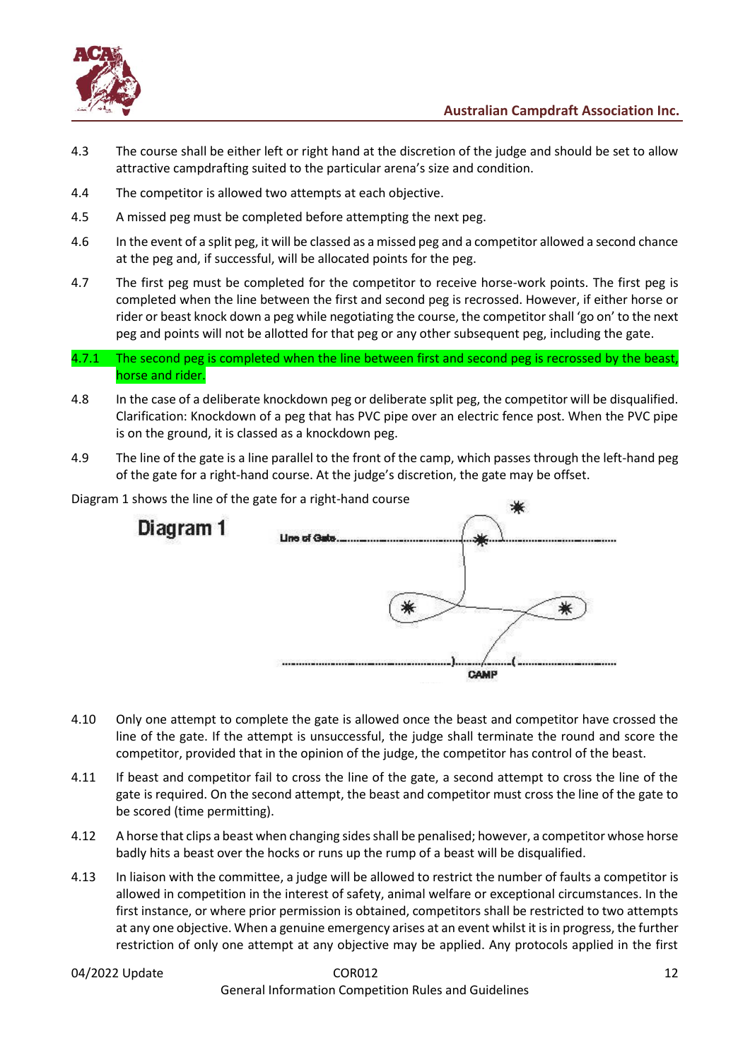4.3 The course shall be either left or right hand at the discretion of the judge and should be set to allow attractive campdrafting suited to the particular arena's size and condition.

4.4 The competitor is allowed two attempts at each objective.

4.5 A missed peg must be completed before attempting the next peg.

4.6 In the event of a split peg, it will be classed as a missed peg and a competitor allowed a second chance at the peg and, if successful, will be allocated points for the peg.

4.7 The first peg must be completed for the competitor to receive horse-work points. The first peg is completed when the line between the first and second peg is recrossed. However, if either horse or rider or beast knock down a peg while negotiating the course, the competitor shall 'go on' to the next peg and points will not be allotted for that peg or any other subsequent peg, including the gate.

4.7.1 The second peg is completed when the line between first and second peg is recrossed by the beast, horse and rider.

4.8 In the case of a deliberate knockdown peg or deliberate split peg, the competitor will be disqualified. Clarification: Knockdown of a peg that has PVC pipe over an electric fence post. When the PVC pipe is on the ground, it is classed as a knockdown peg.

4.9 The line of the gate is a line parallel to the front of the camp, which passes through the left-hand peg of the gate for a right-hand course. At the judge's discretion, the gate may be offset.

Diagram 1 shows the line of the gate for a right-hand course

**Diagram 1**

Line of Gate

CAMP

4.10 Only one attempt to complete the gate is allowed once the beast and competitor have crossed the line of the gate. If the attempt is unsuccessful, the judge shall terminate the round and score the competitor, provided that in the opinion of the judge, the competitor has control of the beast.

4.11 If beast and competitor fail to cross the line of the gate, a second attempt to cross the line of the gate is required. On the second attempt, the beast and competitor must cross the line of the gate to be scored (time permitting).

4.12 A horse that clips a beast when changing sides shall be penalised; however, a competitor whose horse badly hits a beast over the hocks or runs up the rump of a beast will be disqualified.

4.13 In liaison with the committee, a judge will be allowed to restrict the number of faults a competitor is allowed in competition in the interest of safety, animal welfare or exceptional circumstances. In the first instance, or where prior permission is obtained, competitors shall be restricted to two attempts at any one objective. When a genuine emergency arises at an event whilst it is in progress, the further restriction of only one attempt at any objective may be applied. Any protocols applied in the first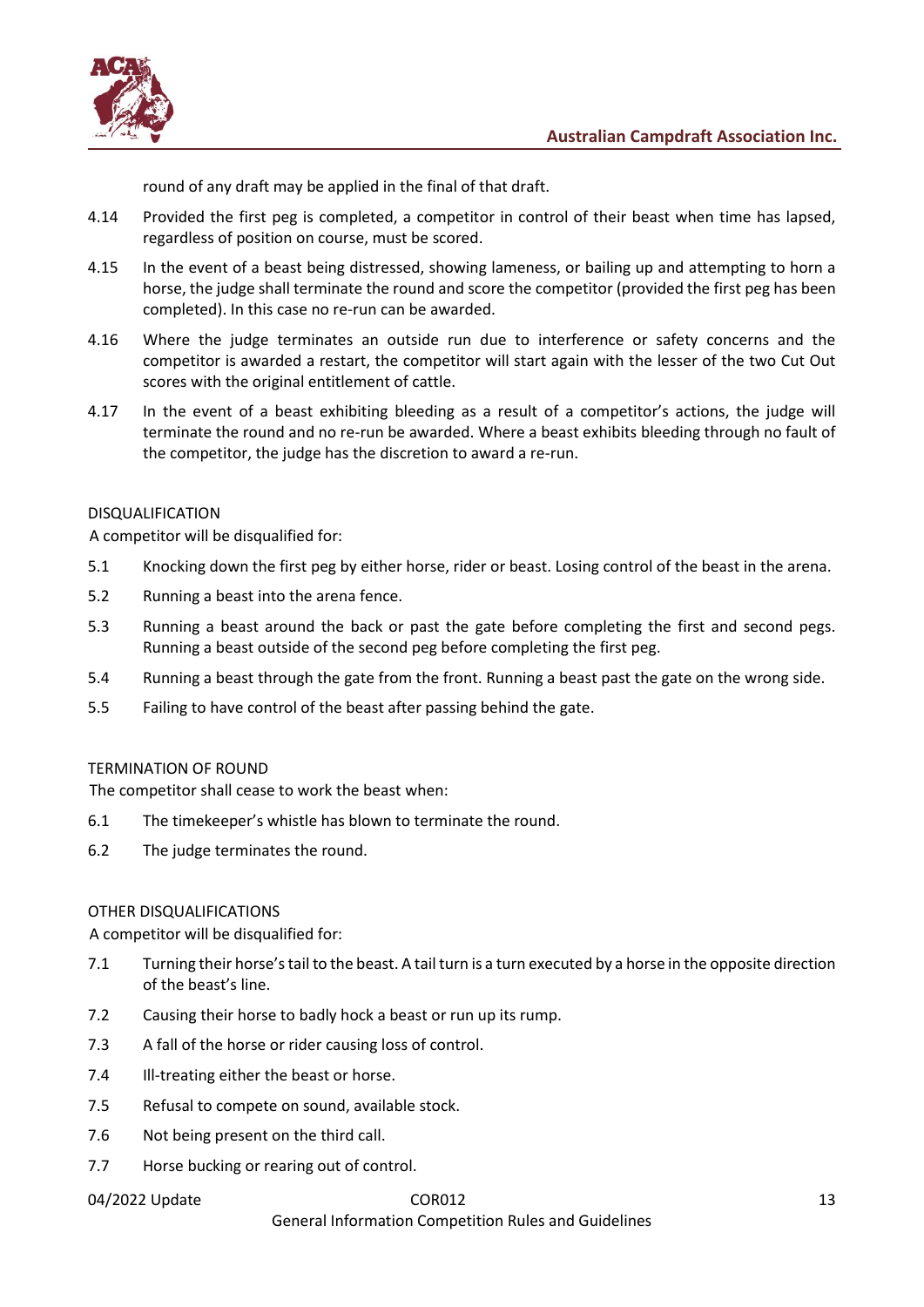round of any draft may be applied in the final of that draft.

4.14 Provided the first peg is completed, a competitor in control of their beast when time has lapsed, regardless of position on course, must be scored.

4.15 In the event of a beast being distressed, showing lameness, or bailing up and attempting to horn a horse, the judge shall terminate the round and score the competitor (provided the first peg has been completed). In this case no re-run can be awarded.

4.16 Where the judge terminates an outside run due to interference or safety concerns and the competitor is awarded a restart, the competitor will start again with the lesser of the two Cut Out scores with the original entitlement of cattle.

4.17 In the event of a beast exhibiting bleeding as a result of a competitor's actions, the judge will terminate the round and no re-run be awarded. Where a beast exhibits bleeding through no fault of the competitor, the judge has the discretion to award a re-run.

DISQUALIFICATION

A competitor will be disqualified for:

5.1 Knocking down the first peg by either horse, rider or beast. Losing control of the beast in the arena.

5.2 Running a beast into the arena fence.

5.3 Running a beast around the back or past the gate before completing the first and second pegs. Running a beast outside of the second peg before completing the first peg.

5.4 Running a beast through the gate from the front. Running a beast past the gate on the wrong side.

5.5 Failing to have control of the beast after passing behind the gate.

TERMINATION OF ROUND

The competitor shall cease to work the beast when:

6.1 The timekeeper's whistle has blown to terminate the round.

6.2 The judge terminates the round.

OTHER DISQUALIFICATIONS

A competitor will be disqualified for:

7.1 Turning their horse's tail to the beast. A tail turn is a turn executed by a horse in the opposite direction of the beast's line.

7.2 Causing their horse to badly hock a beast or run up its rump.

7.3 A fall of the horse or rider causing loss of control.

7.4 Ill-treating either the beast or horse.

7.5 Refusal to compete on sound, available stock.

7.6 Not being present on the third call.

7.7 Horse bucking or rearing out of control.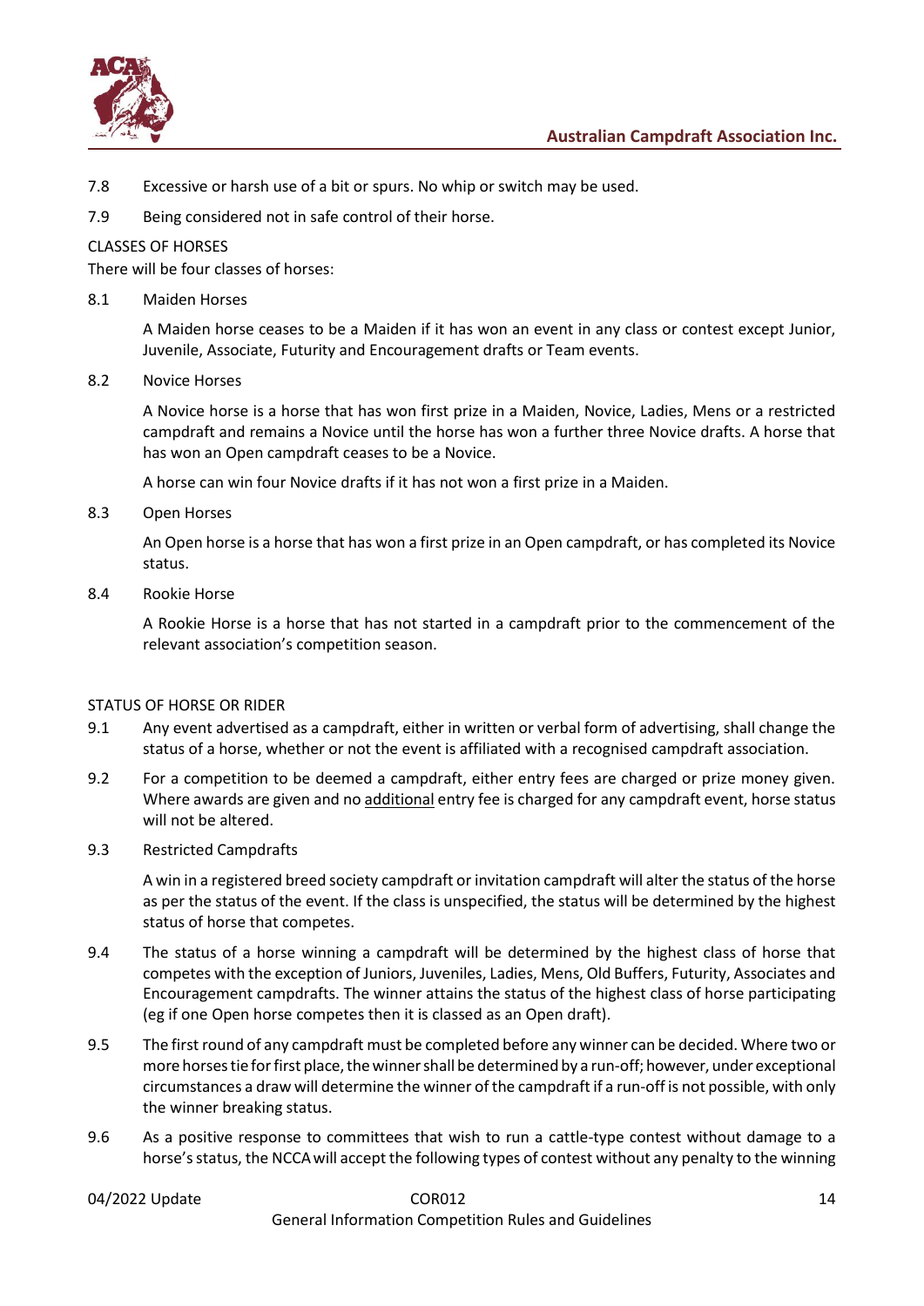7.8 Excessive or harsh use of a bit or spurs. No whip or switch may be used.

7.9 Being considered not in safe control of their horse.

CLASSES OF HORSES

There will be four classes of horses:

8.1 Maiden Horses

A Maiden horse ceases to be a Maiden if it has won an event in any class or contest except Junior, Juvenile, Associate, Futurity and Encouragement drafts or Team events.

8.2 Novice Horses

A Novice horse is a horse that has won first prize in a Maiden, Novice, Ladies, Mens or a restricted campdraft and remains a Novice until the horse has won a further three Novice drafts. A horse that has won an Open campdraft ceases to be a Novice.

A horse can win four Novice drafts if it has not won a first prize in a Maiden.

8.3 Open Horses

An Open horse is a horse that has won a first prize in an Open campdraft, or has completed its Novice status.

8.4 Rookie Horse

A Rookie Horse is a horse that has not started in a campdraft prior to the commencement of the relevant association's competition season.

STATUS OF HORSE OR RIDER

9.1 Any event advertised as a campdraft, either in written or verbal form of advertising, shall change the status of a horse, whether or not the event is affiliated with a recognised campdraft association.

9.2 For a competition to be deemed a campdraft, either entry fees are charged or prize money given. Where awards are given and no additional entry fee is charged for any campdraft event, horse status will not be altered.

9.3 Restricted Campdrafts

A win in a registered breed society campdraft or invitation campdraft will alter the status of the horse as per the status of the event. If the class is unspecified, the status will be determined by the highest status of horse that competes.

9.4 The status of a horse winning a campdraft will be determined by the highest class of horse that competes with the exception of Juniors, Juveniles, Ladies, Mens, Old Buffers, Futurity, Associates and Encouragement campdrafts. The winner attains the status of the highest class of horse participating (eg if one Open horse competes then it is classed as an Open draft).

9.5 The first round of any campdraft must be completed before any winner can be decided. Where two or more horses tie for first place, the winner shall be determined by a run-off; however, under exceptional circumstances a draw will determine the winner of the campdraft if a run-off is not possible, with only the winner breaking status.

9.6 As a positive response to committees that wish to run a cattle-type contest without damage to a horse's status, the NCCA will accept the following types of contest without any penalty to the winning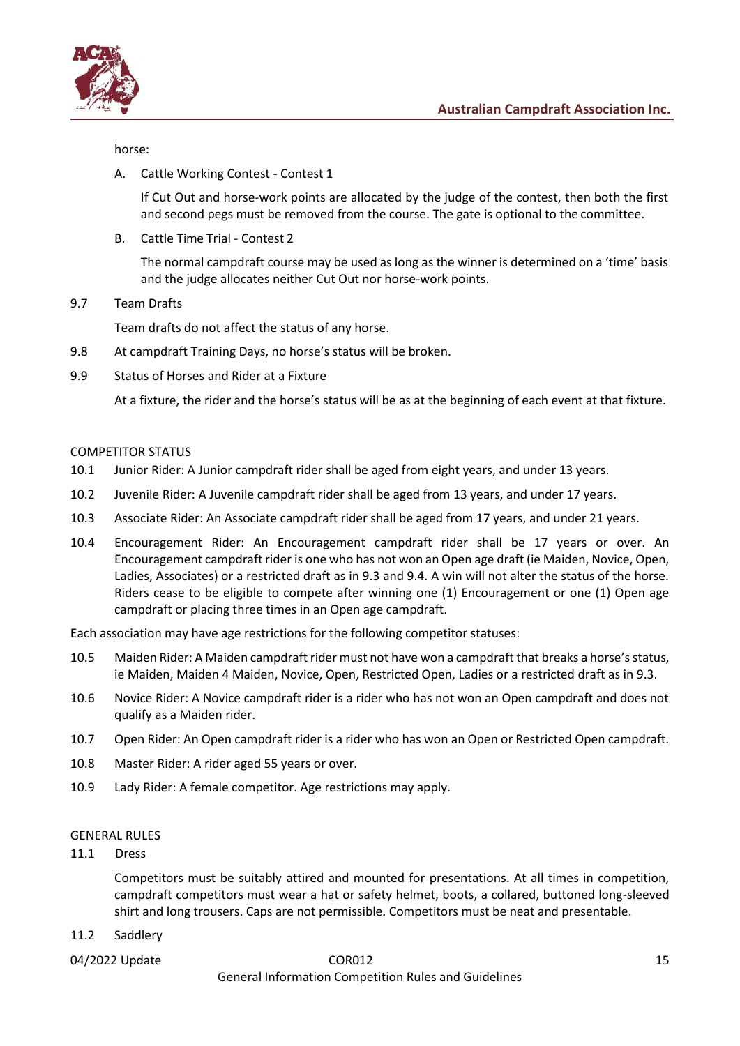horse:

A. Cattle Working Contest - Contest 1

If Cut Out and horse-work points are allocated by the judge of the contest, then both the first and second pegs must be removed from the course. The gate is optional to the committee.

B. Cattle Time Trial - Contest 2

The normal campdraft course may be used as long as the winner is determined on a 'time' basis and the judge allocates neither Cut Out nor horse-work points.

9.7 Team Drafts

Team drafts do not affect the status of any horse.

9.8 At campdraft Training Days, no horse's status will be broken.

9.9 Status of Horses and Rider at a Fixture

At a fixture, the rider and the horse's status will be as at the beginning of each event at that fixture.

## COMPETITOR STATUS

10.1 Junior Rider: A Junior campdraft rider shall be aged from eight years, and under 13 years.

10.2 Juvenile Rider: A Juvenile campdraft rider shall be aged from 13 years, and under 17 years.

10.3 Associate Rider: An Associate campdraft rider shall be aged from 17 years, and under 21 years.

10.4 Encouragement Rider: An Encouragement campdraft rider shall be 17 years or over. An Encouragement campdraft rider is one who has not won an Open age draft (ie Maiden, Novice, Open, Ladies, Associates) or a restricted draft as in 9.3 and 9.4. A win will not alter the status of the horse. Riders cease to be eligible to compete after winning one (1) Encouragement or one (1) Open age campdraft or placing three times in an Open age campdraft.

Each association may have age restrictions for the following competitor statuses:

10.5 Maiden Rider: A Maiden campdraft rider must not have won a campdraft that breaks a horse's status, ie Maiden, Maiden 4 Maiden, Novice, Open, Restricted Open, Ladies or a restricted draft as in 9.3.

10.6 Novice Rider: A Novice campdraft rider is a rider who has not won an Open campdraft and does not qualify as a Maiden rider.

10.7 Open Rider: An Open campdraft rider is a rider who has won an Open or Restricted Open campdraft.

10.8 Master Rider: A rider aged 55 years or over.

10.9 Lady Rider: A female competitor. Age restrictions may apply.

## GENERAL RULES

11.1 Dress

Competitors must be suitably attired and mounted for presentations. At all times in competition, campdraft competitors must wear a hat or safety helmet, boots, a collared, buttoned long-sleeved shirt and long trousers. Caps are not permissible. Competitors must be neat and presentable.

11.2 Saddlery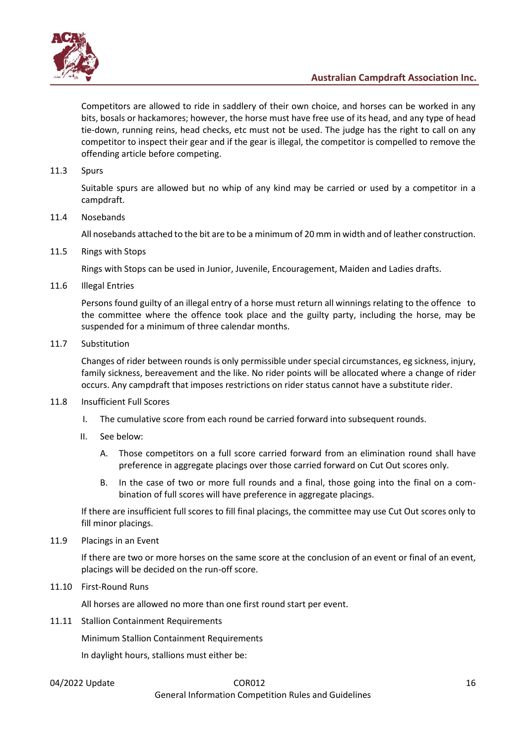Competitors are allowed to ride in saddlery of their own choice, and horses can be worked in any bits, bosals or hackamores; however, the horse must have free use of its head, and any type of head tie-down, running reins, head checks, etc must not be used. The judge has the right to call on any competitor to inspect their gear and if the gear is illegal, the competitor is compelled to remove the offending article before competing.

### 11.3 Spurs

Suitable spurs are allowed but no whip of any kind may be carried or used by a competitor in a campdraft.

### 11.4 Nosebands

All nosebands attached to the bit are to be a minimum of 20 mm in width and of leather construction.

### 11.5 Rings with Stops

Rings with Stops can be used in Junior, Juvenile, Encouragement, Maiden and Ladies drafts.

### 11.6 Illegal Entries

Persons found guilty of an illegal entry of a horse must return all winnings relating to the offence to the committee where the offence took place and the guilty party, including the horse, may be suspended for a minimum of three calendar months.

### 11.7 Substitution

Changes of rider between rounds is only permissible under special circumstances, eg sickness, injury, family sickness, bereavement and the like. No rider points will be allocated where a change of rider occurs. Any campdraft that imposes restrictions on rider status cannot have a substitute rider.

### 11.8 Insufficient Full Scores

I. The cumulative score from each round be carried forward into subsequent rounds.

II. See below:

   A. Those competitors on a full score carried forward from an elimination round shall have preference in aggregate placings over those carried forward on Cut Out scores only.

   B. In the case of two or more full rounds and a final, those going into the final on a combination of full scores will have preference in aggregate placings.

If there are insufficient full scores to fill final placings, the committee may use Cut Out scores only to fill minor placings.

### 11.9 Placings in an Event

If there are two or more horses on the same score at the conclusion of an event or final of an event, placings will be decided on the run-off score.

### 11.10 First-Round Runs

All horses are allowed no more than one first round start per event.

### 11.11 Stallion Containment Requirements

Minimum Stallion Containment Requirements

In daylight hours, stallions must either be: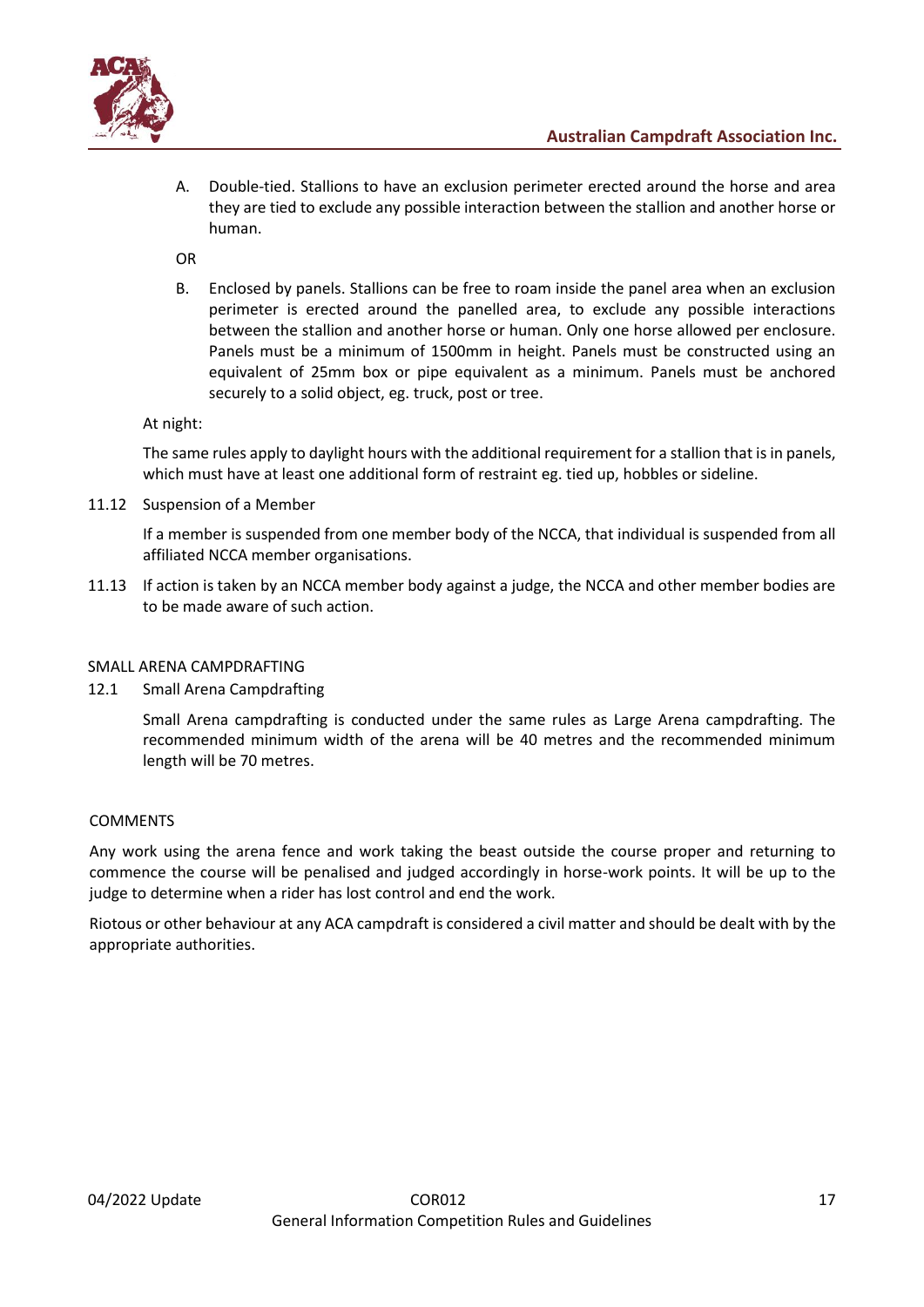A. Double-tied. Stallions to have an exclusion perimeter erected around the horse and area they are tied to exclude any possible interaction between the stallion and another horse or human.

OR

B. Enclosed by panels. Stallions can be free to roam inside the panel area when an exclusion perimeter is erected around the panelled area, to exclude any possible interactions between the stallion and another horse or human. Only one horse allowed per enclosure. Panels must be a minimum of 1500mm in height. Panels must be constructed using an equivalent of 25mm box or pipe equivalent as a minimum. Panels must be anchored securely to a solid object, eg. truck, post or tree.

At night:

The same rules apply to daylight hours with the additional requirement for a stallion that is in panels, which must have at least one additional form of restraint eg. tied up, hobbles or sideline.

11.12 Suspension of a Member

If a member is suspended from one member body of the NCCA, that individual is suspended from all affiliated NCCA member organisations.

11.13 If action is taken by an NCCA member body against a judge, the NCCA and other member bodies are to be made aware of such action.

## SMALL ARENA CAMPDRAFTING

12.1 Small Arena Campdrafting

Small Arena campdrafting is conducted under the same rules as Large Arena campdrafting. The recommended minimum width of the arena will be 40 metres and the recommended minimum length will be 70 metres.

## COMMENTS

Any work using the arena fence and work taking the beast outside the course proper and returning to commence the course will be penalised and judged accordingly in horse-work points. It will be up to the judge to determine when a rider has lost control and end the work.

Riotous or other behaviour at any ACA campdraft is considered a civil matter and should be dealt with by the appropriate authorities.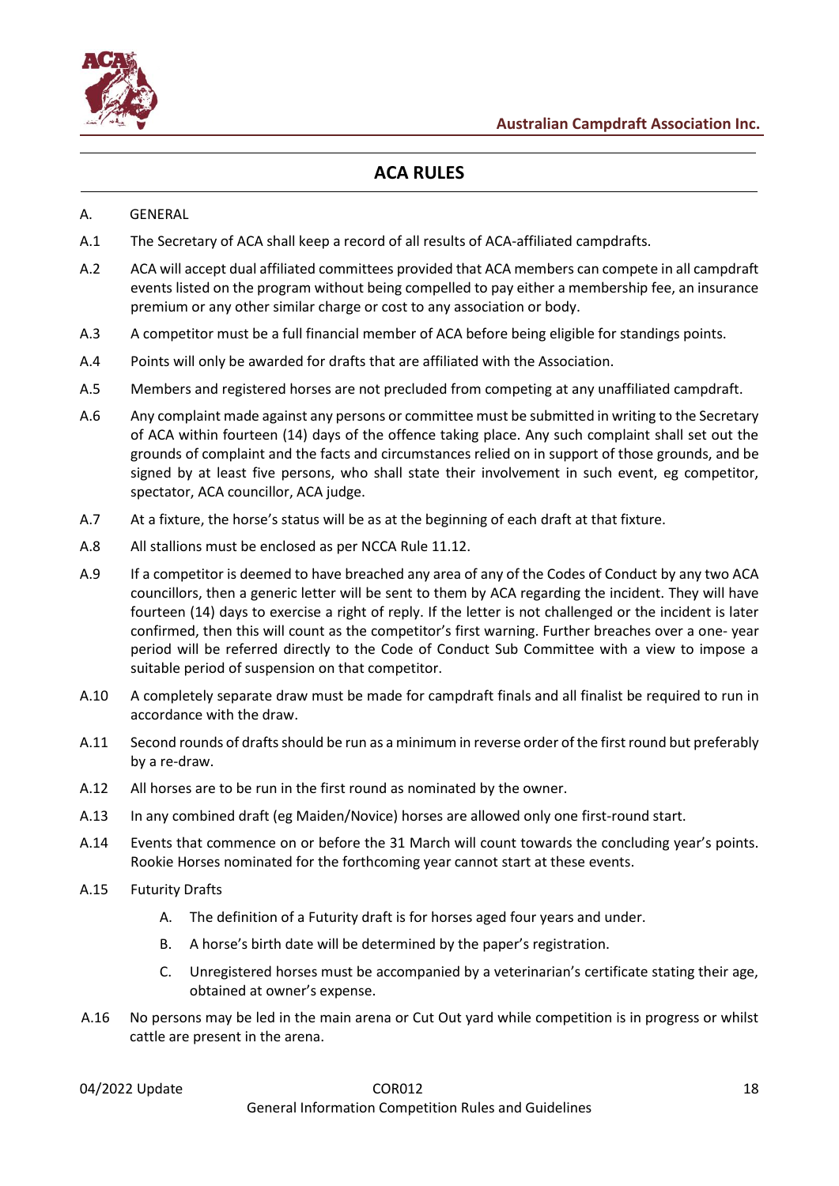## ACA RULES

A. GENERAL

A.1 The Secretary of ACA shall keep a record of all results of ACA-affiliated campdrafts.

A.2 ACA will accept dual affiliated committees provided that ACA members can compete in all campdraft events listed on the program without being compelled to pay either a membership fee, an insurance premium or any other similar charge or cost to any association or body.

A.3 A competitor must be a full financial member of ACA before being eligible for standings points.

A.4 Points will only be awarded for drafts that are affiliated with the Association.

A.5 Members and registered horses are not precluded from competing at any unaffiliated campdraft.

A.6 Any complaint made against any persons or committee must be submitted in writing to the Secretary of ACA within fourteen (14) days of the offence taking place. Any such complaint shall set out the grounds of complaint and the facts and circumstances relied on in support of those grounds, and be signed by at least five persons, who shall state their involvement in such event, eg competitor, spectator, ACA councillor, ACA judge.

A.7 At a fixture, the horse's status will be as at the beginning of each draft at that fixture.

A.8 All stallions must be enclosed as per NCCA Rule 11.12.

A.9 If a competitor is deemed to have breached any area of any of the Codes of Conduct by any two ACA councillors, then a generic letter will be sent to them by ACA regarding the incident. They will have fourteen (14) days to exercise a right of reply. If the letter is not challenged or the incident is later confirmed, then this will count as the competitor's first warning. Further breaches over a one- year period will be referred directly to the Code of Conduct Sub Committee with a view to impose a suitable period of suspension on that competitor.

A.10 A completely separate draw must be made for campdraft finals and all finalist be required to run in accordance with the draw.

A.11 Second rounds of drafts should be run as a minimum in reverse order of the first round but preferably by a re-draw.

A.12 All horses are to be run in the first round as nominated by the owner.

A.13 In any combined draft (eg Maiden/Novice) horses are allowed only one first-round start.

A.14 Events that commence on or before the 31 March will count towards the concluding year's points. Rookie Horses nominated for the forthcoming year cannot start at these events.

A.15 Futurity Drafts

A. The definition of a Futurity draft is for horses aged four years and under.

B. A horse's birth date will be determined by the paper's registration.

C. Unregistered horses must be accompanied by a veterinarian's certificate stating their age, obtained at owner's expense.

A.16 No persons may be led in the main arena or Cut Out yard while competition is in progress or whilst cattle are present in the arena.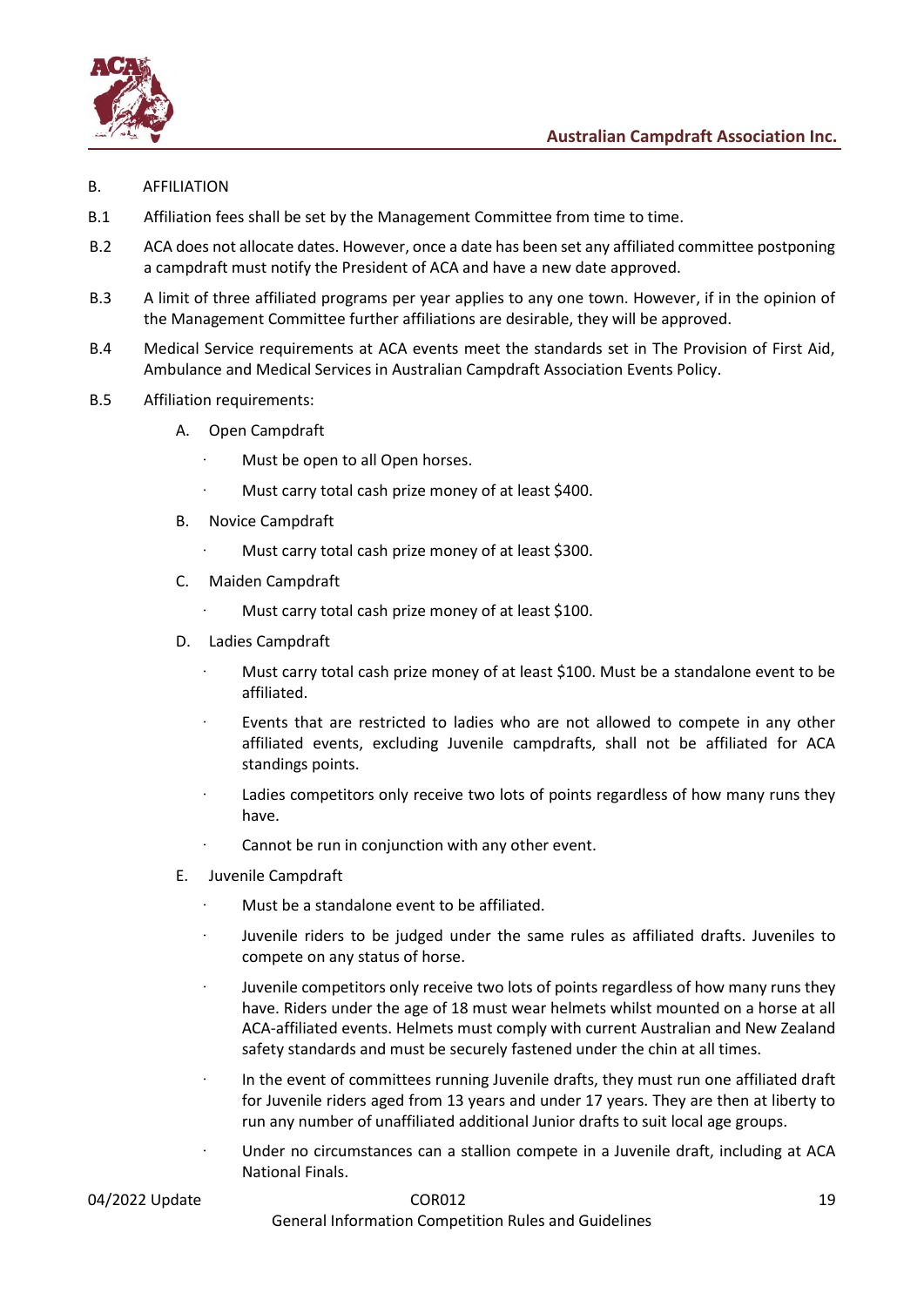B. AFFILIATION

B.1 Affiliation fees shall be set by the Management Committee from time to time.

B.2 ACA does not allocate dates. However, once a date has been set any affiliated committee postponing a campdraft must notify the President of ACA and have a new date approved.

B.3 A limit of three affiliated programs per year applies to any one town. However, if in the opinion of the Management Committee further affiliations are desirable, they will be approved.

B.4 Medical Service requirements at ACA events meet the standards set in The Provision of First Aid, Ambulance and Medical Services in Australian Campdraft Association Events Policy.

B.5 Affiliation requirements:

A. Open Campdraft

- Must be open to all Open horses.
- Must carry total cash prize money of at least $400.

B. Novice Campdraft

- Must carry total cash prize money of at least $300.

C. Maiden Campdraft

- Must carry total cash prize money of at least $100.

D. Ladies Campdraft

- Must carry total cash prize money of at least $100. Must be a standalone event to be affiliated.
- Events that are restricted to ladies who are not allowed to compete in any other affiliated events, excluding Juvenile campdrafts, shall not be affiliated for ACA standings points.
- Ladies competitors only receive two lots of points regardless of how many runs they have.
- Cannot be run in conjunction with any other event.

E. Juvenile Campdraft

- Must be a standalone event to be affiliated.
- Juvenile riders to be judged under the same rules as affiliated drafts. Juveniles to compete on any status of horse.
- Juvenile competitors only receive two lots of points regardless of how many runs they have. Riders under the age of 18 must wear helmets whilst mounted on a horse at all ACA-affiliated events. Helmets must comply with current Australian and New Zealand safety standards and must be securely fastened under the chin at all times.
- In the event of committees running Juvenile drafts, they must run one affiliated draft for Juvenile riders aged from 13 years and under 17 years. They are then at liberty to run any number of unaffiliated additional Junior drafts to suit local age groups.
- Under no circumstances can a stallion compete in a Juvenile draft, including at ACA National Finals.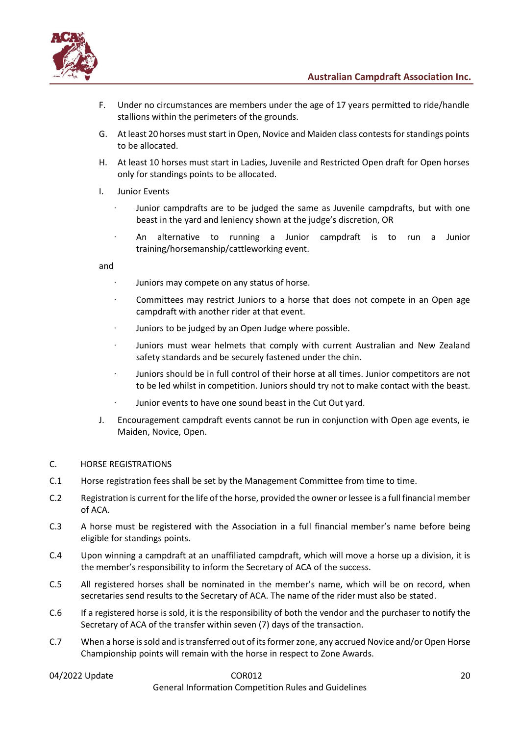F. Under no circumstances are members under the age of 17 years permitted to ride/handle stallions within the perimeters of the grounds.

G. At least 20 horses must start in Open, Novice and Maiden class contests for standings points to be allocated.

H. At least 10 horses must start in Ladies, Juvenile and Restricted Open draft for Open horses only for standings points to be allocated.

I. Junior Events

- Junior campdrafts are to be judged the same as Juvenile campdrafts, but with one beast in the yard and leniency shown at the judge's discretion, OR
- An alternative to running a Junior campdraft is to run a Junior training/horsemanship/cattleworking event.

and

- Juniors may compete on any status of horse.
- Committees may restrict Juniors to a horse that does not compete in an Open age campdraft with another rider at that event.
- Juniors to be judged by an Open Judge where possible.
- Juniors must wear helmets that comply with current Australian and New Zealand safety standards and be securely fastened under the chin.
- Juniors should be in full control of their horse at all times. Junior competitors are not to be led whilst in competition. Juniors should try not to make contact with the beast.
- Junior events to have one sound beast in the Cut Out yard.

J. Encouragement campdraft events cannot be run in conjunction with Open age events, ie Maiden, Novice, Open.

## C. HORSE REGISTRATIONS

C.1 Horse registration fees shall be set by the Management Committee from time to time.

C.2 Registration is current for the life of the horse, provided the owner or lessee is a full financial member of ACA.

C.3 A horse must be registered with the Association in a full financial member's name before being eligible for standings points.

C.4 Upon winning a campdraft at an unaffiliated campdraft, which will move a horse up a division, it is the member's responsibility to inform the Secretary of ACA of the success.

C.5 All registered horses shall be nominated in the member's name, which will be on record, when secretaries send results to the Secretary of ACA. The name of the rider must also be stated.

C.6 If a registered horse is sold, it is the responsibility of both the vendor and the purchaser to notify the Secretary of ACA of the transfer within seven (7) days of the transaction.

C.7 When a horse is sold and is transferred out of its former zone, any accrued Novice and/or Open Horse Championship points will remain with the horse in respect to Zone Awards.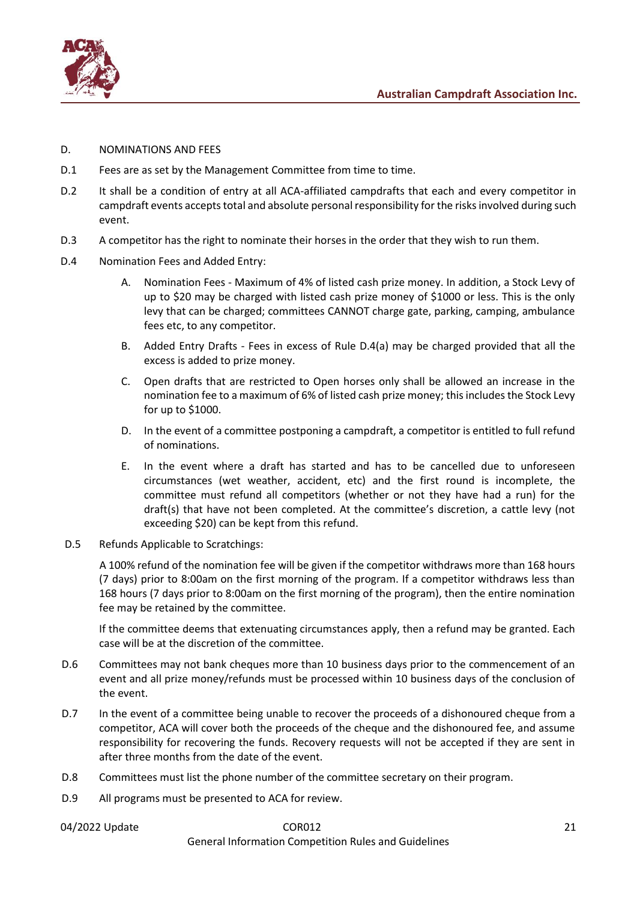D. NOMINATIONS AND FEES

D.1 Fees are as set by the Management Committee from time to time.

D.2 It shall be a condition of entry at all ACA-affiliated campdrafts that each and every competitor in campdraft events accepts total and absolute personal responsibility for the risks involved during such event.

D.3 A competitor has the right to nominate their horses in the order that they wish to run them.

D.4 Nomination Fees and Added Entry:

A. Nomination Fees - Maximum of 4% of listed cash prize money. In addition, a Stock Levy of up to $20 may be charged with listed cash prize money of $1000 or less. This is the only levy that can be charged; committees CANNOT charge gate, parking, camping, ambulance fees etc, to any competitor.

B. Added Entry Drafts - Fees in excess of Rule D.4(a) may be charged provided that all the excess is added to prize money.

C. Open drafts that are restricted to Open horses only shall be allowed an increase in the nomination fee to a maximum of 6% of listed cash prize money; this includes the Stock Levy for up to $1000.

D. In the event of a committee postponing a campdraft, a competitor is entitled to full refund of nominations.

E. In the event where a draft has started and has to be cancelled due to unforeseen circumstances (wet weather, accident, etc) and the first round is incomplete, the committee must refund all competitors (whether or not they have had a run) for the draft(s) that have not been completed. At the committee's discretion, a cattle levy (not exceeding $20) can be kept from this refund.

D.5 Refunds Applicable to Scratchings:

A 100% refund of the nomination fee will be given if the competitor withdraws more than 168 hours (7 days) prior to 8:00am on the first morning of the program. If a competitor withdraws less than 168 hours (7 days prior to 8:00am on the first morning of the program), then the entire nomination fee may be retained by the committee.

If the committee deems that extenuating circumstances apply, then a refund may be granted. Each case will be at the discretion of the committee.

D.6 Committees may not bank cheques more than 10 business days prior to the commencement of an event and all prize money/refunds must be processed within 10 business days of the conclusion of the event.

D.7 In the event of a committee being unable to recover the proceeds of a dishonoured cheque from a competitor, ACA will cover both the proceeds of the cheque and the dishonoured fee, and assume responsibility for recovering the funds. Recovery requests will not be accepted if they are sent in after three months from the date of the event.

D.8 Committees must list the phone number of the committee secretary on their program.

D.9 All programs must be presented to ACA for review.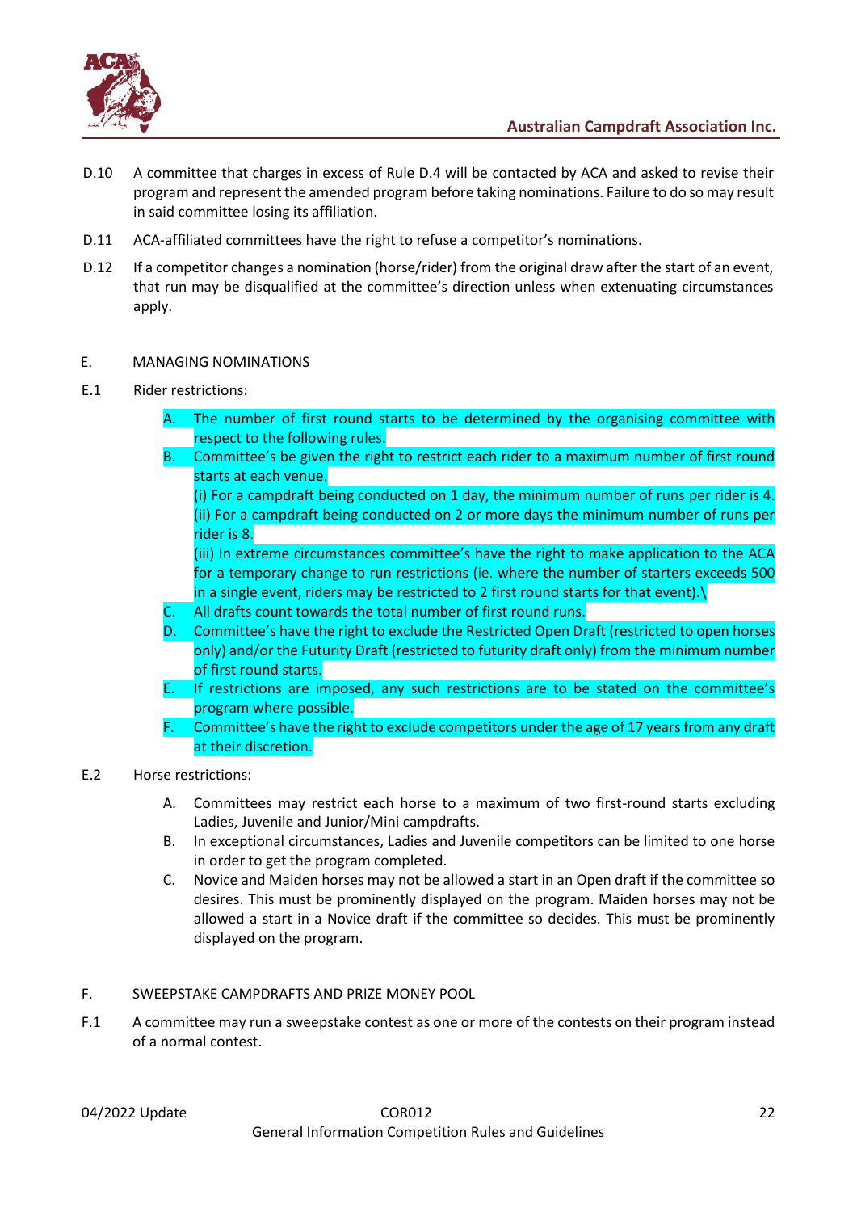D.10 A committee that charges in excess of Rule D.4 will be contacted by ACA and asked to revise their program and represent the amended program before taking nominations. Failure to do so may result in said committee losing its affiliation.

D.11 ACA-affiliated committees have the right to refuse a competitor's nominations.

D.12 If a competitor changes a nomination (horse/rider) from the original draw after the start of an event, that run may be disqualified at the committee's direction unless when extenuating circumstances apply.

## E. MANAGING NOMINATIONS

E.1 Rider restrictions:

A. The number of first round starts to be determined by the organising committee with respect to the following rules.

B. Committee's be given the right to restrict each rider to a maximum number of first round starts at each venue.
(i) For a campdraft being conducted on 1 day, the minimum number of runs per rider is 4.
(ii) For a campdraft being conducted on 2 or more days the minimum number of runs per rider is 8.
(iii) In extreme circumstances committee's have the right to make application to the ACA for a temporary change to run restrictions (ie. where the number of starters exceeds 500 in a single event, riders may be restricted to 2 first round starts for that event).\

C. All drafts count towards the total number of first round runs.

D. Committee's have the right to exclude the Restricted Open Draft (restricted to open horses only) and/or the Futurity Draft (restricted to futurity draft only) from the minimum number of first round starts.

E. If restrictions are imposed, any such restrictions are to be stated on the committee's program where possible.

F. Committee's have the right to exclude competitors under the age of 17 years from any draft at their discretion.

E.2 Horse restrictions:

A. Committees may restrict each horse to a maximum of two first-round starts excluding Ladies, Juvenile and Junior/Mini campdrafts.

B. In exceptional circumstances, Ladies and Juvenile competitors can be limited to one horse in order to get the program completed.

C. Novice and Maiden horses may not be allowed a start in an Open draft if the committee so desires. This must be prominently displayed on the program. Maiden horses may not be allowed a start in a Novice draft if the committee so decides. This must be prominently displayed on the program.

## F. SWEEPSTAKE CAMPDRAFTS AND PRIZE MONEY POOL

F.1 A committee may run a sweepstake contest as one or more of the contests on their program instead of a normal contest.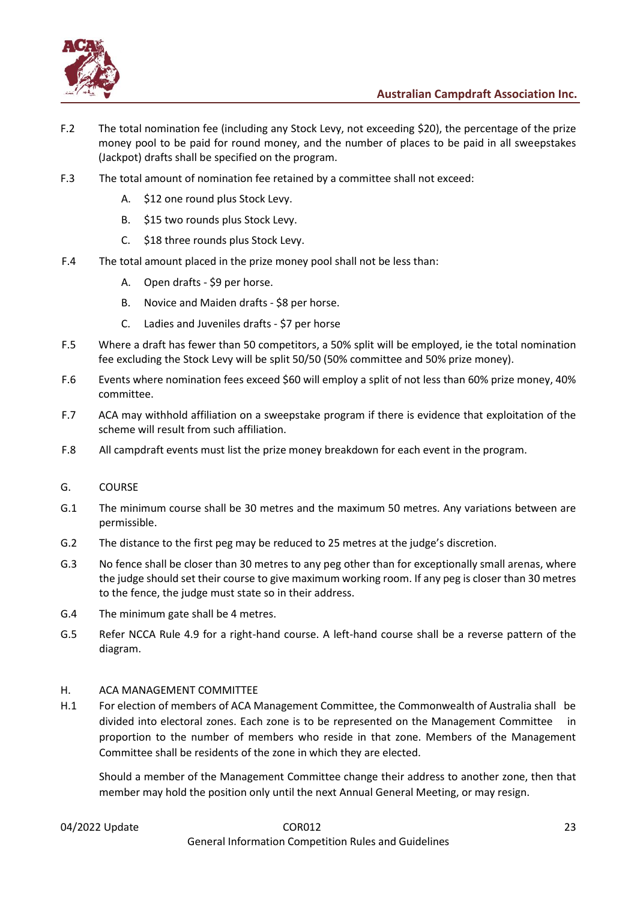F.2 The total nomination fee (including any Stock Levy, not exceeding $20), the percentage of the prize money pool to be paid for round money, and the number of places to be paid in all sweepstakes (Jackpot) drafts shall be specified on the program.

F.3 The total amount of nomination fee retained by a committee shall not exceed:

- A. $12 one round plus Stock Levy.
- B. $15 two rounds plus Stock Levy.
- C. $18 three rounds plus Stock Levy.

F.4 The total amount placed in the prize money pool shall not be less than:

- A. Open drafts - $9 per horse.
- B. Novice and Maiden drafts - $8 per horse.
- C. Ladies and Juveniles drafts - $7 per horse

F.5 Where a draft has fewer than 50 competitors, a 50% split will be employed, ie the total nomination fee excluding the Stock Levy will be split 50/50 (50% committee and 50% prize money).

F.6 Events where nomination fees exceed $60 will employ a split of not less than 60% prize money, 40% committee.

F.7 ACA may withhold affiliation on a sweepstake program if there is evidence that exploitation of the scheme will result from such affiliation.

F.8 All campdraft events must list the prize money breakdown for each event in the program.

## G. COURSE

G.1 The minimum course shall be 30 metres and the maximum 50 metres. Any variations between are permissible.

G.2 The distance to the first peg may be reduced to 25 metres at the judge's discretion.

G.3 No fence shall be closer than 30 metres to any peg other than for exceptionally small arenas, where the judge should set their course to give maximum working room. If any peg is closer than 30 metres to the fence, the judge must state so in their address.

G.4 The minimum gate shall be 4 metres.

G.5 Refer NCCA Rule 4.9 for a right-hand course. A left-hand course shall be a reverse pattern of the diagram.

## H. ACA MANAGEMENT COMMITTEE

H.1 For election of members of ACA Management Committee, the Commonwealth of Australia shall be divided into electoral zones. Each zone is to be represented on the Management Committee in proportion to the number of members who reside in that zone. Members of the Management Committee shall be residents of the zone in which they are elected.

Should a member of the Management Committee change their address to another zone, then that member may hold the position only until the next Annual General Meeting, or may resign.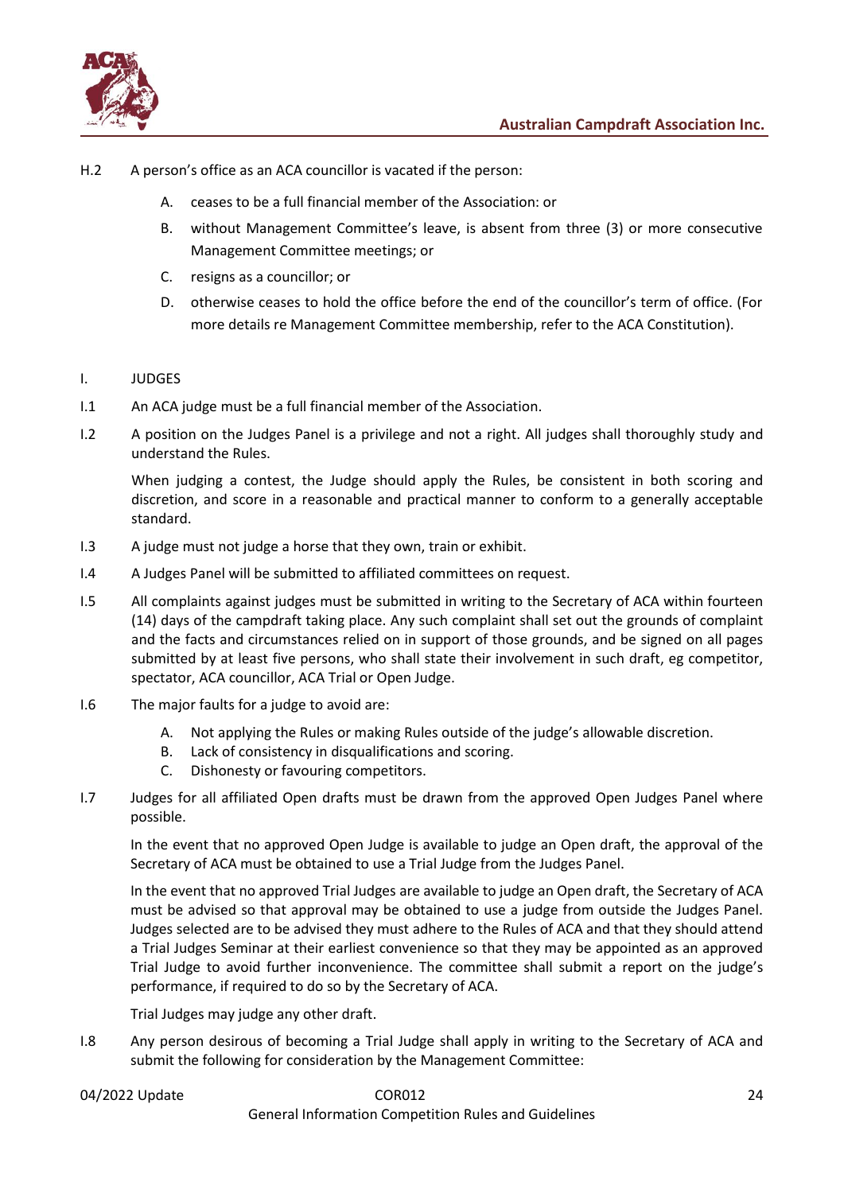H.2 A person's office as an ACA councillor is vacated if the person:

A. ceases to be a full financial member of the Association: or

B. without Management Committee's leave, is absent from three (3) or more consecutive Management Committee meetings; or

C. resigns as a councillor; or

D. otherwise ceases to hold the office before the end of the councillor's term of office. (For more details re Management Committee membership, refer to the ACA Constitution).

## I. JUDGES

I.1 An ACA judge must be a full financial member of the Association.

I.2 A position on the Judges Panel is a privilege and not a right. All judges shall thoroughly study and understand the Rules.

When judging a contest, the Judge should apply the Rules, be consistent in both scoring and discretion, and score in a reasonable and practical manner to conform to a generally acceptable standard.

I.3 A judge must not judge a horse that they own, train or exhibit.

I.4 A Judges Panel will be submitted to affiliated committees on request.

I.5 All complaints against judges must be submitted in writing to the Secretary of ACA within fourteen (14) days of the campdraft taking place. Any such complaint shall set out the grounds of complaint and the facts and circumstances relied on in support of those grounds, and be signed on all pages submitted by at least five persons, who shall state their involvement in such draft, eg competitor, spectator, ACA councillor, ACA Trial or Open Judge.

I.6 The major faults for a judge to avoid are:

A. Not applying the Rules or making Rules outside of the judge's allowable discretion.
B. Lack of consistency in disqualifications and scoring.
C. Dishonesty or favouring competitors.

I.7 Judges for all affiliated Open drafts must be drawn from the approved Open Judges Panel where possible.

In the event that no approved Open Judge is available to judge an Open draft, the approval of the Secretary of ACA must be obtained to use a Trial Judge from the Judges Panel.

In the event that no approved Trial Judges are available to judge an Open draft, the Secretary of ACA must be advised so that approval may be obtained to use a judge from outside the Judges Panel. Judges selected are to be advised they must adhere to the Rules of ACA and that they should attend a Trial Judges Seminar at their earliest convenience so that they may be appointed as an approved Trial Judge to avoid further inconvenience. The committee shall submit a report on the judge's performance, if required to do so by the Secretary of ACA.

Trial Judges may judge any other draft.

I.8 Any person desirous of becoming a Trial Judge shall apply in writing to the Secretary of ACA and submit the following for consideration by the Management Committee: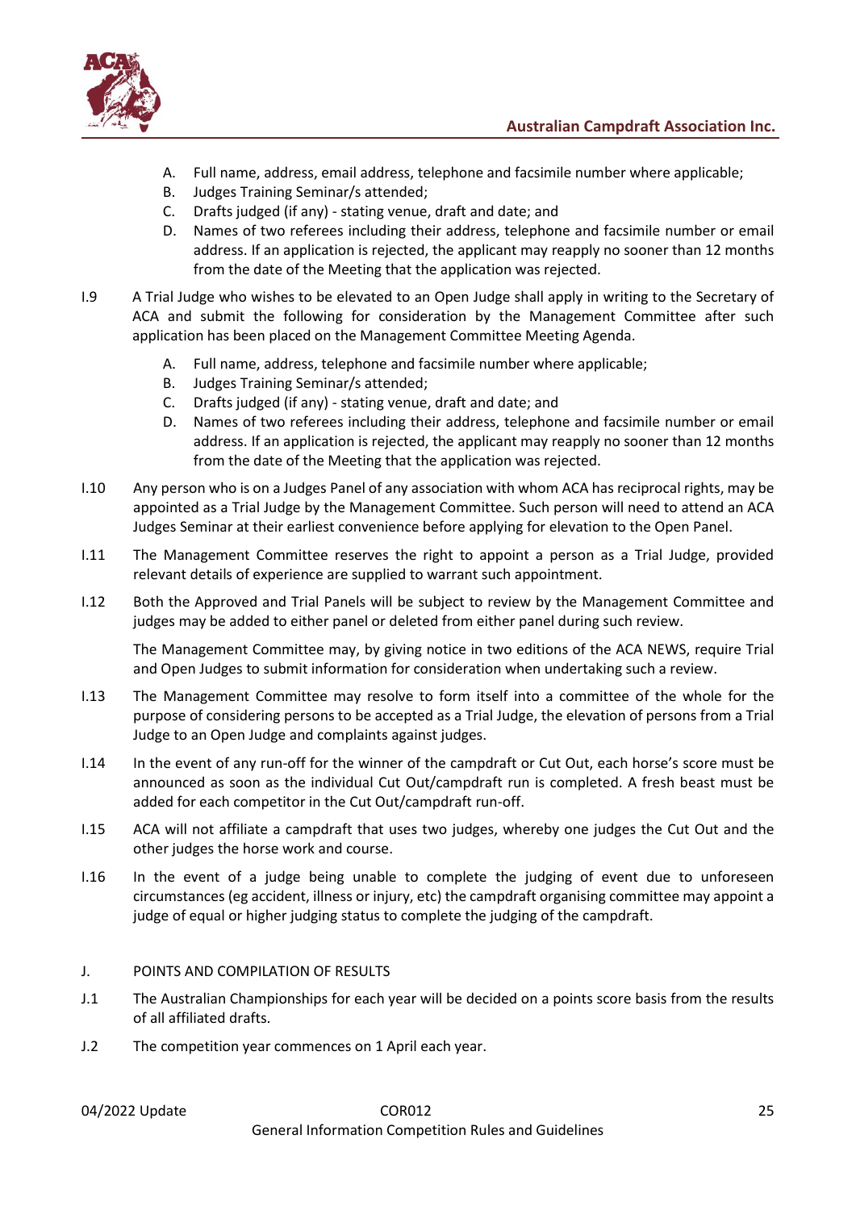A. Full name, address, email address, telephone and facsimile number where applicable;
B. Judges Training Seminar/s attended;
C. Drafts judged (if any) - stating venue, draft and date; and
D. Names of two referees including their address, telephone and facsimile number or email address. If an application is rejected, the applicant may reapply no sooner than 12 months from the date of the Meeting that the application was rejected.

I.9 A Trial Judge who wishes to be elevated to an Open Judge shall apply in writing to the Secretary of ACA and submit the following for consideration by the Management Committee after such application has been placed on the Management Committee Meeting Agenda.

A. Full name, address, telephone and facsimile number where applicable;
B. Judges Training Seminar/s attended;
C. Drafts judged (if any) - stating venue, draft and date; and
D. Names of two referees including their address, telephone and facsimile number or email address. If an application is rejected, the applicant may reapply no sooner than 12 months from the date of the Meeting that the application was rejected.

I.10 Any person who is on a Judges Panel of any association with whom ACA has reciprocal rights, may be appointed as a Trial Judge by the Management Committee. Such person will need to attend an ACA Judges Seminar at their earliest convenience before applying for elevation to the Open Panel.

I.11 The Management Committee reserves the right to appoint a person as a Trial Judge, provided relevant details of experience are supplied to warrant such appointment.

I.12 Both the Approved and Trial Panels will be subject to review by the Management Committee and judges may be added to either panel or deleted from either panel during such review.

The Management Committee may, by giving notice in two editions of the ACA NEWS, require Trial and Open Judges to submit information for consideration when undertaking such a review.

I.13 The Management Committee may resolve to form itself into a committee of the whole for the purpose of considering persons to be accepted as a Trial Judge, the elevation of persons from a Trial Judge to an Open Judge and complaints against judges.

I.14 In the event of any run-off for the winner of the campdraft or Cut Out, each horse's score must be announced as soon as the individual Cut Out/campdraft run is completed. A fresh beast must be added for each competitor in the Cut Out/campdraft run-off.

I.15 ACA will not affiliate a campdraft that uses two judges, whereby one judges the Cut Out and the other judges the horse work and course.

I.16 In the event of a judge being unable to complete the judging of event due to unforeseen circumstances (eg accident, illness or injury, etc) the campdraft organising committee may appoint a judge of equal or higher judging status to complete the judging of the campdraft.

## J. POINTS AND COMPILATION OF RESULTS

J.1 The Australian Championships for each year will be decided on a points score basis from the results of all affiliated drafts.

J.2 The competition year commences on 1 April each year.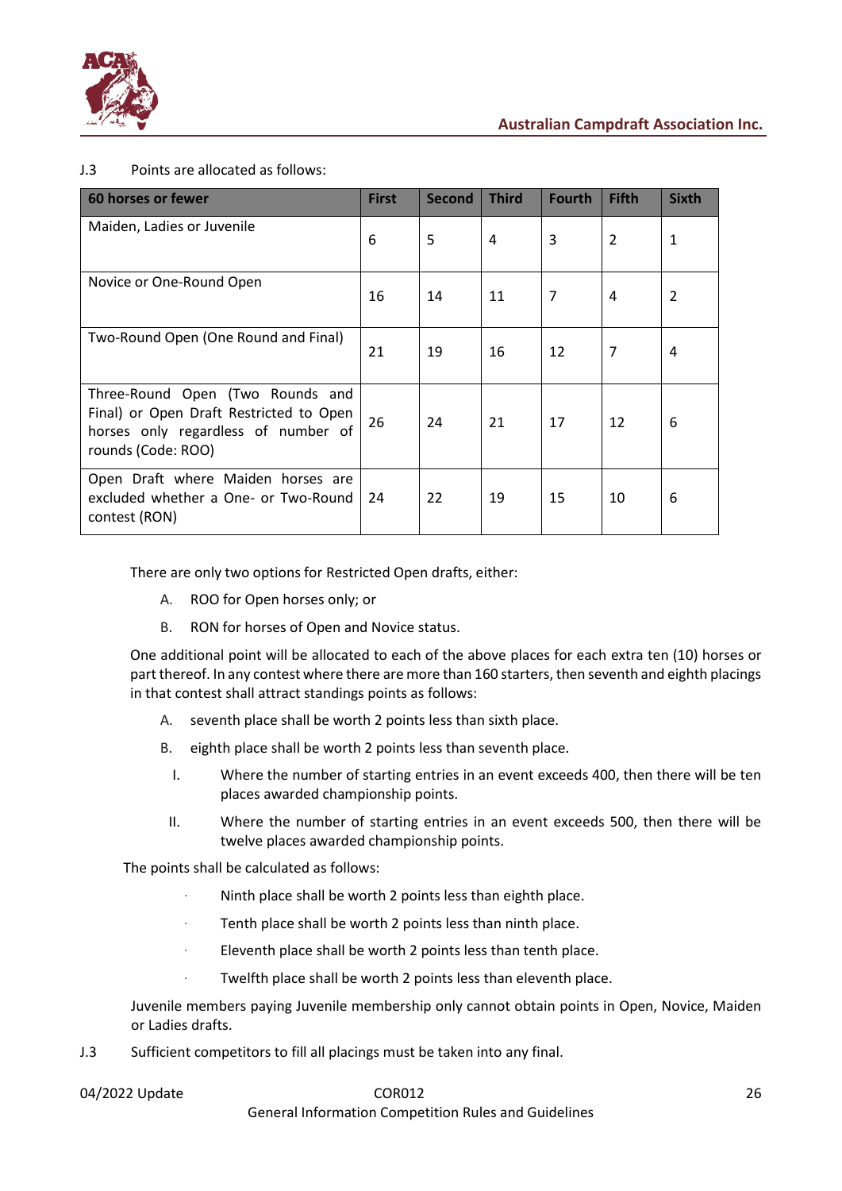J.3 Points are allocated as follows:

| 60 horses or fewer | First | Second | Third | Fourth | Fifth | Sixth |
|---|---|---|---|---|---|---|
| Maiden, Ladies or Juvenile | 6 | 5 | 4 | 3 | 2 | 1 |
| Novice or One-Round Open | 16 | 14 | 11 | 7 | 4 | 2 |
| Two-Round Open (One Round and Final) | 21 | 19 | 16 | 12 | 7 | 4 |
| Three-Round Open (Two Rounds and Final) or Open Draft Restricted to Open horses only regardless of number of rounds (Code: ROO) | 26 | 24 | 21 | 17 | 12 | 6 |
| Open Draft where Maiden horses are excluded whether a One- or Two-Round contest (RON) | 24 | 22 | 19 | 15 | 10 | 6 |

There are only two options for Restricted Open drafts, either:

A. ROO for Open horses only; or

B. RON for horses of Open and Novice status.

One additional point will be allocated to each of the above places for each extra ten (10) horses or part thereof. In any contest where there are more than 160 starters, then seventh and eighth placings in that contest shall attract standings points as follows:

A. seventh place shall be worth 2 points less than sixth place.

B. eighth place shall be worth 2 points less than seventh place.

I. Where the number of starting entries in an event exceeds 400, then there will be ten places awarded championship points.

II. Where the number of starting entries in an event exceeds 500, then there will be twelve places awarded championship points.

The points shall be calculated as follows:

- Ninth place shall be worth 2 points less than eighth place.
- Tenth place shall be worth 2 points less than ninth place.
- Eleventh place shall be worth 2 points less than tenth place.
- Twelfth place shall be worth 2 points less than eleventh place.

Juvenile members paying Juvenile membership only cannot obtain points in Open, Novice, Maiden or Ladies drafts.

J.3 Sufficient competitors to fill all placings must be taken into any final.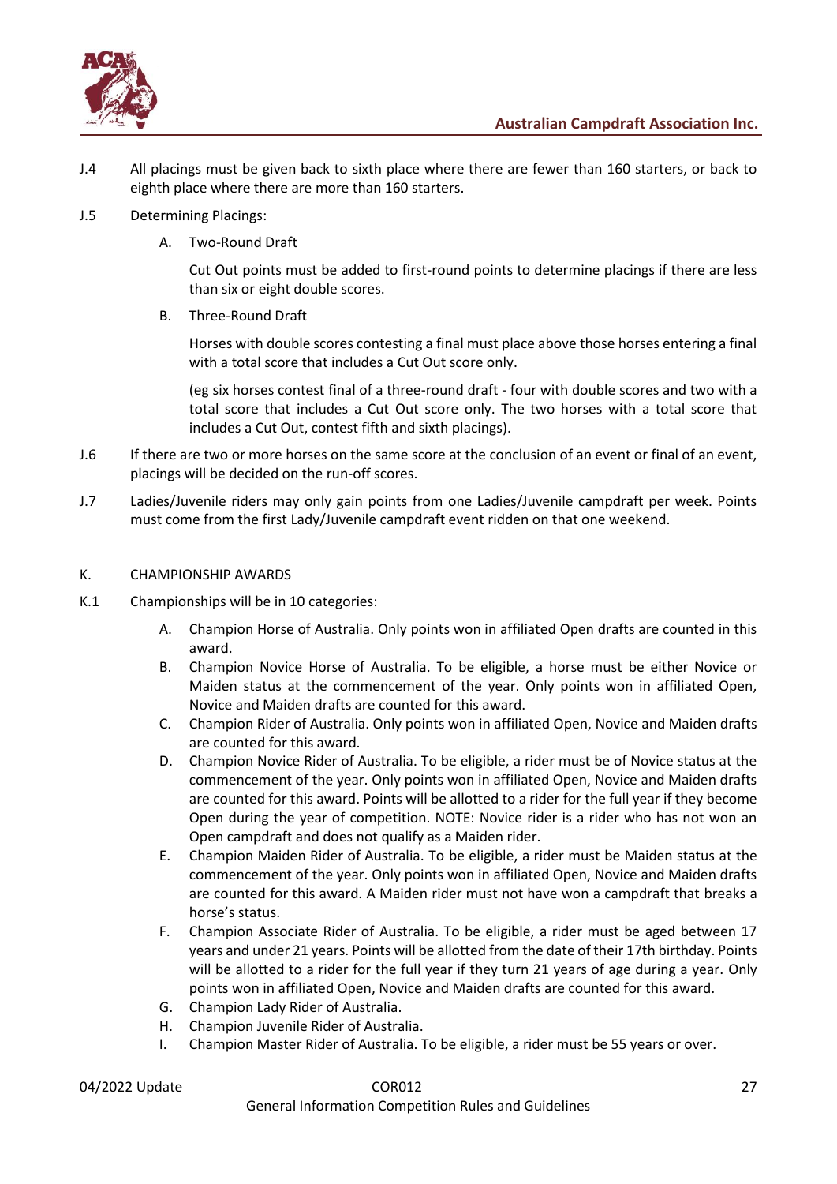J.4 All placings must be given back to sixth place where there are fewer than 160 starters, or back to eighth place where there are more than 160 starters.

J.5 Determining Placings:

A. Two-Round Draft

Cut Out points must be added to first-round points to determine placings if there are less than six or eight double scores.

B. Three-Round Draft

Horses with double scores contesting a final must place above those horses entering a final with a total score that includes a Cut Out score only.

(eg six horses contest final of a three-round draft - four with double scores and two with a total score that includes a Cut Out score only. The two horses with a total score that includes a Cut Out, contest fifth and sixth placings).

J.6 If there are two or more horses on the same score at the conclusion of an event or final of an event, placings will be decided on the run-off scores.

J.7 Ladies/Juvenile riders may only gain points from one Ladies/Juvenile campdraft per week. Points must come from the first Lady/Juvenile campdraft event ridden on that one weekend.

## K. CHAMPIONSHIP AWARDS

K.1 Championships will be in 10 categories:

A. Champion Horse of Australia. Only points won in affiliated Open drafts are counted in this award.

B. Champion Novice Horse of Australia. To be eligible, a horse must be either Novice or Maiden status at the commencement of the year. Only points won in affiliated Open, Novice and Maiden drafts are counted for this award.

C. Champion Rider of Australia. Only points won in affiliated Open, Novice and Maiden drafts are counted for this award.

D. Champion Novice Rider of Australia. To be eligible, a rider must be of Novice status at the commencement of the year. Only points won in affiliated Open, Novice and Maiden drafts are counted for this award. Points will be allotted to a rider for the full year if they become Open during the year of competition. NOTE: Novice rider is a rider who has not won an Open campdraft and does not qualify as a Maiden rider.

E. Champion Maiden Rider of Australia. To be eligible, a rider must be Maiden status at the commencement of the year. Only points won in affiliated Open, Novice and Maiden drafts are counted for this award. A Maiden rider must not have won a campdraft that breaks a horse's status.

F. Champion Associate Rider of Australia. To be eligible, a rider must be aged between 17 years and under 21 years. Points will be allotted from the date of their 17th birthday. Points will be allotted to a rider for the full year if they turn 21 years of age during a year. Only points won in affiliated Open, Novice and Maiden drafts are counted for this award.

G. Champion Lady Rider of Australia.

H. Champion Juvenile Rider of Australia.

I. Champion Master Rider of Australia. To be eligible, a rider must be 55 years or over.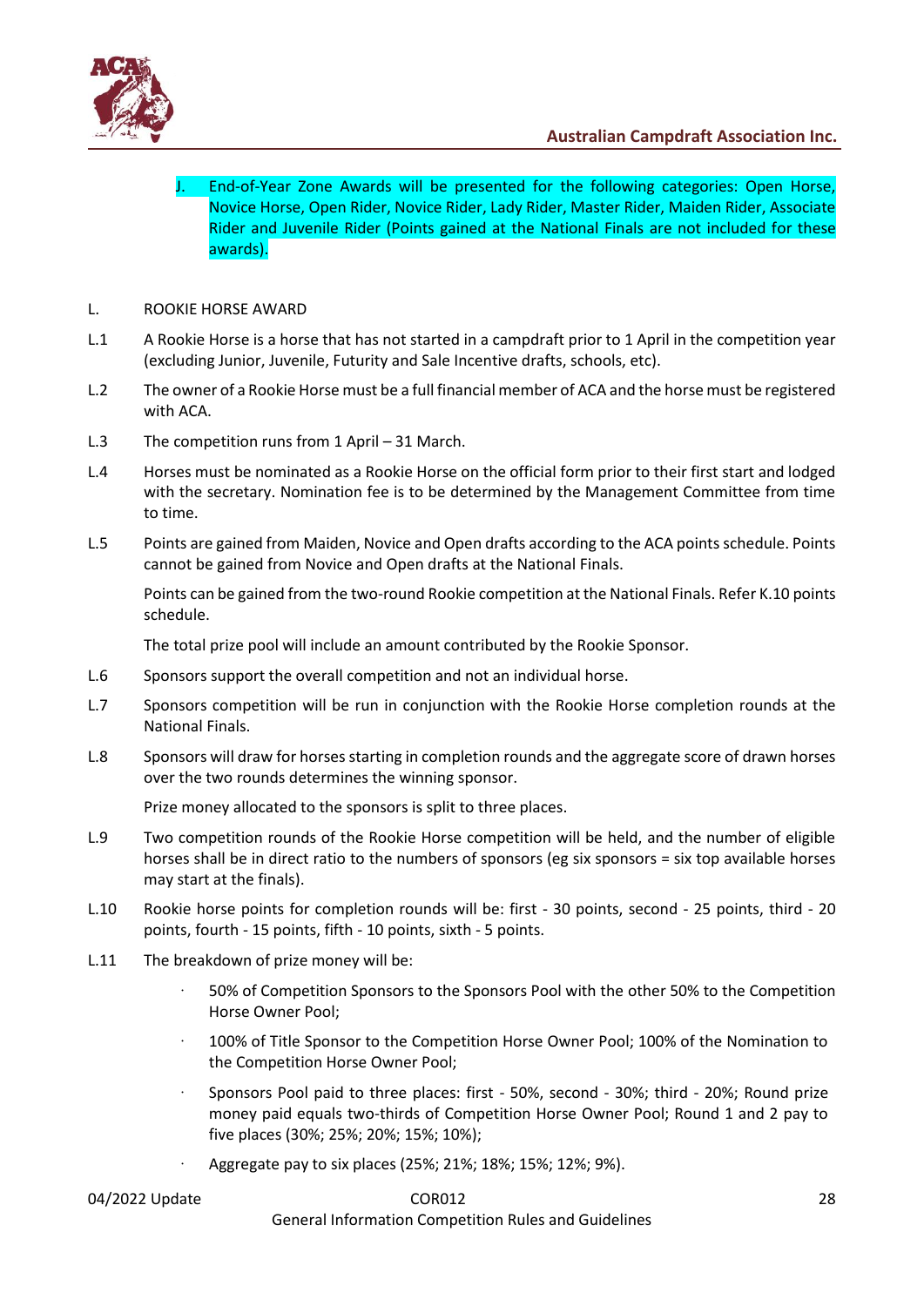J. End-of-Year Zone Awards will be presented for the following categories: Open Horse, Novice Horse, Open Rider, Novice Rider, Lady Rider, Master Rider, Maiden Rider, Associate Rider and Juvenile Rider (Points gained at the National Finals are not included for these awards).

## L. ROOKIE HORSE AWARD

L.1 A Rookie Horse is a horse that has not started in a campdraft prior to 1 April in the competition year (excluding Junior, Juvenile, Futurity and Sale Incentive drafts, schools, etc).

L.2 The owner of a Rookie Horse must be a full financial member of ACA and the horse must be registered with ACA.

L.3 The competition runs from 1 April – 31 March.

L.4 Horses must be nominated as a Rookie Horse on the official form prior to their first start and lodged with the secretary. Nomination fee is to be determined by the Management Committee from time to time.

L.5 Points are gained from Maiden, Novice and Open drafts according to the ACA points schedule. Points cannot be gained from Novice and Open drafts at the National Finals.

Points can be gained from the two-round Rookie competition at the National Finals. Refer K.10 points schedule.

The total prize pool will include an amount contributed by the Rookie Sponsor.

L.6 Sponsors support the overall competition and not an individual horse.

L.7 Sponsors competition will be run in conjunction with the Rookie Horse completion rounds at the National Finals.

L.8 Sponsors will draw for horses starting in completion rounds and the aggregate score of drawn horses over the two rounds determines the winning sponsor.

Prize money allocated to the sponsors is split to three places.

L.9 Two competition rounds of the Rookie Horse competition will be held, and the number of eligible horses shall be in direct ratio to the numbers of sponsors (eg six sponsors = six top available horses may start at the finals).

L.10 Rookie horse points for completion rounds will be: first - 30 points, second - 25 points, third - 20 points, fourth - 15 points, fifth - 10 points, sixth - 5 points.

L.11 The breakdown of prize money will be:

- 50% of Competition Sponsors to the Sponsors Pool with the other 50% to the Competition Horse Owner Pool;
- 100% of Title Sponsor to the Competition Horse Owner Pool; 100% of the Nomination to the Competition Horse Owner Pool;
- Sponsors Pool paid to three places: first - 50%, second - 30%; third - 20%; Round prize money paid equals two-thirds of Competition Horse Owner Pool; Round 1 and 2 pay to five places (30%; 25%; 20%; 15%; 10%);
- Aggregate pay to six places (25%; 21%; 18%; 15%; 12%; 9%).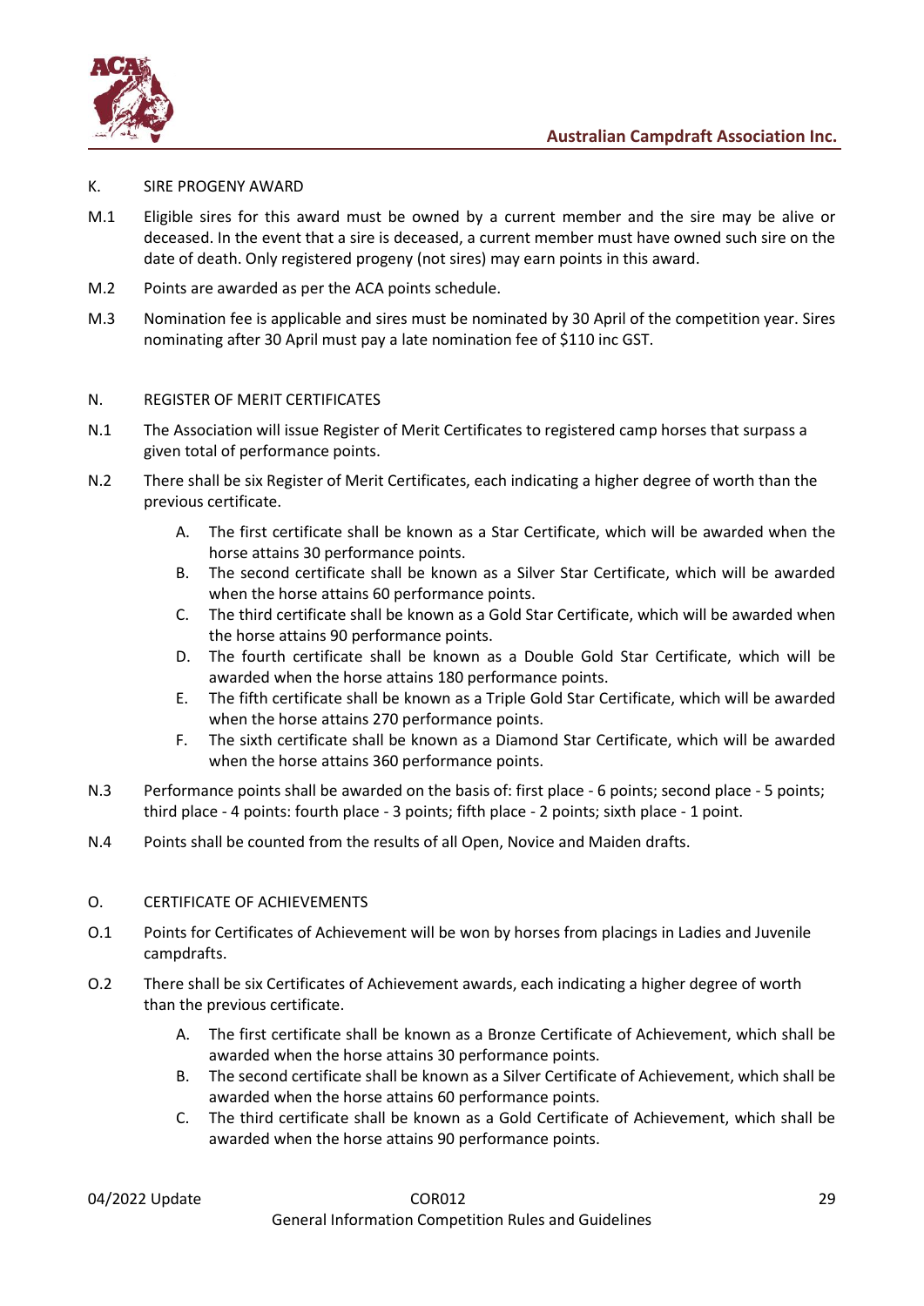K. SIRE PROGENY AWARD

M.1 Eligible sires for this award must be owned by a current member and the sire may be alive or deceased. In the event that a sire is deceased, a current member must have owned such sire on the date of death. Only registered progeny (not sires) may earn points in this award.

M.2 Points are awarded as per the ACA points schedule.

M.3 Nomination fee is applicable and sires must be nominated by 30 April of the competition year. Sires nominating after 30 April must pay a late nomination fee of $110 inc GST.

N. REGISTER OF MERIT CERTIFICATES

N.1 The Association will issue Register of Merit Certificates to registered camp horses that surpass a given total of performance points.

N.2 There shall be six Register of Merit Certificates, each indicating a higher degree of worth than the previous certificate.

- A. The first certificate shall be known as a Star Certificate, which will be awarded when the horse attains 30 performance points.
- B. The second certificate shall be known as a Silver Star Certificate, which will be awarded when the horse attains 60 performance points.
- C. The third certificate shall be known as a Gold Star Certificate, which will be awarded when the horse attains 90 performance points.
- D. The fourth certificate shall be known as a Double Gold Star Certificate, which will be awarded when the horse attains 180 performance points.
- E. The fifth certificate shall be known as a Triple Gold Star Certificate, which will be awarded when the horse attains 270 performance points.
- F. The sixth certificate shall be known as a Diamond Star Certificate, which will be awarded when the horse attains 360 performance points.

N.3 Performance points shall be awarded on the basis of: first place - 6 points; second place - 5 points; third place - 4 points: fourth place - 3 points; fifth place - 2 points; sixth place - 1 point.

N.4 Points shall be counted from the results of all Open, Novice and Maiden drafts.

O. CERTIFICATE OF ACHIEVEMENTS

O.1 Points for Certificates of Achievement will be won by horses from placings in Ladies and Juvenile campdrafts.

O.2 There shall be six Certificates of Achievement awards, each indicating a higher degree of worth than the previous certificate.

- A. The first certificate shall be known as a Bronze Certificate of Achievement, which shall be awarded when the horse attains 30 performance points.
- B. The second certificate shall be known as a Silver Certificate of Achievement, which shall be awarded when the horse attains 60 performance points.
- C. The third certificate shall be known as a Gold Certificate of Achievement, which shall be awarded when the horse attains 90 performance points.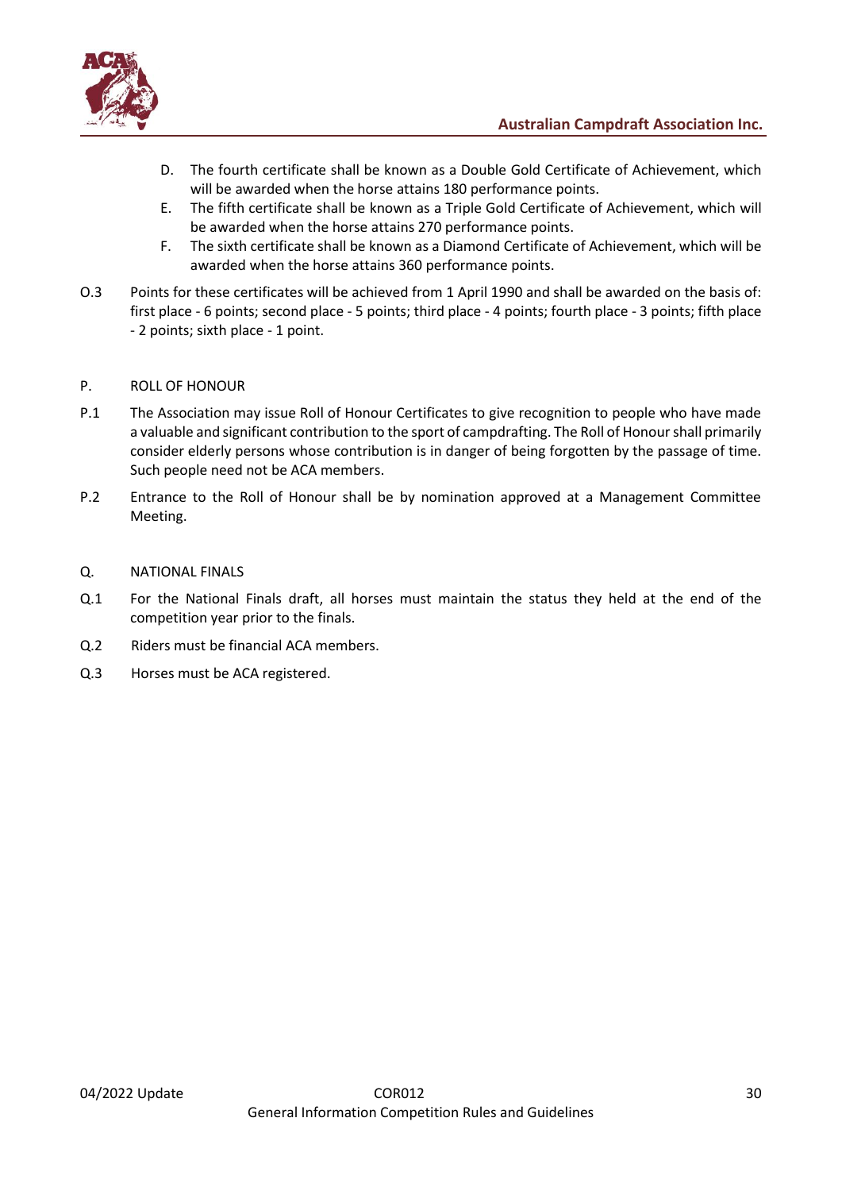D. The fourth certificate shall be known as a Double Gold Certificate of Achievement, which will be awarded when the horse attains 180 performance points.

E. The fifth certificate shall be known as a Triple Gold Certificate of Achievement, which will be awarded when the horse attains 270 performance points.

F. The sixth certificate shall be known as a Diamond Certificate of Achievement, which will be awarded when the horse attains 360 performance points.

O.3 Points for these certificates will be achieved from 1 April 1990 and shall be awarded on the basis of: first place - 6 points; second place - 5 points; third place - 4 points; fourth place - 3 points; fifth place - 2 points; sixth place - 1 point.

## P. ROLL OF HONOUR

P.1 The Association may issue Roll of Honour Certificates to give recognition to people who have made a valuable and significant contribution to the sport of campdrafting. The Roll of Honour shall primarily consider elderly persons whose contribution is in danger of being forgotten by the passage of time. Such people need not be ACA members.

P.2 Entrance to the Roll of Honour shall be by nomination approved at a Management Committee Meeting.

## Q. NATIONAL FINALS

Q.1 For the National Finals draft, all horses must maintain the status they held at the end of the competition year prior to the finals.

Q.2 Riders must be financial ACA members.

Q.3 Horses must be ACA registered.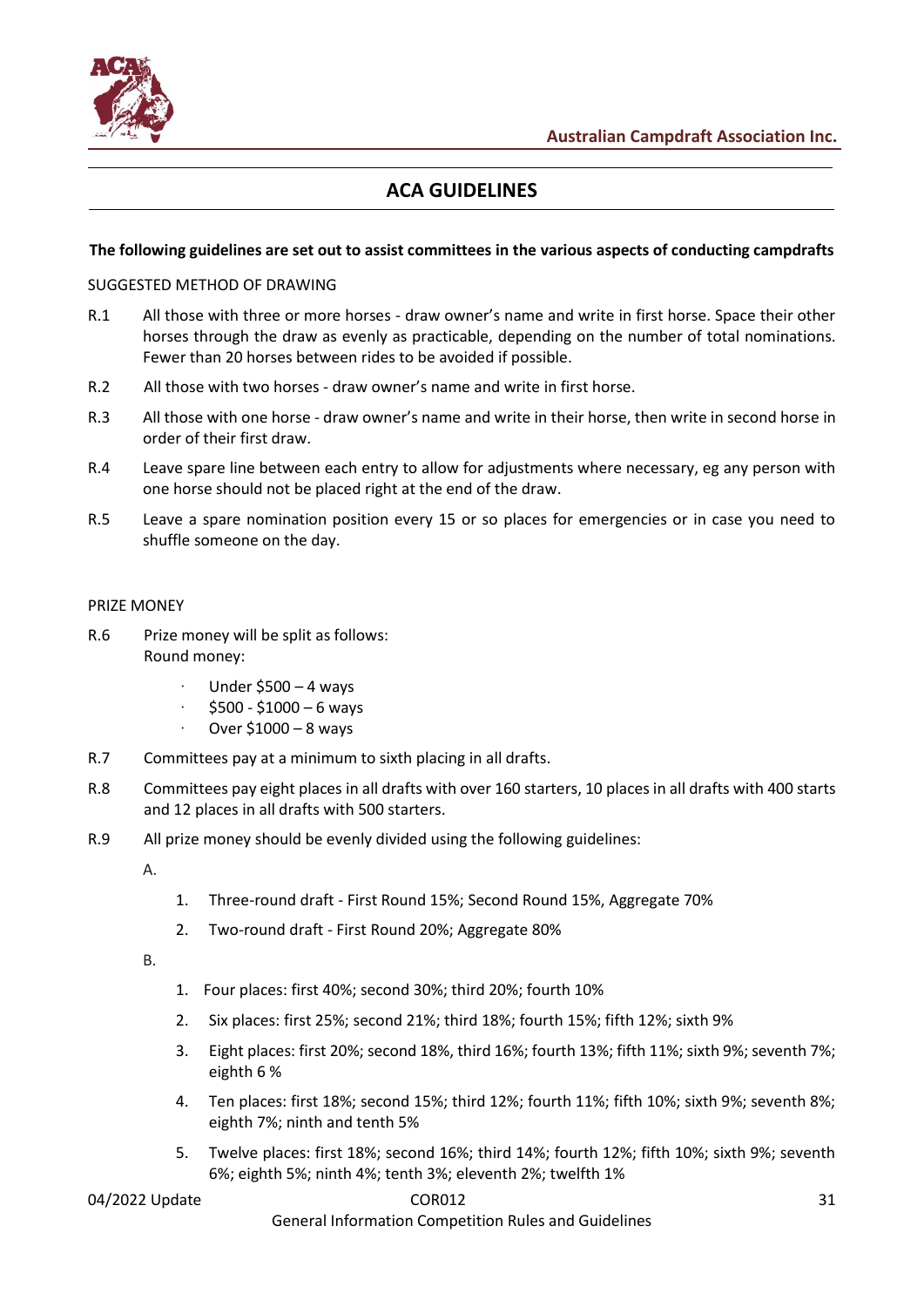## ACA GUIDELINES

**The following guidelines are set out to assist committees in the various aspects of conducting campdrafts**

SUGGESTED METHOD OF DRAWING

R.1 All those with three or more horses - draw owner's name and write in first horse. Space their other horses through the draw as evenly as practicable, depending on the number of total nominations. Fewer than 20 horses between rides to be avoided if possible.

R.2 All those with two horses - draw owner's name and write in first horse.

R.3 All those with one horse - draw owner's name and write in their horse, then write in second horse in order of their first draw.

R.4 Leave spare line between each entry to allow for adjustments where necessary, eg any person with one horse should not be placed right at the end of the draw.

R.5 Leave a spare nomination position every 15 or so places for emergencies or in case you need to shuffle someone on the day.

PRIZE MONEY

R.6 Prize money will be split as follows:
Round money:

- Under $500 – 4 ways
- $500 - $1000 – 6 ways
- Over $1000 – 8 ways

R.7 Committees pay at a minimum to sixth placing in all drafts.

R.8 Committees pay eight places in all drafts with over 160 starters, 10 places in all drafts with 400 starts and 12 places in all drafts with 500 starters.

R.9 All prize money should be evenly divided using the following guidelines:

A.

1. Three-round draft - First Round 15%; Second Round 15%, Aggregate 70%
2. Two-round draft - First Round 20%; Aggregate 80%

B.

1. Four places: first 40%; second 30%; third 20%; fourth 10%
2. Six places: first 25%; second 21%; third 18%; fourth 15%; fifth 12%; sixth 9%
3. Eight places: first 20%; second 18%, third 16%; fourth 13%; fifth 11%; sixth 9%; seventh 7%; eighth 6 %
4. Ten places: first 18%; second 15%; third 12%; fourth 11%; fifth 10%; sixth 9%; seventh 8%; eighth 7%; ninth and tenth 5%
5. Twelve places: first 18%; second 16%; third 14%; fourth 12%; fifth 10%; sixth 9%; seventh 6%; eighth 5%; ninth 4%; tenth 3%; eleventh 2%; twelfth 1%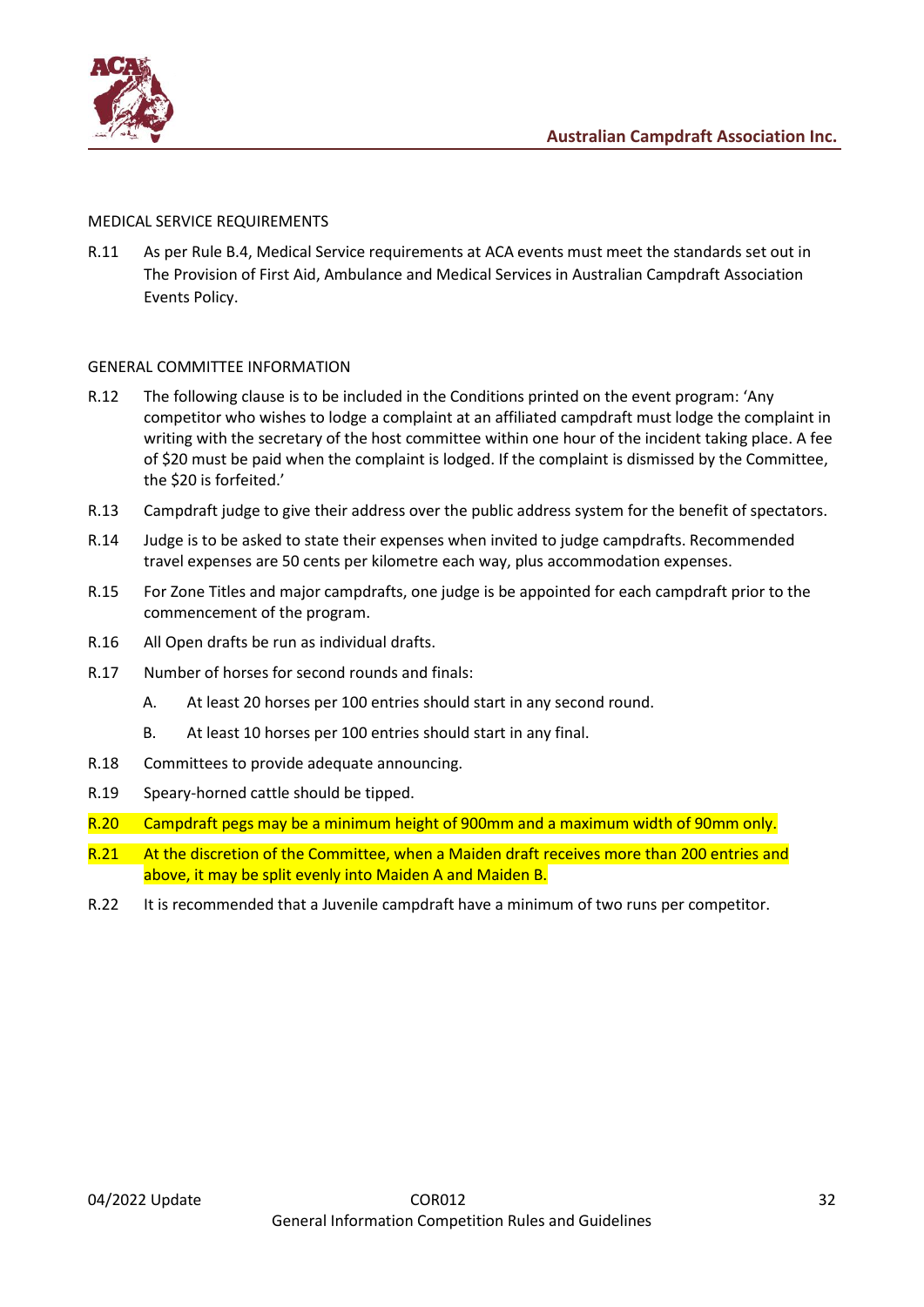## MEDICAL SERVICE REQUIREMENTS

R.11 As per Rule B.4, Medical Service requirements at ACA events must meet the standards set out in The Provision of First Aid, Ambulance and Medical Services in Australian Campdraft Association Events Policy.

## GENERAL COMMITTEE INFORMATION

R.12 The following clause is to be included in the Conditions printed on the event program: 'Any competitor who wishes to lodge a complaint at an affiliated campdraft must lodge the complaint in writing with the secretary of the host committee within one hour of the incident taking place. A fee of $20 must be paid when the complaint is lodged. If the complaint is dismissed by the Committee, the $20 is forfeited.'

R.13 Campdraft judge to give their address over the public address system for the benefit of spectators.

R.14 Judge is to be asked to state their expenses when invited to judge campdrafts. Recommended travel expenses are 50 cents per kilometre each way, plus accommodation expenses.

R.15 For Zone Titles and major campdrafts, one judge is be appointed for each campdraft prior to the commencement of the program.

R.16 All Open drafts be run as individual drafts.

R.17 Number of horses for second rounds and finals:

- A. At least 20 horses per 100 entries should start in any second round.
- B. At least 10 horses per 100 entries should start in any final.

R.18 Committees to provide adequate announcing.

R.19 Speary-horned cattle should be tipped.

R.20 Campdraft pegs may be a minimum height of 900mm and a maximum width of 90mm only.

R.21 At the discretion of the Committee, when a Maiden draft receives more than 200 entries and above, it may be split evenly into Maiden A and Maiden B.

R.22 It is recommended that a Juvenile campdraft have a minimum of two runs per competitor.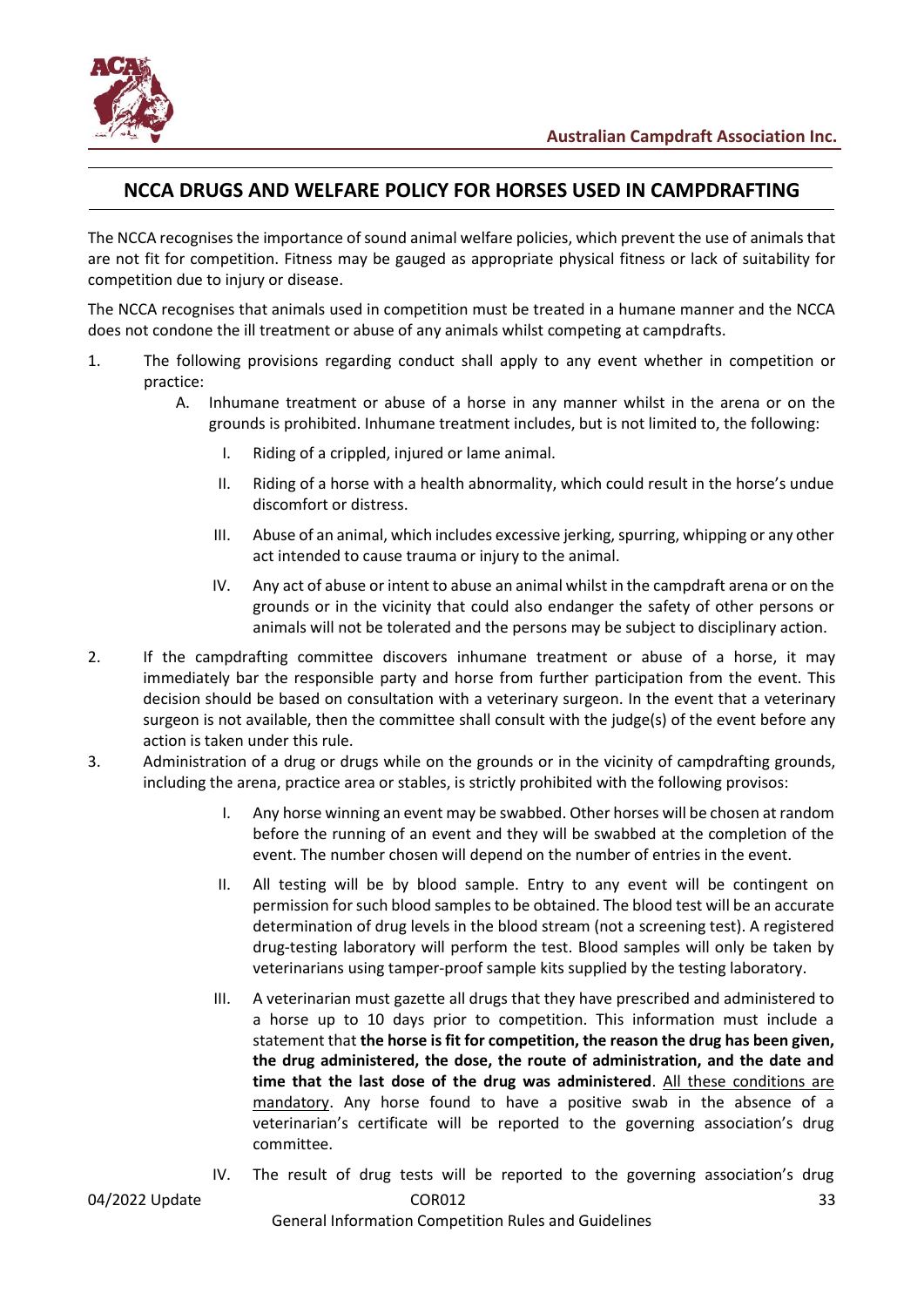## NCCA DRUGS AND WELFARE POLICY FOR HORSES USED IN CAMPDRAFTING

The NCCA recognises the importance of sound animal welfare policies, which prevent the use of animals that are not fit for competition. Fitness may be gauged as appropriate physical fitness or lack of suitability for competition due to injury or disease.

The NCCA recognises that animals used in competition must be treated in a humane manner and the NCCA does not condone the ill treatment or abuse of any animals whilst competing at campdrafts.

1. The following provisions regarding conduct shall apply to any event whether in competition or practice:
   - A. Inhumane treatment or abuse of a horse in any manner whilst in the arena or on the grounds is prohibited. Inhumane treatment includes, but is not limited to, the following:
     - I. Riding of a crippled, injured or lame animal.
     - II. Riding of a horse with a health abnormality, which could result in the horse's undue discomfort or distress.
     - III. Abuse of an animal, which includes excessive jerking, spurring, whipping or any other act intended to cause trauma or injury to the animal.
     - IV. Any act of abuse or intent to abuse an animal whilst in the campdraft arena or on the grounds or in the vicinity that could also endanger the safety of other persons or animals will not be tolerated and the persons may be subject to disciplinary action.
2. If the campdrafting committee discovers inhumane treatment or abuse of a horse, it may immediately bar the responsible party and horse from further participation from the event. This decision should be based on consultation with a veterinary surgeon. In the event that a veterinary surgeon is not available, then the committee shall consult with the judge(s) of the event before any action is taken under this rule.
3. Administration of a drug or drugs while on the grounds or in the vicinity of campdrafting grounds, including the arena, practice area or stables, is strictly prohibited with the following provisos:
   - I. Any horse winning an event may be swabbed. Other horses will be chosen at random before the running of an event and they will be swabbed at the completion of the event. The number chosen will depend on the number of entries in the event.
   - II. All testing will be by blood sample. Entry to any event will be contingent on permission for such blood samples to be obtained. The blood test will be an accurate determination of drug levels in the blood stream (not a screening test). A registered drug-testing laboratory will perform the test. Blood samples will only be taken by veterinarians using tamper-proof sample kits supplied by the testing laboratory.
   - III. A veterinarian must gazette all drugs that they have prescribed and administered to a horse up to 10 days prior to competition. This information must include a statement that **the horse is fit for competition, the reason the drug has been given, the drug administered, the dose, the route of administration, and the date and time that the last dose of the drug was administered**. <u>All these conditions are mandatory</u>. Any horse found to have a positive swab in the absence of a veterinarian's certificate will be reported to the governing association's drug committee.
   - IV. The result of drug tests will be reported to the governing association's drug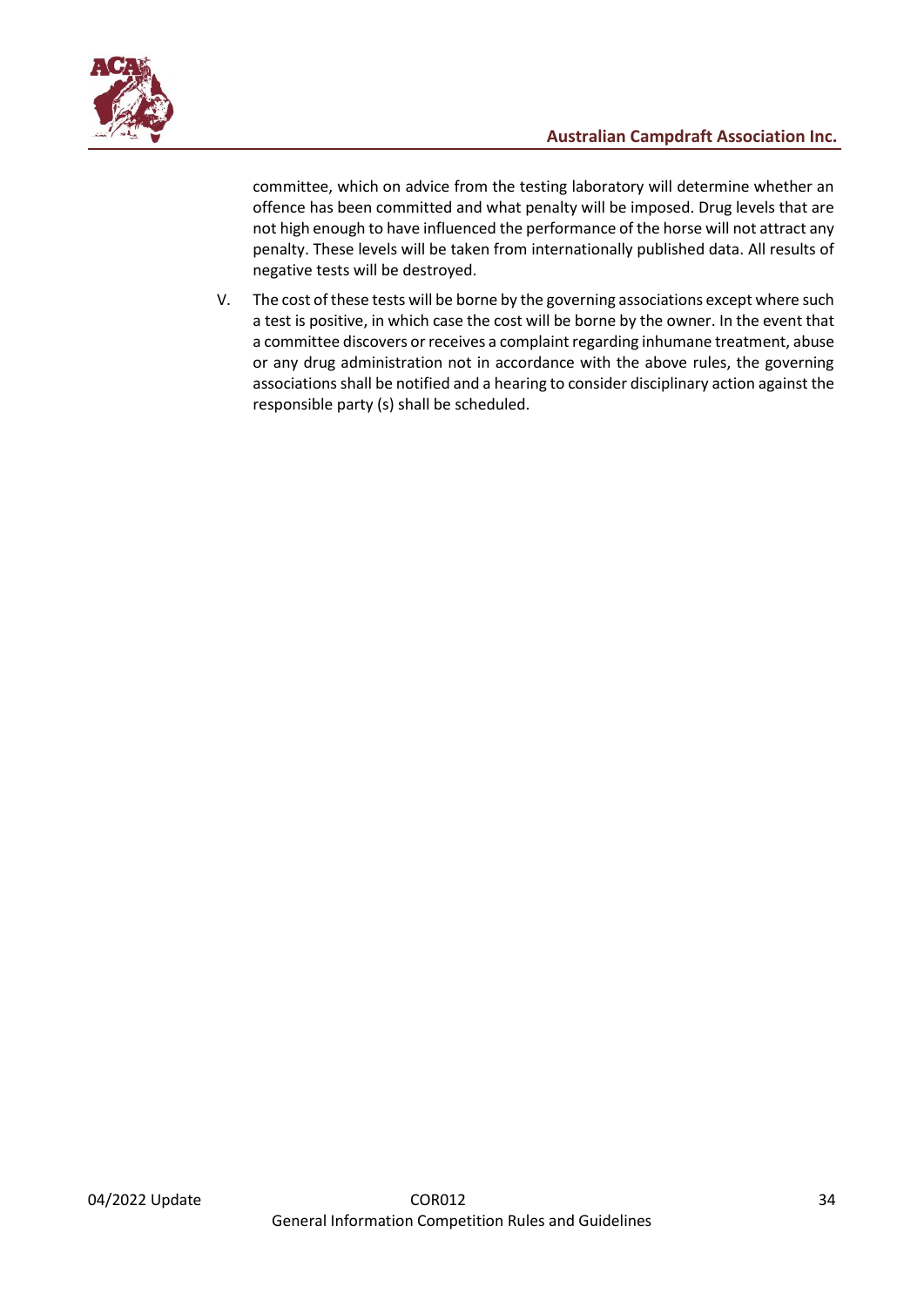committee, which on advice from the testing laboratory will determine whether an offence has been committed and what penalty will be imposed. Drug levels that are not high enough to have influenced the performance of the horse will not attract any penalty. These levels will be taken from internationally published data. All results of negative tests will be destroyed.

V. The cost of these tests will be borne by the governing associations except where such a test is positive, in which case the cost will be borne by the owner. In the event that a committee discovers or receives a complaint regarding inhumane treatment, abuse or any drug administration not in accordance with the above rules, the governing associations shall be notified and a hearing to consider disciplinary action against the responsible party (s) shall be scheduled.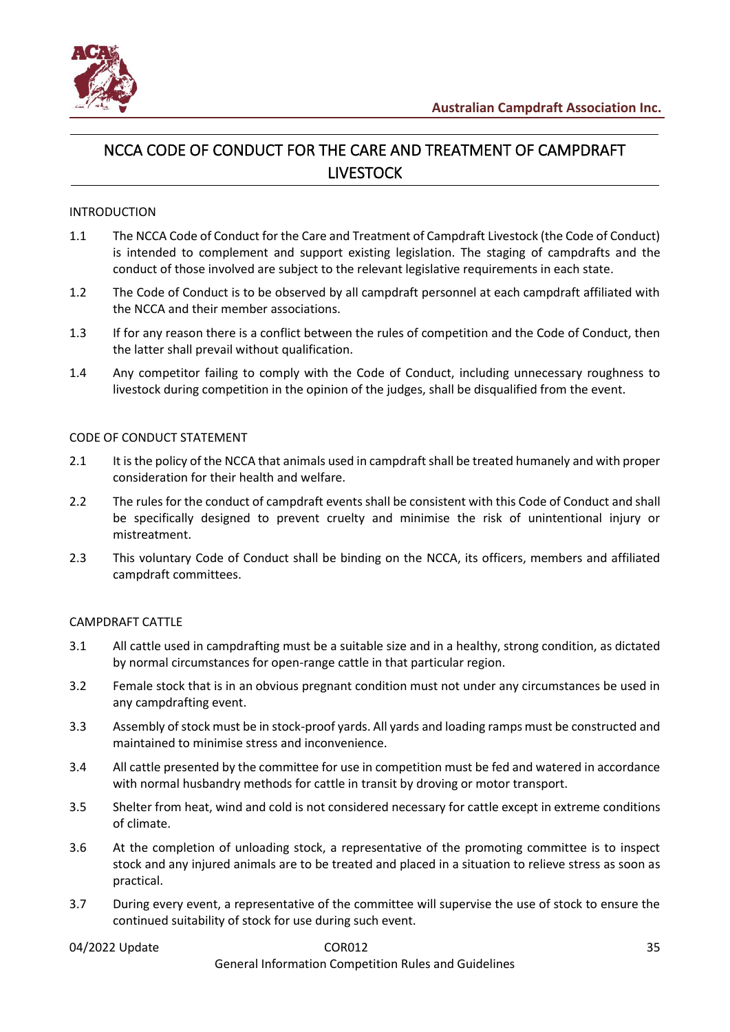# NCCA CODE OF CONDUCT FOR THE CARE AND TREATMENT OF CAMPDRAFT LIVESTOCK

## INTRODUCTION

1.1 The NCCA Code of Conduct for the Care and Treatment of Campdraft Livestock (the Code of Conduct) is intended to complement and support existing legislation. The staging of campdrafts and the conduct of those involved are subject to the relevant legislative requirements in each state.

1.2 The Code of Conduct is to be observed by all campdraft personnel at each campdraft affiliated with the NCCA and their member associations.

1.3 If for any reason there is a conflict between the rules of competition and the Code of Conduct, then the latter shall prevail without qualification.

1.4 Any competitor failing to comply with the Code of Conduct, including unnecessary roughness to livestock during competition in the opinion of the judges, shall be disqualified from the event.

## CODE OF CONDUCT STATEMENT

2.1 It is the policy of the NCCA that animals used in campdraft shall be treated humanely and with proper consideration for their health and welfare.

2.2 The rules for the conduct of campdraft events shall be consistent with this Code of Conduct and shall be specifically designed to prevent cruelty and minimise the risk of unintentional injury or mistreatment.

2.3 This voluntary Code of Conduct shall be binding on the NCCA, its officers, members and affiliated campdraft committees.

## CAMPDRAFT CATTLE

3.1 All cattle used in campdrafting must be a suitable size and in a healthy, strong condition, as dictated by normal circumstances for open-range cattle in that particular region.

3.2 Female stock that is in an obvious pregnant condition must not under any circumstances be used in any campdrafting event.

3.3 Assembly of stock must be in stock-proof yards. All yards and loading ramps must be constructed and maintained to minimise stress and inconvenience.

3.4 All cattle presented by the committee for use in competition must be fed and watered in accordance with normal husbandry methods for cattle in transit by droving or motor transport.

3.5 Shelter from heat, wind and cold is not considered necessary for cattle except in extreme conditions of climate.

3.6 At the completion of unloading stock, a representative of the promoting committee is to inspect stock and any injured animals are to be treated and placed in a situation to relieve stress as soon as practical.

3.7 During every event, a representative of the committee will supervise the use of stock to ensure the continued suitability of stock for use during such event.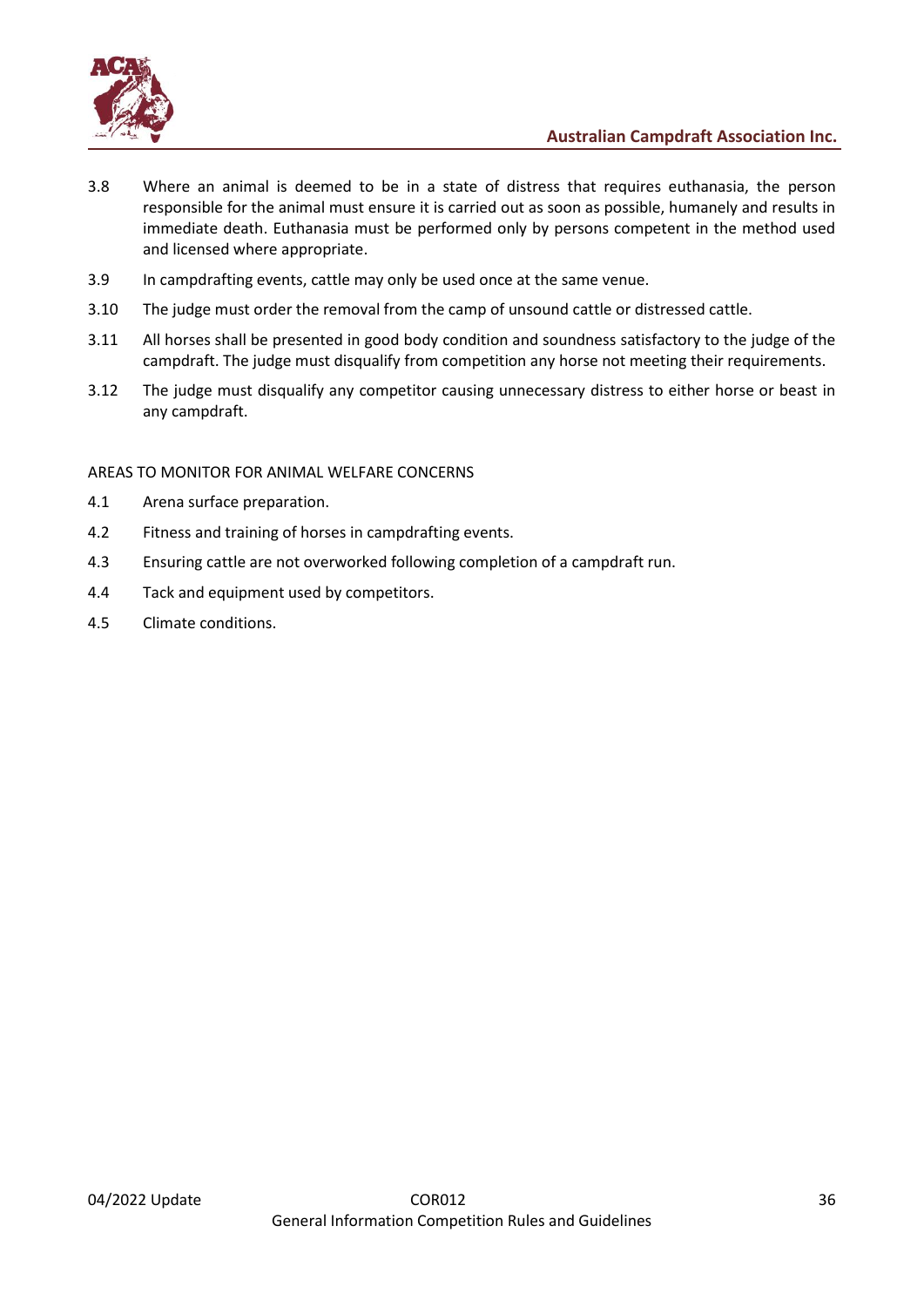3.8 Where an animal is deemed to be in a state of distress that requires euthanasia, the person responsible for the animal must ensure it is carried out as soon as possible, humanely and results in immediate death. Euthanasia must be performed only by persons competent in the method used and licensed where appropriate.

3.9 In campdrafting events, cattle may only be used once at the same venue.

3.10 The judge must order the removal from the camp of unsound cattle or distressed cattle.

3.11 All horses shall be presented in good body condition and soundness satisfactory to the judge of the campdraft. The judge must disqualify from competition any horse not meeting their requirements.

3.12 The judge must disqualify any competitor causing unnecessary distress to either horse or beast in any campdraft.

AREAS TO MONITOR FOR ANIMAL WELFARE CONCERNS

4.1 Arena surface preparation.

4.2 Fitness and training of horses in campdrafting events.

4.3 Ensuring cattle are not overworked following completion of a campdraft run.

4.4 Tack and equipment used by competitors.

4.5 Climate conditions.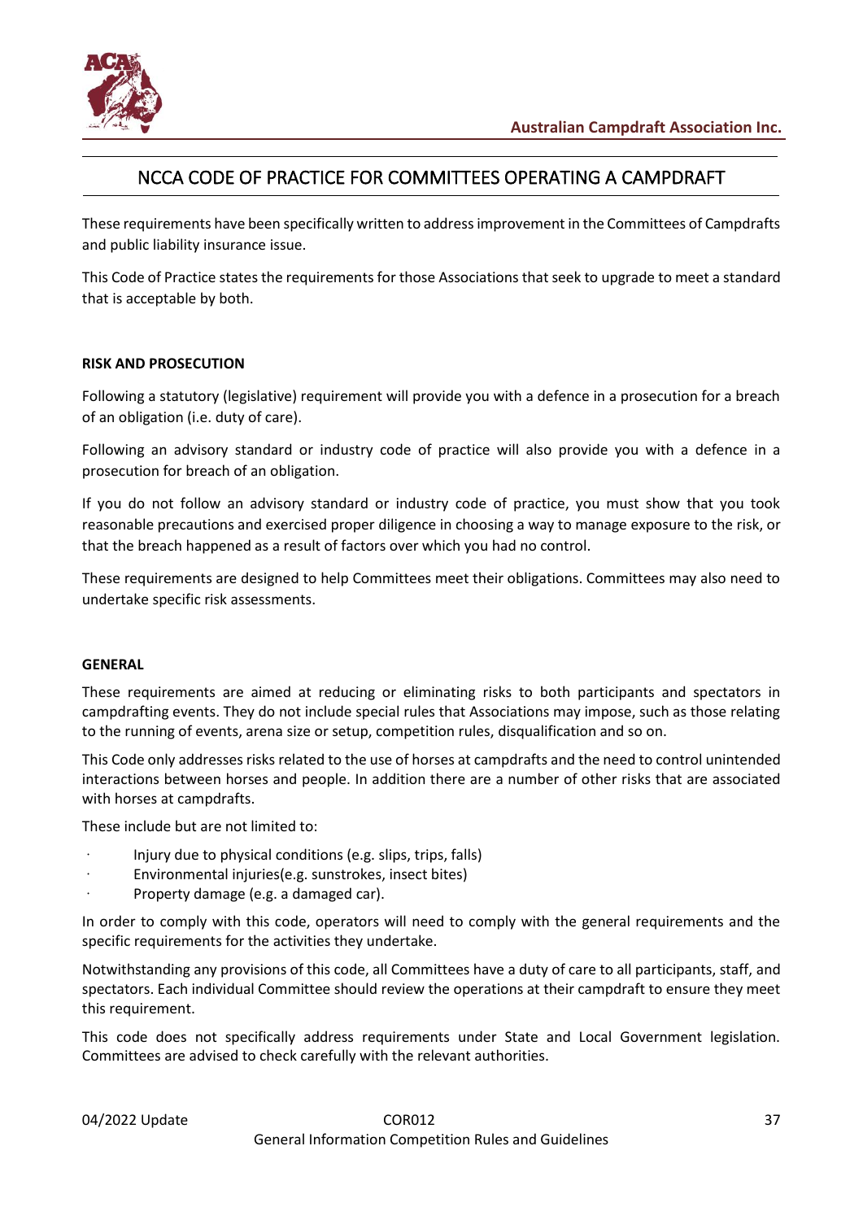# NCCA CODE OF PRACTICE FOR COMMITTEES OPERATING A CAMPDRAFT

These requirements have been specifically written to address improvement in the Committees of Campdrafts and public liability insurance issue.

This Code of Practice states the requirements for those Associations that seek to upgrade to meet a standard that is acceptable by both.

**RISK AND PROSECUTION**

Following a statutory (legislative) requirement will provide you with a defence in a prosecution for a breach of an obligation (i.e. duty of care).

Following an advisory standard or industry code of practice will also provide you with a defence in a prosecution for breach of an obligation.

If you do not follow an advisory standard or industry code of practice, you must show that you took reasonable precautions and exercised proper diligence in choosing a way to manage exposure to the risk, or that the breach happened as a result of factors over which you had no control.

These requirements are designed to help Committees meet their obligations. Committees may also need to undertake specific risk assessments.

**GENERAL**

These requirements are aimed at reducing or eliminating risks to both participants and spectators in campdrafting events. They do not include special rules that Associations may impose, such as those relating to the running of events, arena size or setup, competition rules, disqualification and so on.

This Code only addresses risks related to the use of horses at campdrafts and the need to control unintended interactions between horses and people. In addition there are a number of other risks that are associated with horses at campdrafts.

These include but are not limited to:

- Injury due to physical conditions (e.g. slips, trips, falls)
- Environmental injuries(e.g. sunstrokes, insect bites)
- Property damage (e.g. a damaged car).

In order to comply with this code, operators will need to comply with the general requirements and the specific requirements for the activities they undertake.

Notwithstanding any provisions of this code, all Committees have a duty of care to all participants, staff, and spectators. Each individual Committee should review the operations at their campdraft to ensure they meet this requirement.

This code does not specifically address requirements under State and Local Government legislation. Committees are advised to check carefully with the relevant authorities.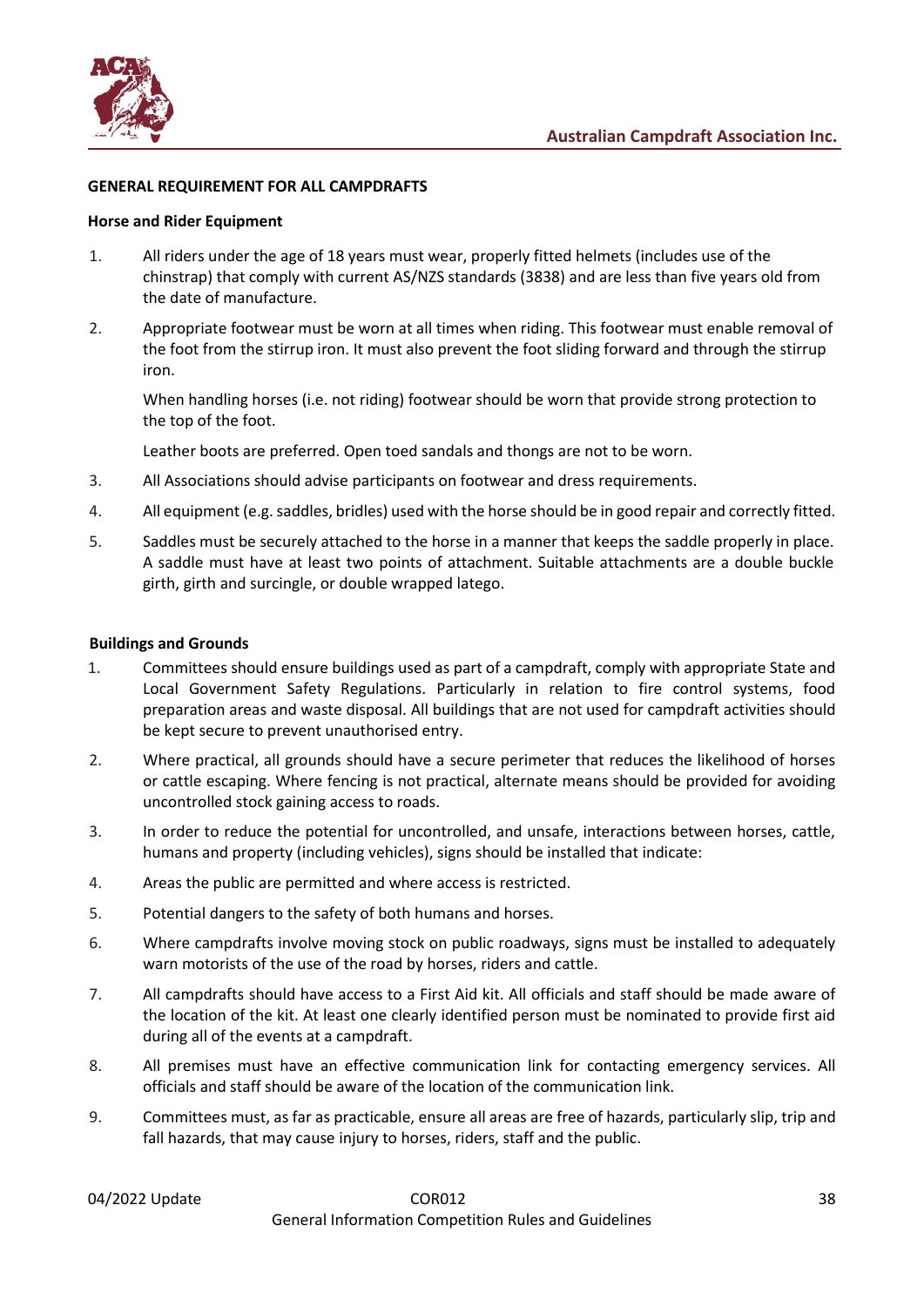## GENERAL REQUIREMENT FOR ALL CAMPDRAFTS

### Horse and Rider Equipment

1. All riders under the age of 18 years must wear, properly fitted helmets (includes use of the chinstrap) that comply with current AS/NZS standards (3838) and are less than five years old from the date of manufacture.
2. Appropriate footwear must be worn at all times when riding. This footwear must enable removal of the foot from the stirrup iron. It must also prevent the foot sliding forward and through the stirrup iron.

   When handling horses (i.e. not riding) footwear should be worn that provide strong protection to the top of the foot.

   Leather boots are preferred. Open toed sandals and thongs are not to be worn.
3. All Associations should advise participants on footwear and dress requirements.
4. All equipment (e.g. saddles, bridles) used with the horse should be in good repair and correctly fitted.
5. Saddles must be securely attached to the horse in a manner that keeps the saddle properly in place. A saddle must have at least two points of attachment. Suitable attachments are a double buckle girth, girth and surcingle, or double wrapped latego.

### Buildings and Grounds

1. Committees should ensure buildings used as part of a campdraft, comply with appropriate State and Local Government Safety Regulations. Particularly in relation to fire control systems, food preparation areas and waste disposal. All buildings that are not used for campdraft activities should be kept secure to prevent unauthorised entry.
2. Where practical, all grounds should have a secure perimeter that reduces the likelihood of horses or cattle escaping. Where fencing is not practical, alternate means should be provided for avoiding uncontrolled stock gaining access to roads.
3. In order to reduce the potential for uncontrolled, and unsafe, interactions between horses, cattle, humans and property (including vehicles), signs should be installed that indicate:
4. Areas the public are permitted and where access is restricted.
5. Potential dangers to the safety of both humans and horses.
6. Where campdrafts involve moving stock on public roadways, signs must be installed to adequately warn motorists of the use of the road by horses, riders and cattle.
7. All campdrafts should have access to a First Aid kit. All officials and staff should be made aware of the location of the kit. At least one clearly identified person must be nominated to provide first aid during all of the events at a campdraft.
8. All premises must have an effective communication link for contacting emergency services. All officials and staff should be aware of the location of the communication link.
9. Committees must, as far as practicable, ensure all areas are free of hazards, particularly slip, trip and fall hazards, that may cause injury to horses, riders, staff and the public.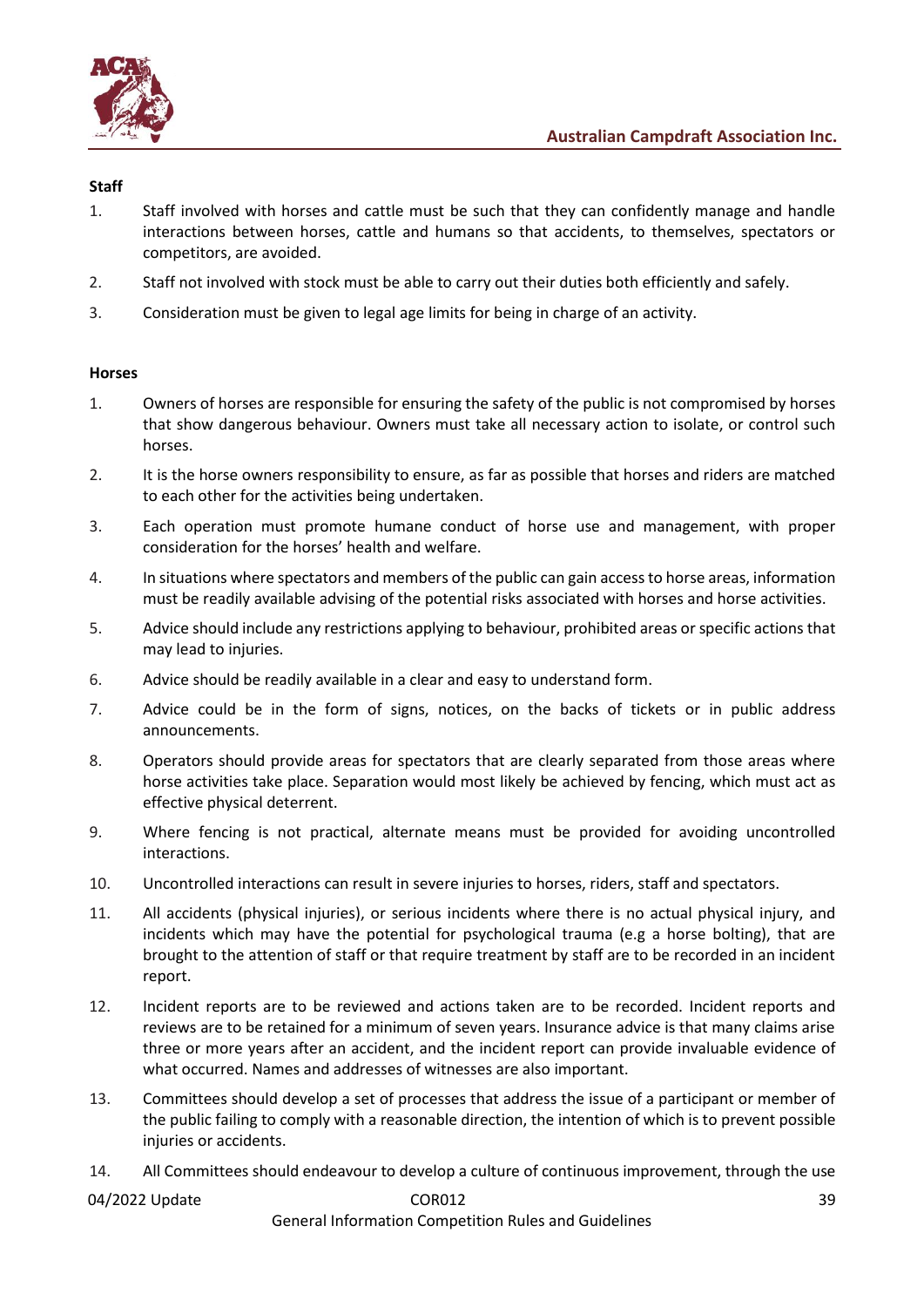**Staff**

1. Staff involved with horses and cattle must be such that they can confidently manage and handle interactions between horses, cattle and humans so that accidents, to themselves, spectators or competitors, are avoided.
2. Staff not involved with stock must be able to carry out their duties both efficiently and safely.
3. Consideration must be given to legal age limits for being in charge of an activity.

**Horses**

1. Owners of horses are responsible for ensuring the safety of the public is not compromised by horses that show dangerous behaviour. Owners must take all necessary action to isolate, or control such horses.
2. It is the horse owners responsibility to ensure, as far as possible that horses and riders are matched to each other for the activities being undertaken.
3. Each operation must promote humane conduct of horse use and management, with proper consideration for the horses' health and welfare.
4. In situations where spectators and members of the public can gain access to horse areas, information must be readily available advising of the potential risks associated with horses and horse activities.
5. Advice should include any restrictions applying to behaviour, prohibited areas or specific actions that may lead to injuries.
6. Advice should be readily available in a clear and easy to understand form.
7. Advice could be in the form of signs, notices, on the backs of tickets or in public address announcements.
8. Operators should provide areas for spectators that are clearly separated from those areas where horse activities take place. Separation would most likely be achieved by fencing, which must act as effective physical deterrent.
9. Where fencing is not practical, alternate means must be provided for avoiding uncontrolled interactions.
10. Uncontrolled interactions can result in severe injuries to horses, riders, staff and spectators.
11. All accidents (physical injuries), or serious incidents where there is no actual physical injury, and incidents which may have the potential for psychological trauma (e.g a horse bolting), that are brought to the attention of staff or that require treatment by staff are to be recorded in an incident report.
12. Incident reports are to be reviewed and actions taken are to be recorded. Incident reports and reviews are to be retained for a minimum of seven years. Insurance advice is that many claims arise three or more years after an accident, and the incident report can provide invaluable evidence of what occurred. Names and addresses of witnesses are also important.
13. Committees should develop a set of processes that address the issue of a participant or member of the public failing to comply with a reasonable direction, the intention of which is to prevent possible injuries or accidents.
14. All Committees should endeavour to develop a culture of continuous improvement, through the use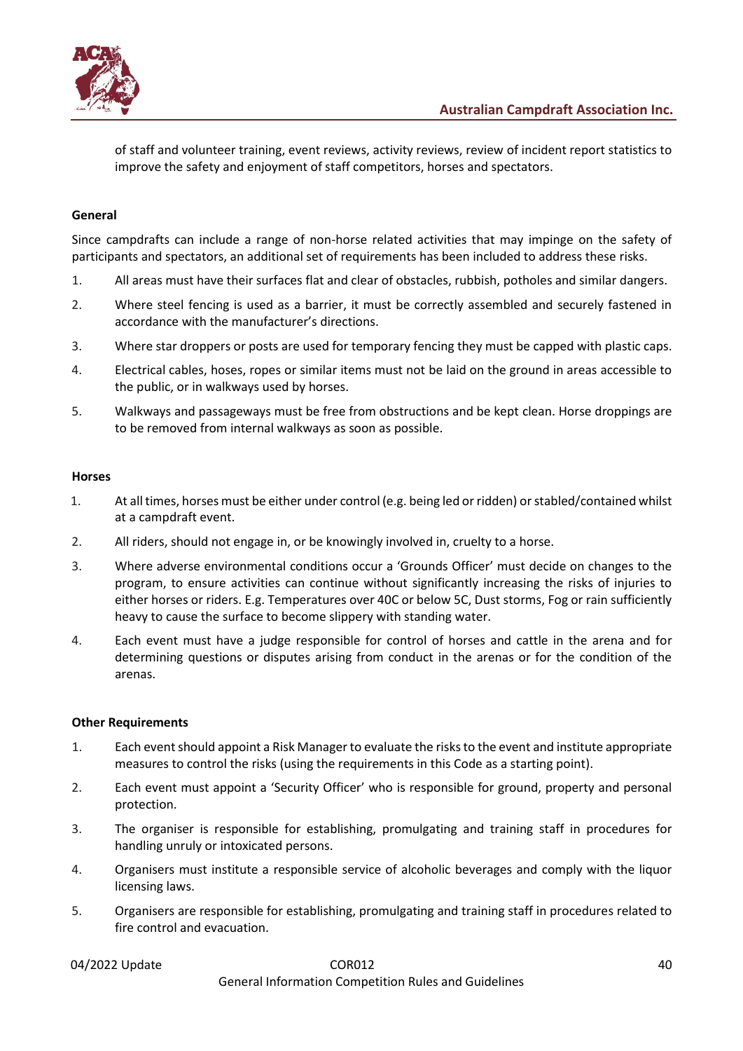of staff and volunteer training, event reviews, activity reviews, review of incident report statistics to improve the safety and enjoyment of staff competitors, horses and spectators.

**General**

Since campdrafts can include a range of non-horse related activities that may impinge on the safety of participants and spectators, an additional set of requirements has been included to address these risks.

1. All areas must have their surfaces flat and clear of obstacles, rubbish, potholes and similar dangers.
2. Where steel fencing is used as a barrier, it must be correctly assembled and securely fastened in accordance with the manufacturer's directions.
3. Where star droppers or posts are used for temporary fencing they must be capped with plastic caps.
4. Electrical cables, hoses, ropes or similar items must not be laid on the ground in areas accessible to the public, or in walkways used by horses.
5. Walkways and passageways must be free from obstructions and be kept clean. Horse droppings are to be removed from internal walkways as soon as possible.

**Horses**

1. At all times, horses must be either under control (e.g. being led or ridden) or stabled/contained whilst at a campdraft event.
2. All riders, should not engage in, or be knowingly involved in, cruelty to a horse.
3. Where adverse environmental conditions occur a 'Grounds Officer' must decide on changes to the program, to ensure activities can continue without significantly increasing the risks of injuries to either horses or riders. E.g. Temperatures over 40C or below 5C, Dust storms, Fog or rain sufficiently heavy to cause the surface to become slippery with standing water.
4. Each event must have a judge responsible for control of horses and cattle in the arena and for determining questions or disputes arising from conduct in the arenas or for the condition of the arenas.

**Other Requirements**

1. Each event should appoint a Risk Manager to evaluate the risks to the event and institute appropriate measures to control the risks (using the requirements in this Code as a starting point).
2. Each event must appoint a 'Security Officer' who is responsible for ground, property and personal protection.
3. The organiser is responsible for establishing, promulgating and training staff in procedures for handling unruly or intoxicated persons.
4. Organisers must institute a responsible service of alcoholic beverages and comply with the liquor licensing laws.
5. Organisers are responsible for establishing, promulgating and training staff in procedures related to fire control and evacuation.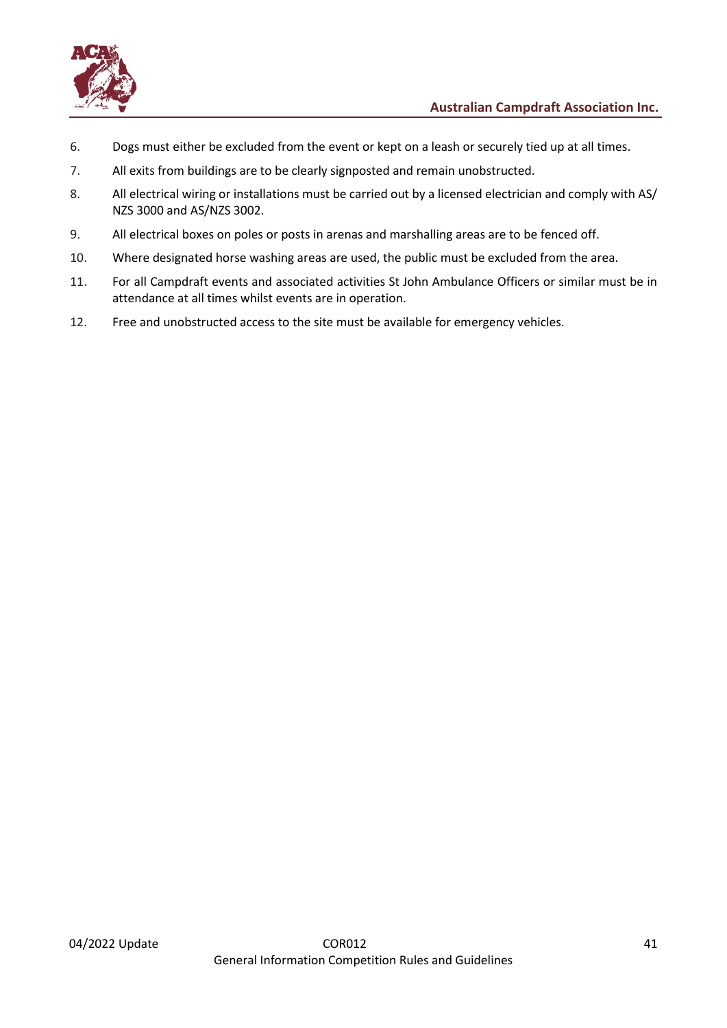6. Dogs must either be excluded from the event or kept on a leash or securely tied up at all times.
7. All exits from buildings are to be clearly signposted and remain unobstructed.
8. All electrical wiring or installations must be carried out by a licensed electrician and comply with AS/NZS 3000 and AS/NZS 3002.
9. All electrical boxes on poles or posts in arenas and marshalling areas are to be fenced off.
10. Where designated horse washing areas are used, the public must be excluded from the area.
11. For all Campdraft events and associated activities St John Ambulance Officers or similar must be in attendance at all times whilst events are in operation.
12. Free and unobstructed access to the site must be available for emergency vehicles.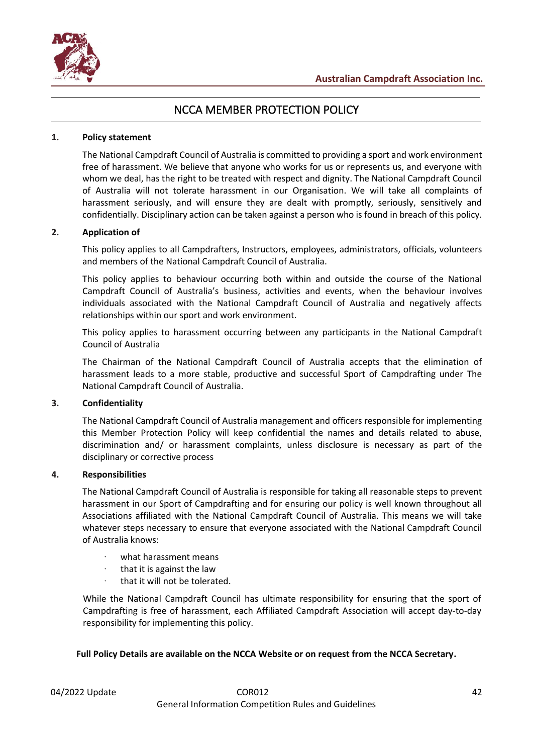# NCCA MEMBER PROTECTION POLICY

**1. Policy statement**

The National Campdraft Council of Australia is committed to providing a sport and work environment free of harassment. We believe that anyone who works for us or represents us, and everyone with whom we deal, has the right to be treated with respect and dignity. The National Campdraft Council of Australia will not tolerate harassment in our Organisation. We will take all complaints of harassment seriously, and will ensure they are dealt with promptly, seriously, sensitively and confidentially. Disciplinary action can be taken against a person who is found in breach of this policy.

**2. Application of**

This policy applies to all Campdrafters, Instructors, employees, administrators, officials, volunteers and members of the National Campdraft Council of Australia.

This policy applies to behaviour occurring both within and outside the course of the National Campdraft Council of Australia's business, activities and events, when the behaviour involves individuals associated with the National Campdraft Council of Australia and negatively affects relationships within our sport and work environment.

This policy applies to harassment occurring between any participants in the National Campdraft Council of Australia

The Chairman of the National Campdraft Council of Australia accepts that the elimination of harassment leads to a more stable, productive and successful Sport of Campdrafting under The National Campdraft Council of Australia.

**3. Confidentiality**

The National Campdraft Council of Australia management and officers responsible for implementing this Member Protection Policy will keep confidential the names and details related to abuse, discrimination and/ or harassment complaints, unless disclosure is necessary as part of the disciplinary or corrective process

**4. Responsibilities**

The National Campdraft Council of Australia is responsible for taking all reasonable steps to prevent harassment in our Sport of Campdrafting and for ensuring our policy is well known throughout all Associations affiliated with the National Campdraft Council of Australia. This means we will take whatever steps necessary to ensure that everyone associated with the National Campdraft Council of Australia knows:

- what harassment means
- that it is against the law
- that it will not be tolerated.

While the National Campdraft Council has ultimate responsibility for ensuring that the sport of Campdrafting is free of harassment, each Affiliated Campdraft Association will accept day-to-day responsibility for implementing this policy.

**Full Policy Details are available on the NCCA Website or on request from the NCCA Secretary.**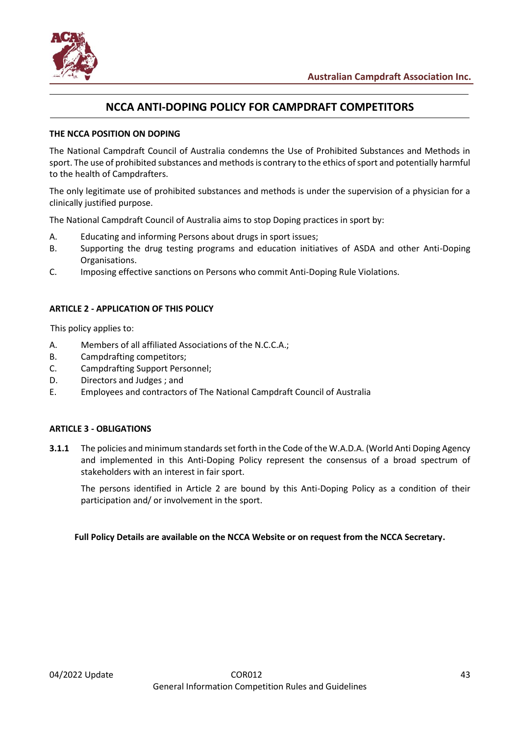# NCCA ANTI-DOPING POLICY FOR CAMPDRAFT COMPETITORS

**THE NCCA POSITION ON DOPING**

The National Campdraft Council of Australia condemns the Use of Prohibited Substances and Methods in sport. The use of prohibited substances and methods is contrary to the ethics of sport and potentially harmful to the health of Campdrafters.

The only legitimate use of prohibited substances and methods is under the supervision of a physician for a clinically justified purpose.

The National Campdraft Council of Australia aims to stop Doping practices in sport by:

A. Educating and informing Persons about drugs in sport issues;

B. Supporting the drug testing programs and education initiatives of ASDA and other Anti-Doping Organisations.

C. Imposing effective sanctions on Persons who commit Anti-Doping Rule Violations.

**ARTICLE 2 - APPLICATION OF THIS POLICY**

This policy applies to:

A. Members of all affiliated Associations of the N.C.C.A.;

B. Campdrafting competitors;

C. Campdrafting Support Personnel;

D. Directors and Judges ; and

E. Employees and contractors of The National Campdraft Council of Australia

**ARTICLE 3 - OBLIGATIONS**

**3.1.1** The policies and minimum standards set forth in the Code of the W.A.D.A. (World Anti Doping Agency and implemented in this Anti-Doping Policy represent the consensus of a broad spectrum of stakeholders with an interest in fair sport.

The persons identified in Article 2 are bound by this Anti-Doping Policy as a condition of their participation and/ or involvement in the sport.

**Full Policy Details are available on the NCCA Website or on request from the NCCA Secretary.**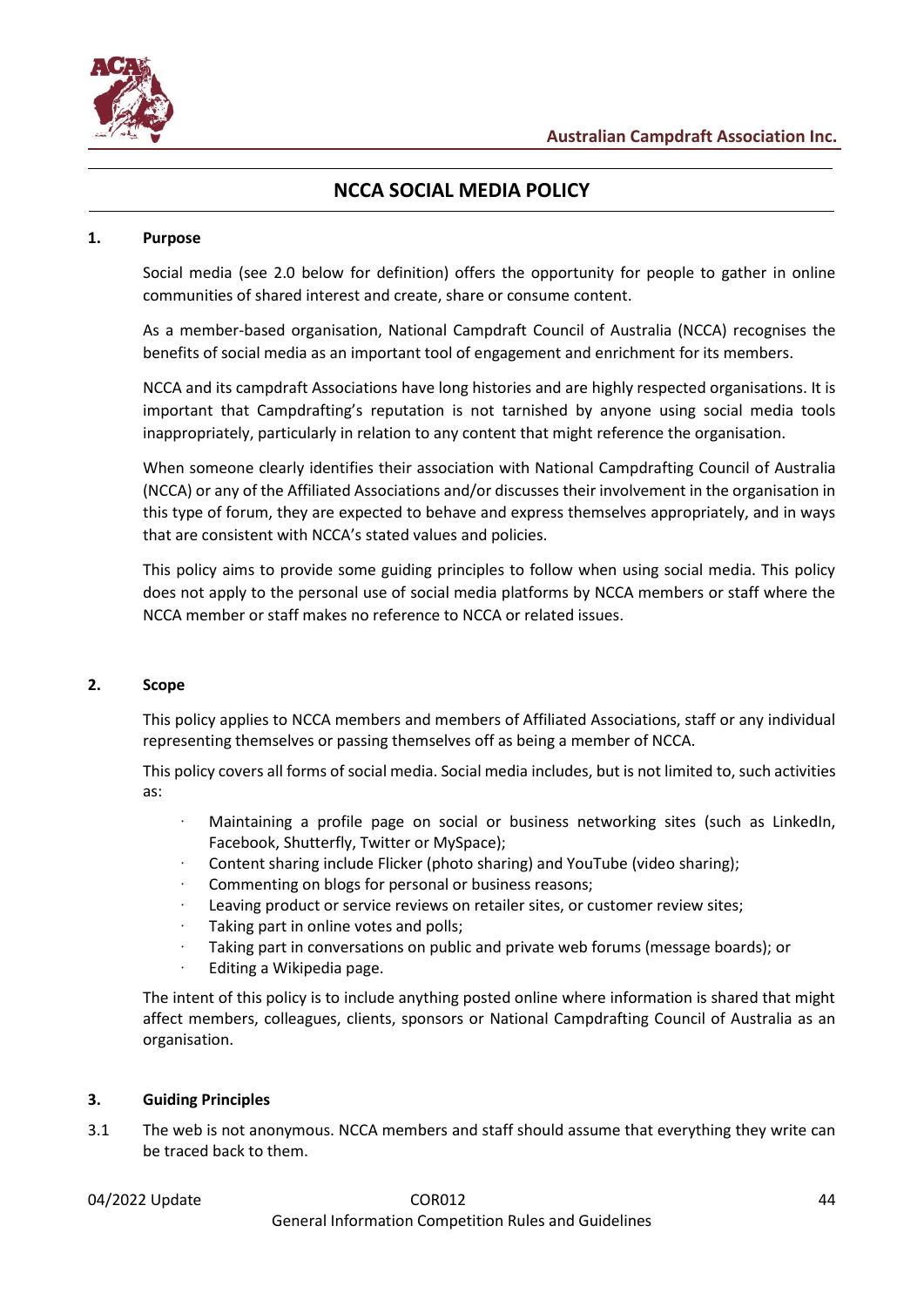# NCCA SOCIAL MEDIA POLICY

## 1. Purpose

Social media (see 2.0 below for definition) offers the opportunity for people to gather in online communities of shared interest and create, share or consume content.

As a member-based organisation, National Campdraft Council of Australia (NCCA) recognises the benefits of social media as an important tool of engagement and enrichment for its members.

NCCA and its campdraft Associations have long histories and are highly respected organisations. It is important that Campdrafting's reputation is not tarnished by anyone using social media tools inappropriately, particularly in relation to any content that might reference the organisation.

When someone clearly identifies their association with National Campdrafting Council of Australia (NCCA) or any of the Affiliated Associations and/or discusses their involvement in the organisation in this type of forum, they are expected to behave and express themselves appropriately, and in ways that are consistent with NCCA's stated values and policies.

This policy aims to provide some guiding principles to follow when using social media. This policy does not apply to the personal use of social media platforms by NCCA members or staff where the NCCA member or staff makes no reference to NCCA or related issues.

## 2. Scope

This policy applies to NCCA members and members of Affiliated Associations, staff or any individual representing themselves or passing themselves off as being a member of NCCA.

This policy covers all forms of social media. Social media includes, but is not limited to, such activities as:

- Maintaining a profile page on social or business networking sites (such as LinkedIn, Facebook, Shutterfly, Twitter or MySpace);
- Content sharing include Flicker (photo sharing) and YouTube (video sharing);
- Commenting on blogs for personal or business reasons;
- Leaving product or service reviews on retailer sites, or customer review sites;
- Taking part in online votes and polls;
- Taking part in conversations on public and private web forums (message boards); or
- Editing a Wikipedia page.

The intent of this policy is to include anything posted online where information is shared that might affect members, colleagues, clients, sponsors or National Campdrafting Council of Australia as an organisation.

## 3. Guiding Principles

3.1 The web is not anonymous. NCCA members and staff should assume that everything they write can be traced back to them.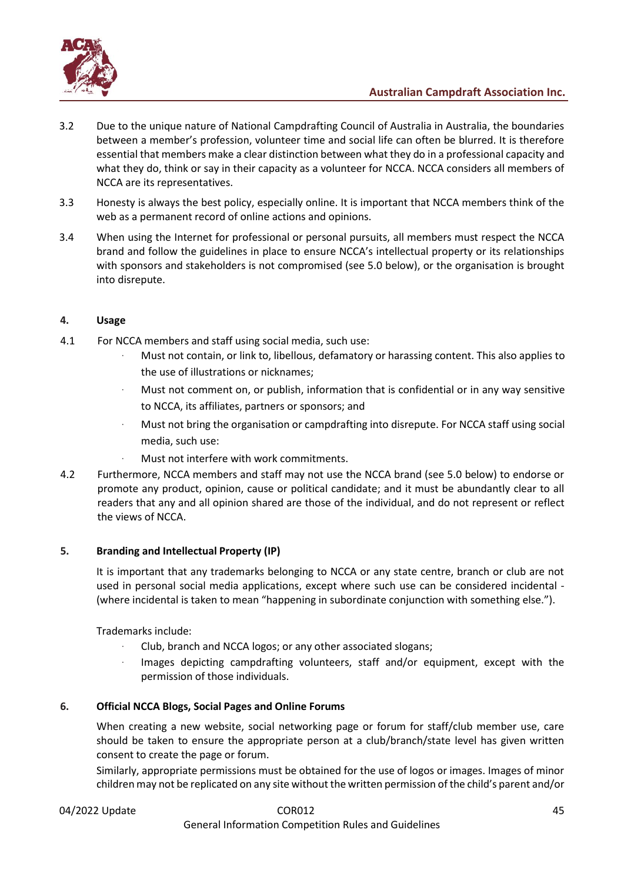3.2 Due to the unique nature of National Campdrafting Council of Australia in Australia, the boundaries between a member's profession, volunteer time and social life can often be blurred. It is therefore essential that members make a clear distinction between what they do in a professional capacity and what they do, think or say in their capacity as a volunteer for NCCA. NCCA considers all members of NCCA are its representatives.

3.3 Honesty is always the best policy, especially online. It is important that NCCA members think of the web as a permanent record of online actions and opinions.

3.4 When using the Internet for professional or personal pursuits, all members must respect the NCCA brand and follow the guidelines in place to ensure NCCA's intellectual property or its relationships with sponsors and stakeholders is not compromised (see 5.0 below), or the organisation is brought into disrepute.

## 4. Usage

4.1 For NCCA members and staff using social media, such use:

- Must not contain, or link to, libellous, defamatory or harassing content. This also applies to the use of illustrations or nicknames;
- Must not comment on, or publish, information that is confidential or in any way sensitive to NCCA, its affiliates, partners or sponsors; and
- Must not bring the organisation or campdrafting into disrepute. For NCCA staff using social media, such use:
- Must not interfere with work commitments.

4.2 Furthermore, NCCA members and staff may not use the NCCA brand (see 5.0 below) to endorse or promote any product, opinion, cause or political candidate; and it must be abundantly clear to all readers that any and all opinion shared are those of the individual, and do not represent or reflect the views of NCCA.

## 5. Branding and Intellectual Property (IP)

It is important that any trademarks belonging to NCCA or any state centre, branch or club are not used in personal social media applications, except where such use can be considered incidental - (where incidental is taken to mean "happening in subordinate conjunction with something else.").

Trademarks include:

- Club, branch and NCCA logos; or any other associated slogans;
- Images depicting campdrafting volunteers, staff and/or equipment, except with the permission of those individuals.

## 6. Official NCCA Blogs, Social Pages and Online Forums

When creating a new website, social networking page or forum for staff/club member use, care should be taken to ensure the appropriate person at a club/branch/state level has given written consent to create the page or forum.

Similarly, appropriate permissions must be obtained for the use of logos or images. Images of minor children may not be replicated on any site without the written permission of the child's parent and/or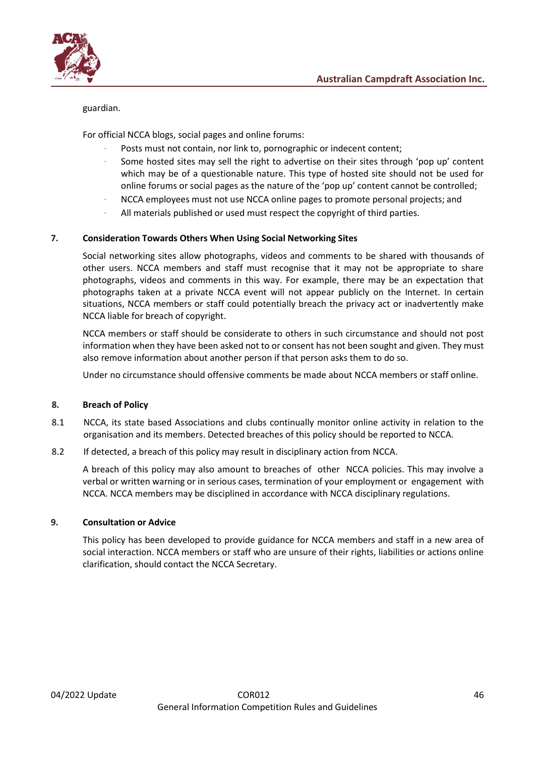guardian.

For official NCCA blogs, social pages and online forums:

- Posts must not contain, nor link to, pornographic or indecent content;
- Some hosted sites may sell the right to advertise on their sites through 'pop up' content which may be of a questionable nature. This type of hosted site should not be used for online forums or social pages as the nature of the 'pop up' content cannot be controlled;
- NCCA employees must not use NCCA online pages to promote personal projects; and
- All materials published or used must respect the copyright of third parties.

## 7. Consideration Towards Others When Using Social Networking Sites

Social networking sites allow photographs, videos and comments to be shared with thousands of other users. NCCA members and staff must recognise that it may not be appropriate to share photographs, videos and comments in this way. For example, there may be an expectation that photographs taken at a private NCCA event will not appear publicly on the Internet. In certain situations, NCCA members or staff could potentially breach the privacy act or inadvertently make NCCA liable for breach of copyright.

NCCA members or staff should be considerate to others in such circumstance and should not post information when they have been asked not to or consent has not been sought and given. They must also remove information about another person if that person asks them to do so.

Under no circumstance should offensive comments be made about NCCA members or staff online.

## 8. Breach of Policy

8.1 NCCA, its state based Associations and clubs continually monitor online activity in relation to the organisation and its members. Detected breaches of this policy should be reported to NCCA.

8.2 If detected, a breach of this policy may result in disciplinary action from NCCA.

A breach of this policy may also amount to breaches of other NCCA policies. This may involve a verbal or written warning or in serious cases, termination of your employment or engagement with NCCA. NCCA members may be disciplined in accordance with NCCA disciplinary regulations.

## 9. Consultation or Advice

This policy has been developed to provide guidance for NCCA members and staff in a new area of social interaction. NCCA members or staff who are unsure of their rights, liabilities or actions online clarification, should contact the NCCA Secretary.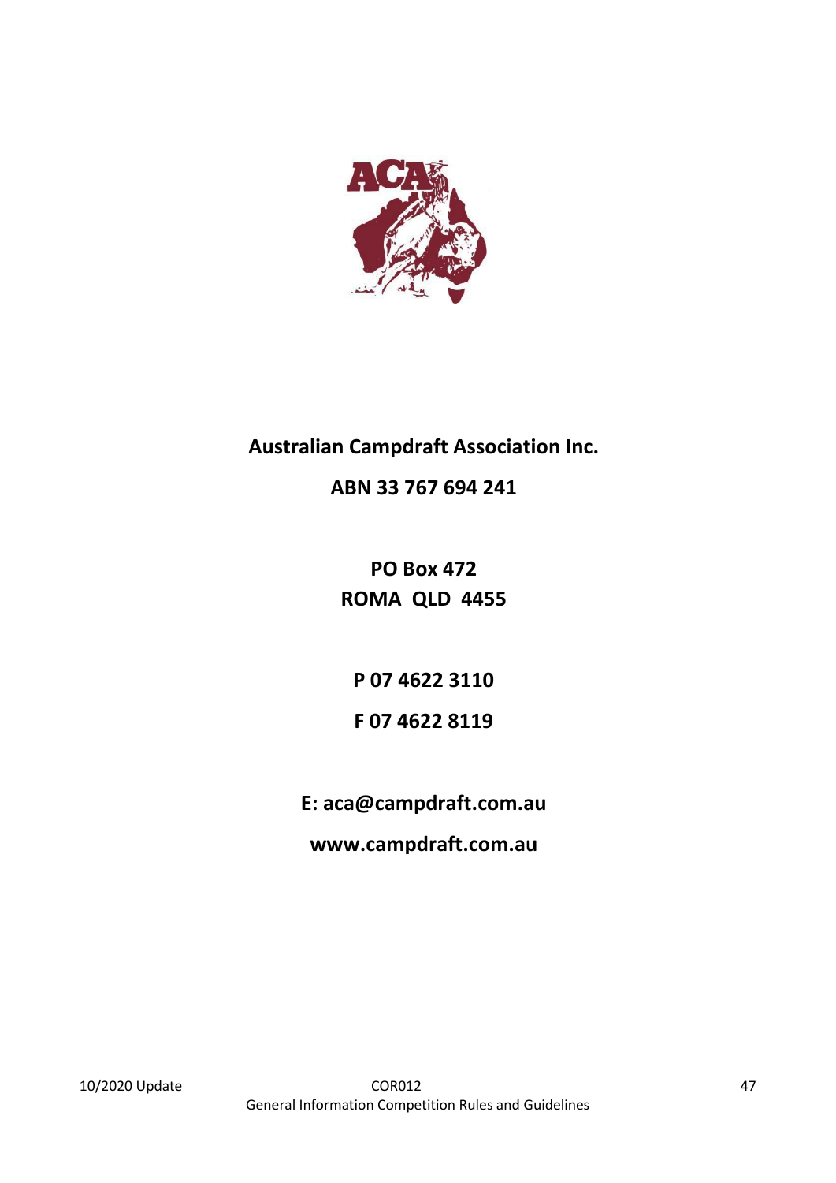**Australian Campdraft Association Inc.**

**ABN 33 767 694 241**

**PO Box 472**
**ROMA QLD 4455**

**P 07 4622 3110**

**F 07 4622 8119**

**E: aca@campdraft.com.au**

**www.campdraft.com.au**